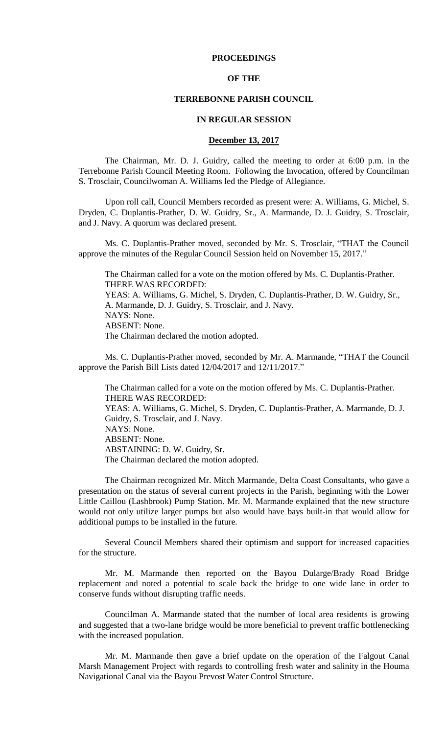# PROCEEDINGS

# OF THE

# TERREBONNE PARISH COUNCIL

# IN REGULAR SESSION

## December 13, 2017

The Chairman, Mr. D. J. Guidry, called the meeting to order at 6:00 p.m. in the Terrebonne Parish Council Meeting Room. Following the Invocation, offered by Councilman S. Trosclair, Councilwoman A. Williams led the Pledge of Allegiance.

Upon roll call, Council Members recorded as present were: A. Williams, G. Michel, S. Dryden, C. Duplantis-Prather, D. W. Guidry, Sr., A. Marmande, D. J. Guidry, S. Trosclair, and J. Navy. A quorum was declared present.

Ms. C. Duplantis-Prather moved, seconded by Mr. S. Trosclair, "THAT the Council approve the minutes of the Regular Council Session held on November 15, 2017."

The Chairman called for a vote on the motion offered by Ms. C. Duplantis-Prather.
THERE WAS RECORDED:
YEAS: A. Williams, G. Michel, S. Dryden, C. Duplantis-Prather, D. W. Guidry, Sr., A. Marmande, D. J. Guidry, S. Trosclair, and J. Navy.
NAYS: None.
ABSENT: None.
The Chairman declared the motion adopted.

Ms. C. Duplantis-Prather moved, seconded by Mr. A. Marmande, "THAT the Council approve the Parish Bill Lists dated 12/04/2017 and 12/11/2017."

The Chairman called for a vote on the motion offered by Ms. C. Duplantis-Prather.
THERE WAS RECORDED:
YEAS: A. Williams, G. Michel, S. Dryden, C. Duplantis-Prather, A. Marmande, D. J. Guidry, S. Trosclair, and J. Navy.
NAYS: None.
ABSENT: None.
ABSTAINING: D. W. Guidry, Sr.
The Chairman declared the motion adopted.

The Chairman recognized Mr. Mitch Marmande, Delta Coast Consultants, who gave a presentation on the status of several current projects in the Parish, beginning with the Lower Little Caillou (Lashbrook) Pump Station. Mr. M. Marmande explained that the new structure would not only utilize larger pumps but also would have bays built-in that would allow for additional pumps to be installed in the future.

Several Council Members shared their optimism and support for increased capacities for the structure.

Mr. M. Marmande then reported on the Bayou Dularge/Brady Road Bridge replacement and noted a potential to scale back the bridge to one wide lane in order to conserve funds without disrupting traffic needs.

Councilman A. Marmande stated that the number of local area residents is growing and suggested that a two-lane bridge would be more beneficial to prevent traffic bottlenecking with the increased population.

Mr. M. Marmande then gave a brief update on the operation of the Falgout Canal Marsh Management Project with regards to controlling fresh water and salinity in the Houma Navigational Canal via the Bayou Prevost Water Control Structure.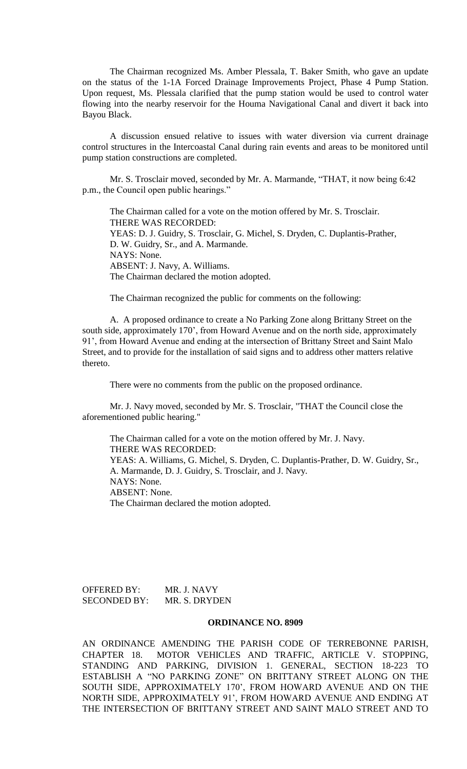The Chairman recognized Ms. Amber Plessala, T. Baker Smith, who gave an update on the status of the 1-1A Forced Drainage Improvements Project, Phase 4 Pump Station. Upon request, Ms. Plessala clarified that the pump station would be used to control water flowing into the nearby reservoir for the Houma Navigational Canal and divert it back into Bayou Black.

A discussion ensued relative to issues with water diversion via current drainage control structures in the Intercoastal Canal during rain events and areas to be monitored until pump station constructions are completed.

Mr. S. Trosclair moved, seconded by Mr. A. Marmande, "THAT, it now being 6:42 p.m., the Council open public hearings."

The Chairman called for a vote on the motion offered by Mr. S. Trosclair.
THERE WAS RECORDED:
YEAS: D. J. Guidry, S. Trosclair, G. Michel, S. Dryden, C. Duplantis-Prather, D. W. Guidry, Sr., and A. Marmande.
NAYS: None.
ABSENT: J. Navy, A. Williams.
The Chairman declared the motion adopted.

The Chairman recognized the public for comments on the following:

A. A proposed ordinance to create a No Parking Zone along Brittany Street on the south side, approximately 170', from Howard Avenue and on the north side, approximately 91', from Howard Avenue and ending at the intersection of Brittany Street and Saint Malo Street, and to provide for the installation of said signs and to address other matters relative thereto.

There were no comments from the public on the proposed ordinance.

Mr. J. Navy moved, seconded by Mr. S. Trosclair, "THAT the Council close the aforementioned public hearing."

The Chairman called for a vote on the motion offered by Mr. J. Navy.
THERE WAS RECORDED:
YEAS: A. Williams, G. Michel, S. Dryden, C. Duplantis-Prather, D. W. Guidry, Sr., A. Marmande, D. J. Guidry, S. Trosclair, and J. Navy.
NAYS: None.
ABSENT: None.
The Chairman declared the motion adopted.

OFFERED BY: MR. J. NAVY
SECONDED BY: MR. S. DRYDEN

**ORDINANCE NO. 8909**

AN ORDINANCE AMENDING THE PARISH CODE OF TERREBONNE PARISH, CHAPTER 18. MOTOR VEHICLES AND TRAFFIC, ARTICLE V. STOPPING, STANDING AND PARKING, DIVISION 1. GENERAL, SECTION 18-223 TO ESTABLISH A "NO PARKING ZONE" ON BRITTANY STREET ALONG ON THE SOUTH SIDE, APPROXIMATELY 170', FROM HOWARD AVENUE AND ON THE NORTH SIDE, APPROXIMATELY 91', FROM HOWARD AVENUE AND ENDING AT THE INTERSECTION OF BRITTANY STREET AND SAINT MALO STREET AND TO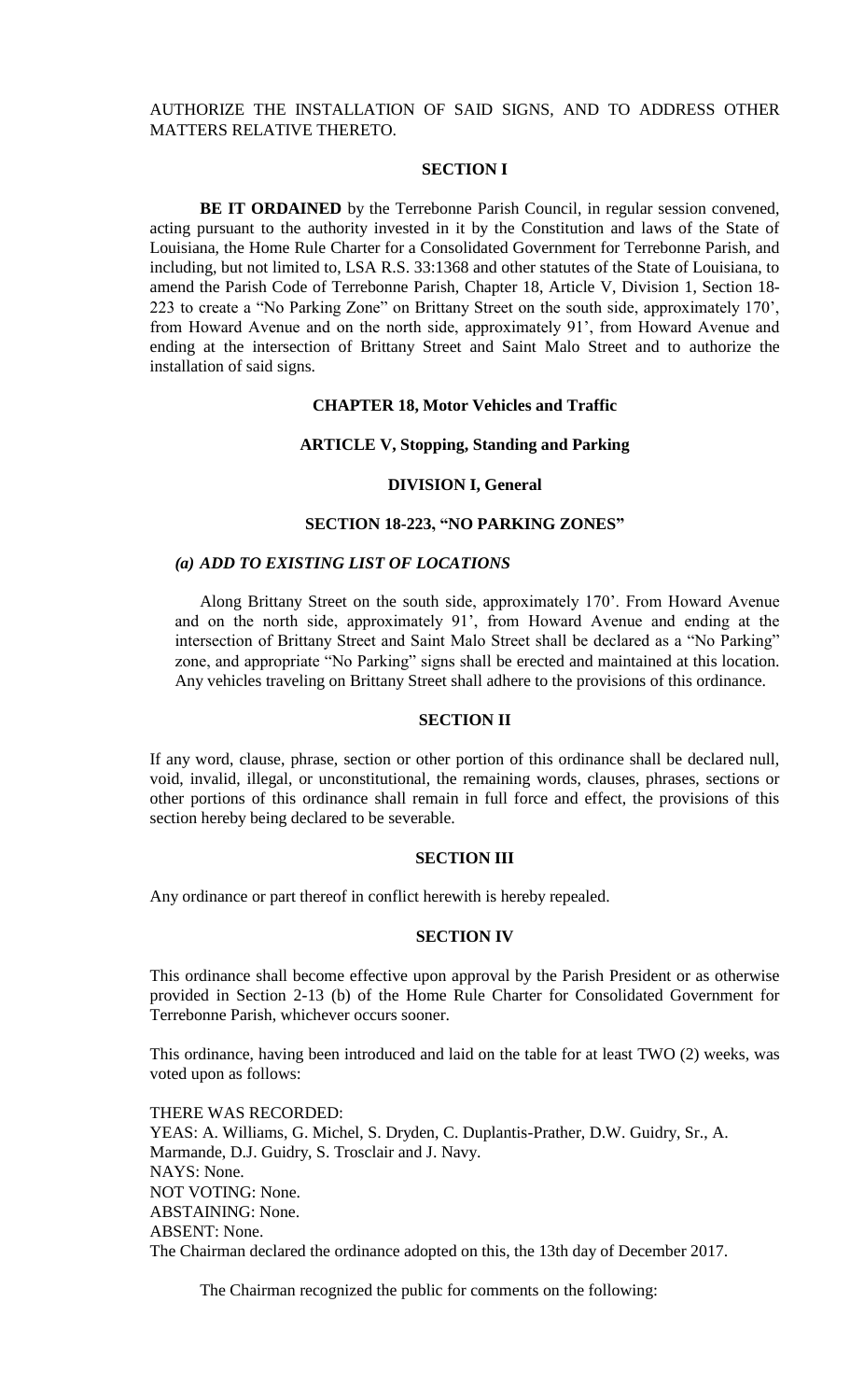AUTHORIZE THE INSTALLATION OF SAID SIGNS, AND TO ADDRESS OTHER MATTERS RELATIVE THERETO.

**SECTION I**

**BE IT ORDAINED** by the Terrebonne Parish Council, in regular session convened, acting pursuant to the authority invested in it by the Constitution and laws of the State of Louisiana, the Home Rule Charter for a Consolidated Government for Terrebonne Parish, and including, but not limited to, LSA R.S. 33:1368 and other statutes of the State of Louisiana, to amend the Parish Code of Terrebonne Parish, Chapter 18, Article V, Division 1, Section 18-223 to create a "No Parking Zone" on Brittany Street on the south side, approximately 170', from Howard Avenue and on the north side, approximately 91', from Howard Avenue and ending at the intersection of Brittany Street and Saint Malo Street and to authorize the installation of said signs.

**CHAPTER 18, Motor Vehicles and Traffic**

**ARTICLE V, Stopping, Standing and Parking**

**DIVISION I, General**

**SECTION 18-223, "NO PARKING ZONES"**

***(a) ADD TO EXISTING LIST OF LOCATIONS***

Along Brittany Street on the south side, approximately 170'. From Howard Avenue and on the north side, approximately 91', from Howard Avenue and ending at the intersection of Brittany Street and Saint Malo Street shall be declared as a "No Parking" zone, and appropriate "No Parking" signs shall be erected and maintained at this location. Any vehicles traveling on Brittany Street shall adhere to the provisions of this ordinance.

**SECTION II**

If any word, clause, phrase, section or other portion of this ordinance shall be declared null, void, invalid, illegal, or unconstitutional, the remaining words, clauses, phrases, sections or other portions of this ordinance shall remain in full force and effect, the provisions of this section hereby being declared to be severable.

**SECTION III**

Any ordinance or part thereof in conflict herewith is hereby repealed.

**SECTION IV**

This ordinance shall become effective upon approval by the Parish President or as otherwise provided in Section 2-13 (b) of the Home Rule Charter for Consolidated Government for Terrebonne Parish, whichever occurs sooner.

This ordinance, having been introduced and laid on the table for at least TWO (2) weeks, was voted upon as follows:

THERE WAS RECORDED:
YEAS: A. Williams, G. Michel, S. Dryden, C. Duplantis-Prather, D.W. Guidry, Sr., A. Marmande, D.J. Guidry, S. Trosclair and J. Navy.
NAYS: None.
NOT VOTING: None.
ABSTAINING: None.
ABSENT: None.
The Chairman declared the ordinance adopted on this, the 13th day of December 2017.

The Chairman recognized the public for comments on the following: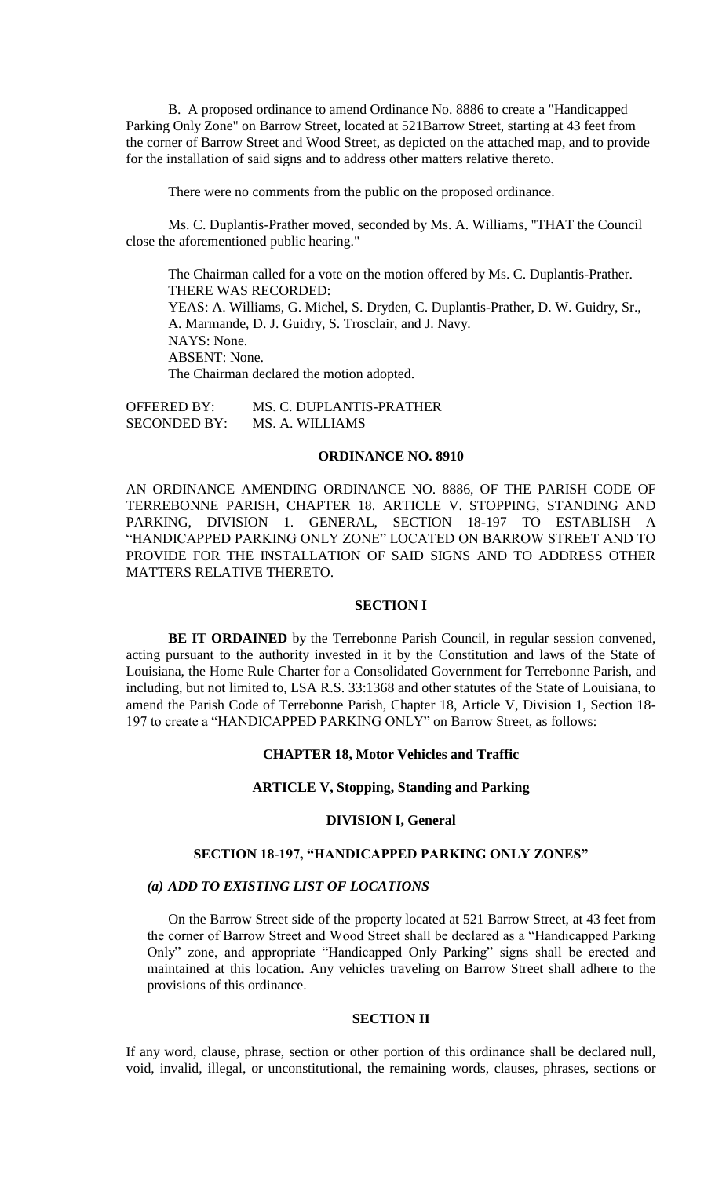B. A proposed ordinance to amend Ordinance No. 8886 to create a "Handicapped Parking Only Zone" on Barrow Street, located at 521Barrow Street, starting at 43 feet from the corner of Barrow Street and Wood Street, as depicted on the attached map, and to provide for the installation of said signs and to address other matters relative thereto.

There were no comments from the public on the proposed ordinance.

Ms. C. Duplantis-Prather moved, seconded by Ms. A. Williams, "THAT the Council close the aforementioned public hearing."

The Chairman called for a vote on the motion offered by Ms. C. Duplantis-Prather.
THERE WAS RECORDED:
YEAS: A. Williams, G. Michel, S. Dryden, C. Duplantis-Prather, D. W. Guidry, Sr., A. Marmande, D. J. Guidry, S. Trosclair, and J. Navy.
NAYS: None.
ABSENT: None.
The Chairman declared the motion adopted.

OFFERED BY: MS. C. DUPLANTIS-PRATHER
SECONDED BY: MS. A. WILLIAMS

**ORDINANCE NO. 8910**

AN ORDINANCE AMENDING ORDINANCE NO. 8886, OF THE PARISH CODE OF TERREBONNE PARISH, CHAPTER 18. ARTICLE V. STOPPING, STANDING AND PARKING, DIVISION 1. GENERAL, SECTION 18-197 TO ESTABLISH A "HANDICAPPED PARKING ONLY ZONE" LOCATED ON BARROW STREET AND TO PROVIDE FOR THE INSTALLATION OF SAID SIGNS AND TO ADDRESS OTHER MATTERS RELATIVE THERETO.

**SECTION I**

**BE IT ORDAINED** by the Terrebonne Parish Council, in regular session convened, acting pursuant to the authority invested in it by the Constitution and laws of the State of Louisiana, the Home Rule Charter for a Consolidated Government for Terrebonne Parish, and including, but not limited to, LSA R.S. 33:1368 and other statutes of the State of Louisiana, to amend the Parish Code of Terrebonne Parish, Chapter 18, Article V, Division 1, Section 18-197 to create a "HANDICAPPED PARKING ONLY" on Barrow Street, as follows:

**CHAPTER 18, Motor Vehicles and Traffic**

**ARTICLE V, Stopping, Standing and Parking**

**DIVISION I, General**

**SECTION 18-197, "HANDICAPPED PARKING ONLY ZONES"**

***(a) ADD TO EXISTING LIST OF LOCATIONS***

On the Barrow Street side of the property located at 521 Barrow Street, at 43 feet from the corner of Barrow Street and Wood Street shall be declared as a "Handicapped Parking Only" zone, and appropriate "Handicapped Only Parking" signs shall be erected and maintained at this location. Any vehicles traveling on Barrow Street shall adhere to the provisions of this ordinance.

**SECTION II**

If any word, clause, phrase, section or other portion of this ordinance shall be declared null, void, invalid, illegal, or unconstitutional, the remaining words, clauses, phrases, sections or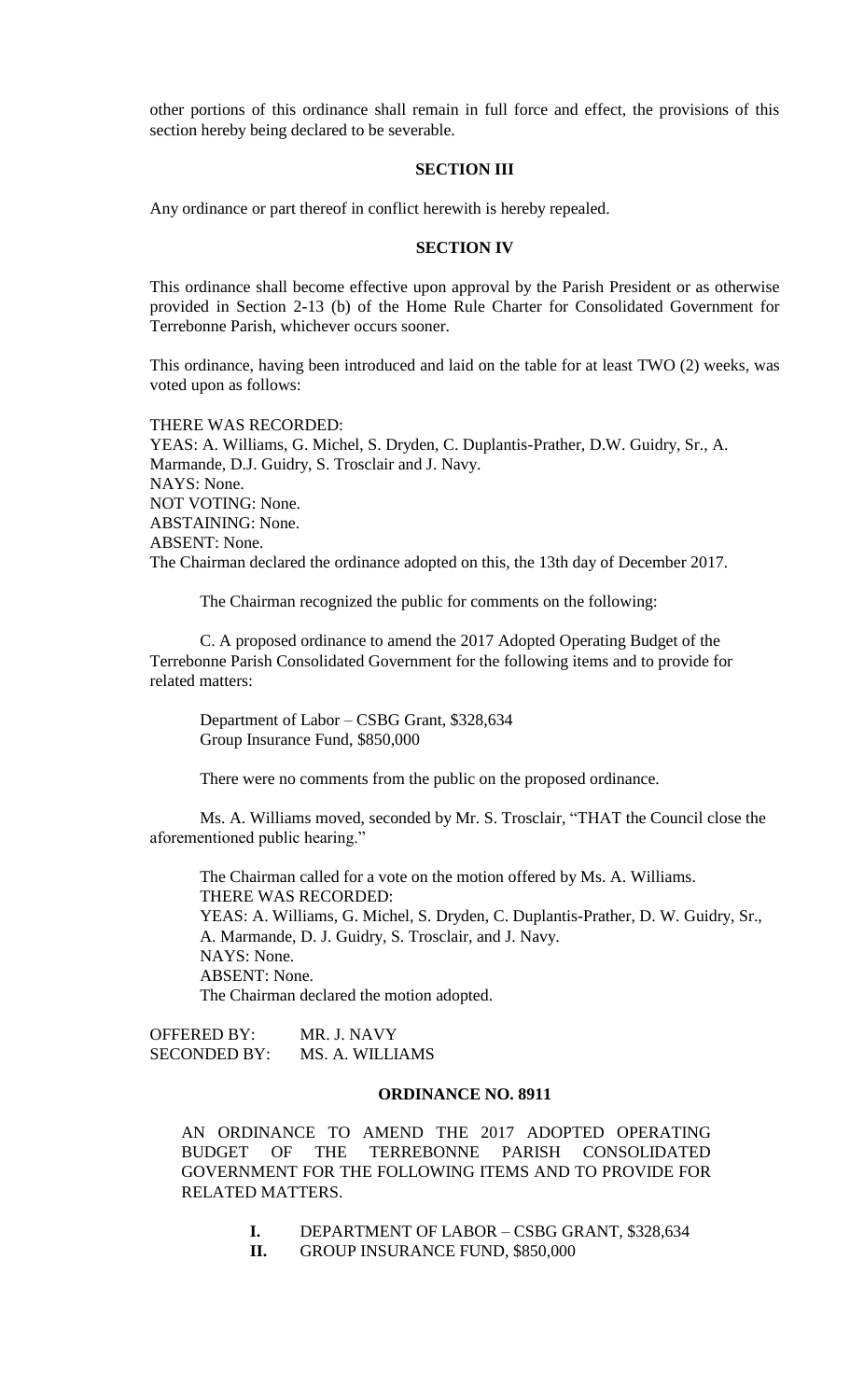other portions of this ordinance shall remain in full force and effect, the provisions of this section hereby being declared to be severable.

**SECTION III**

Any ordinance or part thereof in conflict herewith is hereby repealed.

**SECTION IV**

This ordinance shall become effective upon approval by the Parish President or as otherwise provided in Section 2-13 (b) of the Home Rule Charter for Consolidated Government for Terrebonne Parish, whichever occurs sooner.

This ordinance, having been introduced and laid on the table for at least TWO (2) weeks, was voted upon as follows:

THERE WAS RECORDED:
YEAS: A. Williams, G. Michel, S. Dryden, C. Duplantis-Prather, D.W. Guidry, Sr., A. Marmande, D.J. Guidry, S. Trosclair and J. Navy.
NAYS: None.
NOT VOTING: None.
ABSTAINING: None.
ABSENT: None.
The Chairman declared the ordinance adopted on this, the 13th day of December 2017.

The Chairman recognized the public for comments on the following:

C. A proposed ordinance to amend the 2017 Adopted Operating Budget of the Terrebonne Parish Consolidated Government for the following items and to provide for related matters:

Department of Labor – CSBG Grant, $328,634
Group Insurance Fund, $850,000

There were no comments from the public on the proposed ordinance.

Ms. A. Williams moved, seconded by Mr. S. Trosclair, "THAT the Council close the aforementioned public hearing."

The Chairman called for a vote on the motion offered by Ms. A. Williams.
THERE WAS RECORDED:
YEAS: A. Williams, G. Michel, S. Dryden, C. Duplantis-Prather, D. W. Guidry, Sr., A. Marmande, D. J. Guidry, S. Trosclair, and J. Navy.
NAYS: None.
ABSENT: None.
The Chairman declared the motion adopted.

OFFERED BY: MR. J. NAVY
SECONDED BY: MS. A. WILLIAMS

**ORDINANCE NO. 8911**

AN ORDINANCE TO AMEND THE 2017 ADOPTED OPERATING BUDGET OF THE TERREBONNE PARISH CONSOLIDATED GOVERNMENT FOR THE FOLLOWING ITEMS AND TO PROVIDE FOR RELATED MATTERS.

**I.** DEPARTMENT OF LABOR – CSBG GRANT, $328,634
**II.** GROUP INSURANCE FUND, $850,000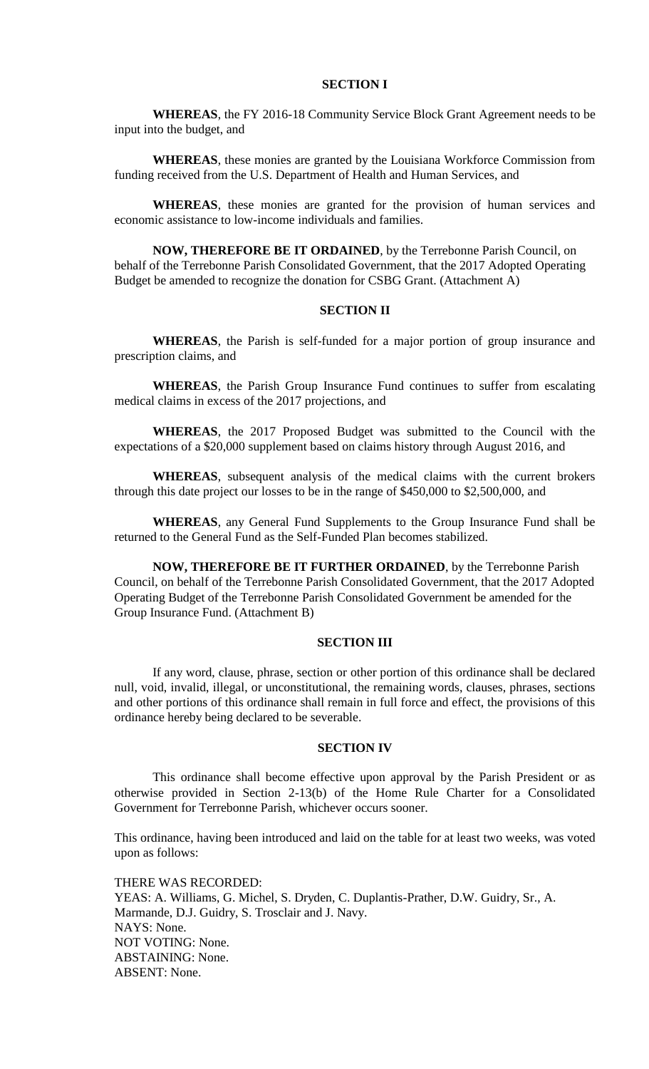### SECTION I

**WHEREAS**, the FY 2016-18 Community Service Block Grant Agreement needs to be input into the budget, and

**WHEREAS**, these monies are granted by the Louisiana Workforce Commission from funding received from the U.S. Department of Health and Human Services, and

**WHEREAS**, these monies are granted for the provision of human services and economic assistance to low-income individuals and families.

**NOW, THEREFORE BE IT ORDAINED**, by the Terrebonne Parish Council, on behalf of the Terrebonne Parish Consolidated Government, that the 2017 Adopted Operating Budget be amended to recognize the donation for CSBG Grant. (Attachment A)

### SECTION II

**WHEREAS**, the Parish is self-funded for a major portion of group insurance and prescription claims, and

**WHEREAS**, the Parish Group Insurance Fund continues to suffer from escalating medical claims in excess of the 2017 projections, and

**WHEREAS**, the 2017 Proposed Budget was submitted to the Council with the expectations of a $20,000 supplement based on claims history through August 2016, and

**WHEREAS**, subsequent analysis of the medical claims with the current brokers through this date project our losses to be in the range of $450,000 to $2,500,000, and

**WHEREAS**, any General Fund Supplements to the Group Insurance Fund shall be returned to the General Fund as the Self-Funded Plan becomes stabilized.

**NOW, THEREFORE BE IT FURTHER ORDAINED**, by the Terrebonne Parish Council, on behalf of the Terrebonne Parish Consolidated Government, that the 2017 Adopted Operating Budget of the Terrebonne Parish Consolidated Government be amended for the Group Insurance Fund. (Attachment B)

### SECTION III

If any word, clause, phrase, section or other portion of this ordinance shall be declared null, void, invalid, illegal, or unconstitutional, the remaining words, clauses, phrases, sections and other portions of this ordinance shall remain in full force and effect, the provisions of this ordinance hereby being declared to be severable.

### SECTION IV

This ordinance shall become effective upon approval by the Parish President or as otherwise provided in Section 2-13(b) of the Home Rule Charter for a Consolidated Government for Terrebonne Parish, whichever occurs sooner.

This ordinance, having been introduced and laid on the table for at least two weeks, was voted upon as follows:

THERE WAS RECORDED:
YEAS: A. Williams, G. Michel, S. Dryden, C. Duplantis-Prather, D.W. Guidry, Sr., A. Marmande, D.J. Guidry, S. Trosclair and J. Navy.
NAYS: None.
NOT VOTING: None.
ABSTAINING: None.
ABSENT: None.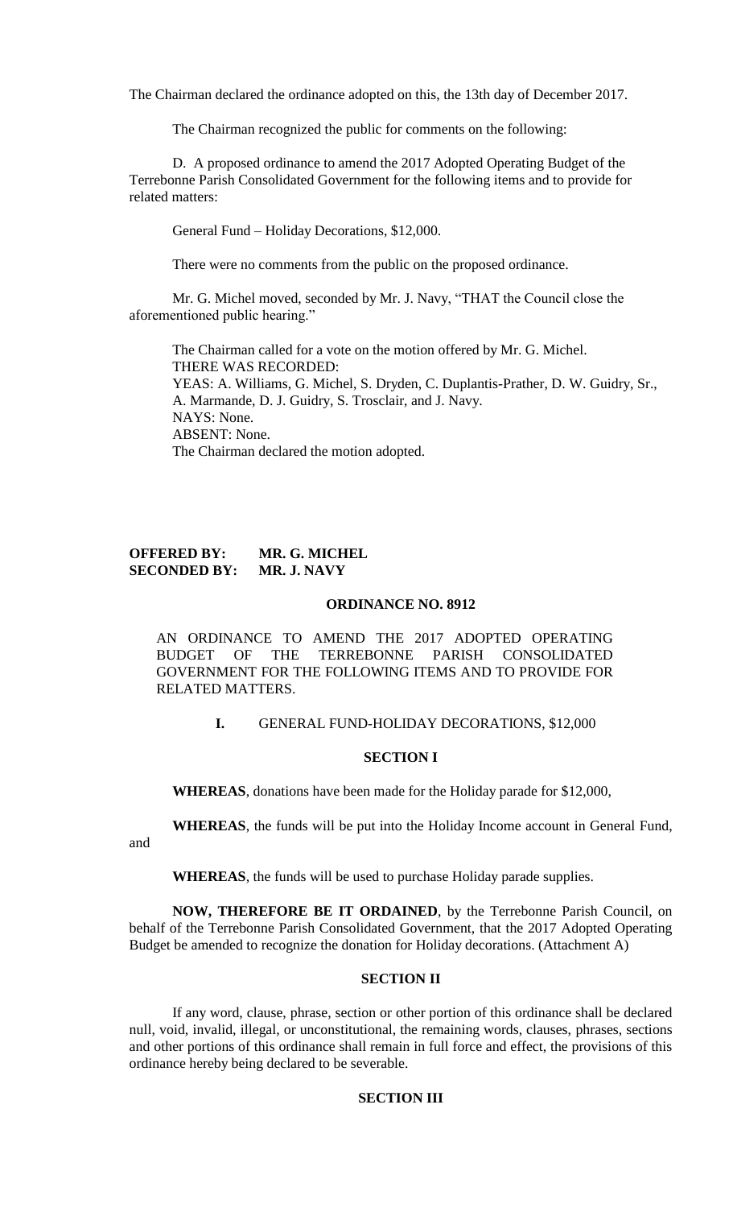The Chairman declared the ordinance adopted on this, the 13th day of December 2017.

The Chairman recognized the public for comments on the following:

D. A proposed ordinance to amend the 2017 Adopted Operating Budget of the Terrebonne Parish Consolidated Government for the following items and to provide for related matters:

General Fund – Holiday Decorations, $12,000.

There were no comments from the public on the proposed ordinance.

Mr. G. Michel moved, seconded by Mr. J. Navy, "THAT the Council close the aforementioned public hearing."

The Chairman called for a vote on the motion offered by Mr. G. Michel.
THERE WAS RECORDED:
YEAS: A. Williams, G. Michel, S. Dryden, C. Duplantis-Prather, D. W. Guidry, Sr., A. Marmande, D. J. Guidry, S. Trosclair, and J. Navy.
NAYS: None.
ABSENT: None.
The Chairman declared the motion adopted.

**OFFERED BY: MR. G. MICHEL**
**SECONDED BY: MR. J. NAVY**

**ORDINANCE NO. 8912**

AN ORDINANCE TO AMEND THE 2017 ADOPTED OPERATING BUDGET OF THE TERREBONNE PARISH CONSOLIDATED GOVERNMENT FOR THE FOLLOWING ITEMS AND TO PROVIDE FOR RELATED MATTERS.

**I.** GENERAL FUND-HOLIDAY DECORATIONS, $12,000

**SECTION I**

**WHEREAS**, donations have been made for the Holiday parade for $12,000,

**WHEREAS**, the funds will be put into the Holiday Income account in General Fund, and

**WHEREAS**, the funds will be used to purchase Holiday parade supplies.

**NOW, THEREFORE BE IT ORDAINED**, by the Terrebonne Parish Council, on behalf of the Terrebonne Parish Consolidated Government, that the 2017 Adopted Operating Budget be amended to recognize the donation for Holiday decorations. (Attachment A)

**SECTION II**

If any word, clause, phrase, section or other portion of this ordinance shall be declared null, void, invalid, illegal, or unconstitutional, the remaining words, clauses, phrases, sections and other portions of this ordinance shall remain in full force and effect, the provisions of this ordinance hereby being declared to be severable.

**SECTION III**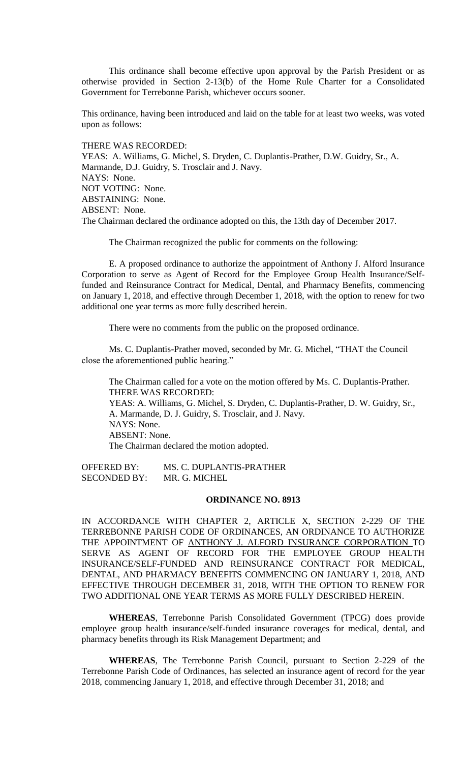This ordinance shall become effective upon approval by the Parish President or as otherwise provided in Section 2-13(b) of the Home Rule Charter for a Consolidated Government for Terrebonne Parish, whichever occurs sooner.

This ordinance, having been introduced and laid on the table for at least two weeks, was voted upon as follows:

THERE WAS RECORDED:
YEAS: A. Williams, G. Michel, S. Dryden, C. Duplantis-Prather, D.W. Guidry, Sr., A. Marmande, D.J. Guidry, S. Trosclair and J. Navy.
NAYS: None.
NOT VOTING: None.
ABSTAINING: None.
ABSENT: None.
The Chairman declared the ordinance adopted on this, the 13th day of December 2017.

The Chairman recognized the public for comments on the following:

E. A proposed ordinance to authorize the appointment of Anthony J. Alford Insurance Corporation to serve as Agent of Record for the Employee Group Health Insurance/Self-funded and Reinsurance Contract for Medical, Dental, and Pharmacy Benefits, commencing on January 1, 2018, and effective through December 1, 2018, with the option to renew for two additional one year terms as more fully described herein.

There were no comments from the public on the proposed ordinance.

Ms. C. Duplantis-Prather moved, seconded by Mr. G. Michel, "THAT the Council close the aforementioned public hearing."

The Chairman called for a vote on the motion offered by Ms. C. Duplantis-Prather.
THERE WAS RECORDED:
YEAS: A. Williams, G. Michel, S. Dryden, C. Duplantis-Prather, D. W. Guidry, Sr., A. Marmande, D. J. Guidry, S. Trosclair, and J. Navy.
NAYS: None.
ABSENT: None.
The Chairman declared the motion adopted.

OFFERED BY: MS. C. DUPLANTIS-PRATHER
SECONDED BY: MR. G. MICHEL

**ORDINANCE NO. 8913**

IN ACCORDANCE WITH CHAPTER 2, ARTICLE X, SECTION 2-229 OF THE TERREBONNE PARISH CODE OF ORDINANCES, AN ORDINANCE TO AUTHORIZE THE APPOINTMENT OF ANTHONY J. ALFORD INSURANCE CORPORATION TO SERVE AS AGENT OF RECORD FOR THE EMPLOYEE GROUP HEALTH INSURANCE/SELF-FUNDED AND REINSURANCE CONTRACT FOR MEDICAL, DENTAL, AND PHARMACY BENEFITS COMMENCING ON JANUARY 1, 2018, AND EFFECTIVE THROUGH DECEMBER 31, 2018, WITH THE OPTION TO RENEW FOR TWO ADDITIONAL ONE YEAR TERMS AS MORE FULLY DESCRIBED HEREIN.

**WHEREAS**, Terrebonne Parish Consolidated Government (TPCG) does provide employee group health insurance/self-funded insurance coverages for medical, dental, and pharmacy benefits through its Risk Management Department; and

**WHEREAS**, The Terrebonne Parish Council, pursuant to Section 2-229 of the Terrebonne Parish Code of Ordinances, has selected an insurance agent of record for the year 2018, commencing January 1, 2018, and effective through December 31, 2018; and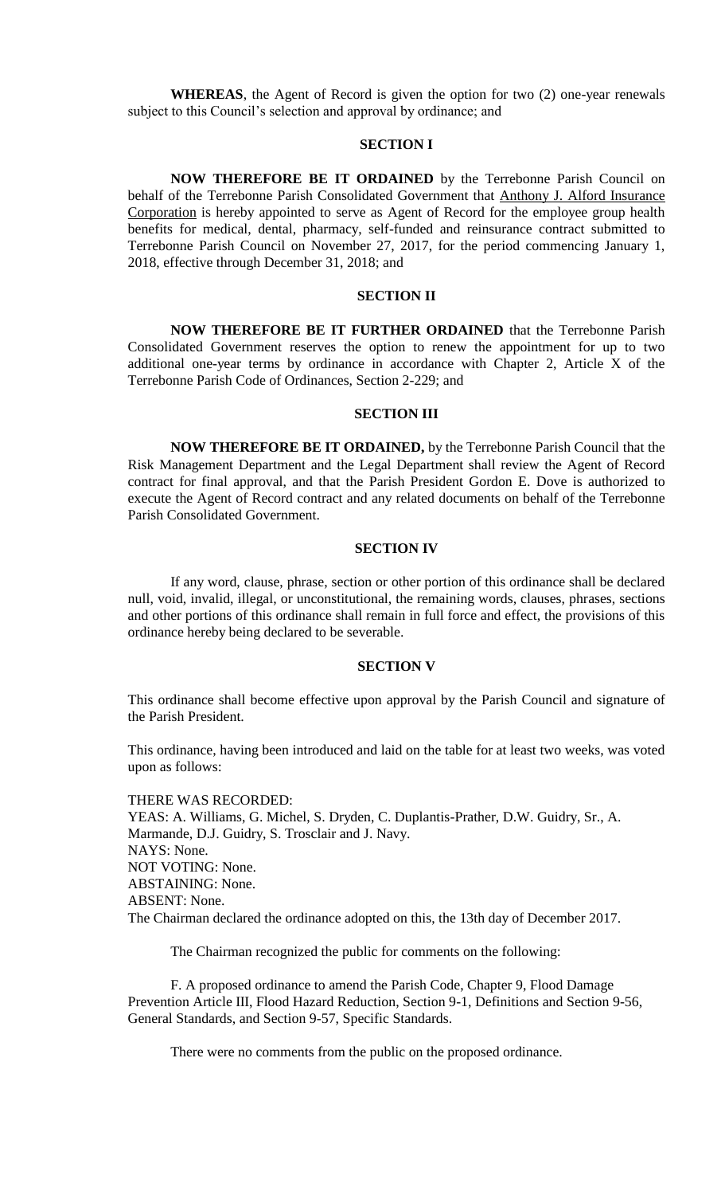**WHEREAS**, the Agent of Record is given the option for two (2) one-year renewals subject to this Council's selection and approval by ordinance; and

**SECTION I**

**NOW THEREFORE BE IT ORDAINED** by the Terrebonne Parish Council on behalf of the Terrebonne Parish Consolidated Government that Anthony J. Alford Insurance Corporation is hereby appointed to serve as Agent of Record for the employee group health benefits for medical, dental, pharmacy, self-funded and reinsurance contract submitted to Terrebonne Parish Council on November 27, 2017, for the period commencing January 1, 2018, effective through December 31, 2018; and

**SECTION II**

**NOW THEREFORE BE IT FURTHER ORDAINED** that the Terrebonne Parish Consolidated Government reserves the option to renew the appointment for up to two additional one-year terms by ordinance in accordance with Chapter 2, Article X of the Terrebonne Parish Code of Ordinances, Section 2-229; and

**SECTION III**

**NOW THEREFORE BE IT ORDAINED,** by the Terrebonne Parish Council that the Risk Management Department and the Legal Department shall review the Agent of Record contract for final approval, and that the Parish President Gordon E. Dove is authorized to execute the Agent of Record contract and any related documents on behalf of the Terrebonne Parish Consolidated Government.

**SECTION IV**

If any word, clause, phrase, section or other portion of this ordinance shall be declared null, void, invalid, illegal, or unconstitutional, the remaining words, clauses, phrases, sections and other portions of this ordinance shall remain in full force and effect, the provisions of this ordinance hereby being declared to be severable.

**SECTION V**

This ordinance shall become effective upon approval by the Parish Council and signature of the Parish President.

This ordinance, having been introduced and laid on the table for at least two weeks, was voted upon as follows:

THERE WAS RECORDED:
YEAS: A. Williams, G. Michel, S. Dryden, C. Duplantis-Prather, D.W. Guidry, Sr., A. Marmande, D.J. Guidry, S. Trosclair and J. Navy.
NAYS: None.
NOT VOTING: None.
ABSTAINING: None.
ABSENT: None.
The Chairman declared the ordinance adopted on this, the 13th day of December 2017.

The Chairman recognized the public for comments on the following:

F. A proposed ordinance to amend the Parish Code, Chapter 9, Flood Damage Prevention Article III, Flood Hazard Reduction, Section 9-1, Definitions and Section 9-56, General Standards, and Section 9-57, Specific Standards.

There were no comments from the public on the proposed ordinance.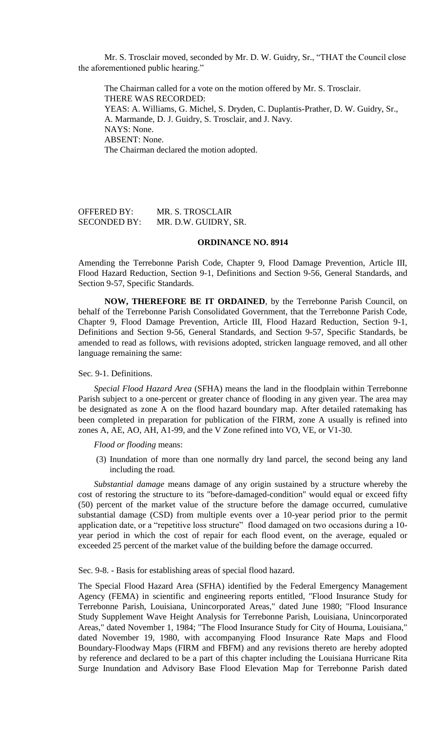Mr. S. Trosclair moved, seconded by Mr. D. W. Guidry, Sr., "THAT the Council close the aforementioned public hearing."

The Chairman called for a vote on the motion offered by Mr. S. Trosclair.
THERE WAS RECORDED:
YEAS: A. Williams, G. Michel, S. Dryden, C. Duplantis-Prather, D. W. Guidry, Sr., A. Marmande, D. J. Guidry, S. Trosclair, and J. Navy.
NAYS: None.
ABSENT: None.
The Chairman declared the motion adopted.

OFFERED BY: MR. S. TROSCLAIR
SECONDED BY: MR. D.W. GUIDRY, SR.

**ORDINANCE NO. 8914**

Amending the Terrebonne Parish Code, Chapter 9, Flood Damage Prevention, Article III, Flood Hazard Reduction, Section 9-1, Definitions and Section 9-56, General Standards, and Section 9-57, Specific Standards.

**NOW, THEREFORE BE IT ORDAINED**, by the Terrebonne Parish Council, on behalf of the Terrebonne Parish Consolidated Government, that the Terrebonne Parish Code, Chapter 9, Flood Damage Prevention, Article III, Flood Hazard Reduction, Section 9-1, Definitions and Section 9-56, General Standards, and Section 9-57, Specific Standards, be amended to read as follows, with revisions adopted, stricken language removed, and all other language remaining the same:

Sec. 9-1. Definitions.

*Special Flood Hazard Area* (SFHA) means the land in the floodplain within Terrebonne Parish subject to a one-percent or greater chance of flooding in any given year. The area may be designated as zone A on the flood hazard boundary map. After detailed ratemaking has been completed in preparation for publication of the FIRM, zone A usually is refined into zones A, AE, AO, AH, A1-99, and the V Zone refined into VO, VE, or V1-30.

*Flood or flooding* means:

(3) Inundation of more than one normally dry land parcel, the second being any land including the road.

*Substantial damage* means damage of any origin sustained by a structure whereby the cost of restoring the structure to its "before-damaged-condition" would equal or exceed fifty (50) percent of the market value of the structure before the damage occurred, cumulative substantial damage (CSD) from multiple events over a 10-year period prior to the permit application date, or a "repetitive loss structure" flood damaged on two occasions during a 10-year period in which the cost of repair for each flood event, on the average, equaled or exceeded 25 percent of the market value of the building before the damage occurred.

Sec. 9-8. - Basis for establishing areas of special flood hazard.

The Special Flood Hazard Area (SFHA) identified by the Federal Emergency Management Agency (FEMA) in scientific and engineering reports entitled, "Flood Insurance Study for Terrebonne Parish, Louisiana, Unincorporated Areas," dated June 1980; "Flood Insurance Study Supplement Wave Height Analysis for Terrebonne Parish, Louisiana, Unincorporated Areas," dated November 1, 1984; "The Flood Insurance Study for City of Houma, Louisiana," dated November 19, 1980, with accompanying Flood Insurance Rate Maps and Flood Boundary-Floodway Maps (FIRM and FBFM) and any revisions thereto are hereby adopted by reference and declared to be a part of this chapter including the Louisiana Hurricane Rita Surge Inundation and Advisory Base Flood Elevation Map for Terrebonne Parish dated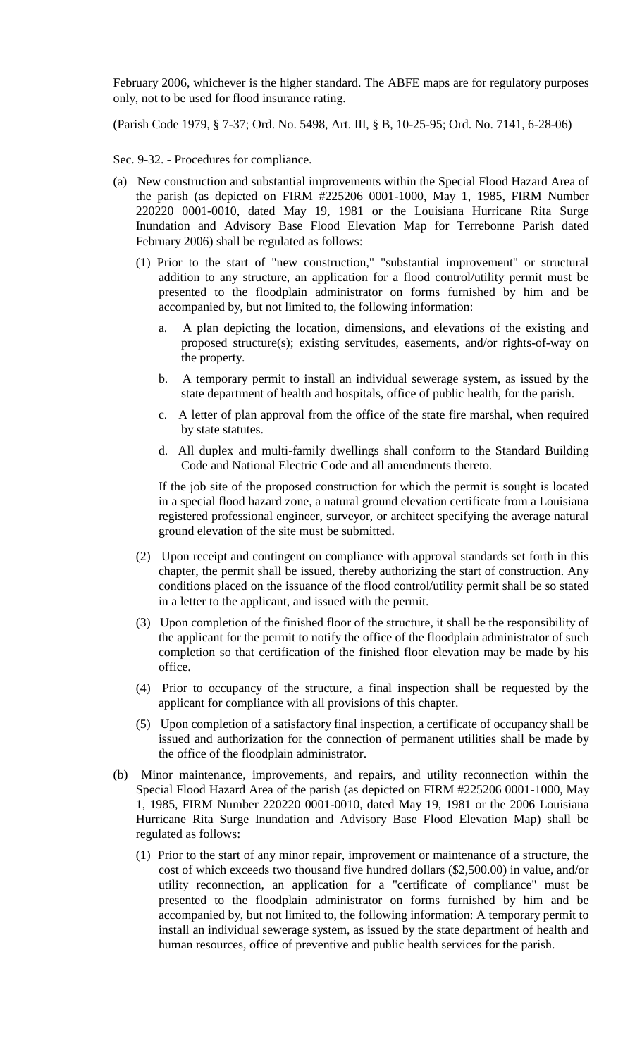February 2006, whichever is the higher standard. The ABFE maps are for regulatory purposes only, not to be used for flood insurance rating.

(Parish Code 1979, § 7-37; Ord. No. 5498, Art. III, § B, 10-25-95; Ord. No. 7141, 6-28-06)

Sec. 9-32. - Procedures for compliance.

(a) New construction and substantial improvements within the Special Flood Hazard Area of the parish (as depicted on FIRM #225206 0001-1000, May 1, 1985, FIRM Number 220220 0001-0010, dated May 19, 1981 or the Louisiana Hurricane Rita Surge Inundation and Advisory Base Flood Elevation Map for Terrebonne Parish dated February 2006) shall be regulated as follows:

   (1) Prior to the start of "new construction," "substantial improvement" or structural addition to any structure, an application for a flood control/utility permit must be presented to the floodplain administrator on forms furnished by him and be accompanied by, but not limited to, the following information:

      a. A plan depicting the location, dimensions, and elevations of the existing and proposed structure(s); existing servitudes, easements, and/or rights-of-way on the property.

      b. A temporary permit to install an individual sewerage system, as issued by the state department of health and hospitals, office of public health, for the parish.

      c. A letter of plan approval from the office of the state fire marshal, when required by state statutes.

      d. All duplex and multi-family dwellings shall conform to the Standard Building Code and National Electric Code and all amendments thereto.

   If the job site of the proposed construction for which the permit is sought is located in a special flood hazard zone, a natural ground elevation certificate from a Louisiana registered professional engineer, surveyor, or architect specifying the average natural ground elevation of the site must be submitted.

   (2) Upon receipt and contingent on compliance with approval standards set forth in this chapter, the permit shall be issued, thereby authorizing the start of construction. Any conditions placed on the issuance of the flood control/utility permit shall be so stated in a letter to the applicant, and issued with the permit.

   (3) Upon completion of the finished floor of the structure, it shall be the responsibility of the applicant for the permit to notify the office of the floodplain administrator of such completion so that certification of the finished floor elevation may be made by his office.

   (4) Prior to occupancy of the structure, a final inspection shall be requested by the applicant for compliance with all provisions of this chapter.

   (5) Upon completion of a satisfactory final inspection, a certificate of occupancy shall be issued and authorization for the connection of permanent utilities shall be made by the office of the floodplain administrator.

(b) Minor maintenance, improvements, and repairs, and utility reconnection within the Special Flood Hazard Area of the parish (as depicted on FIRM #225206 0001-1000, May 1, 1985, FIRM Number 220220 0001-0010, dated May 19, 1981 or the 2006 Louisiana Hurricane Rita Surge Inundation and Advisory Base Flood Elevation Map) shall be regulated as follows:

   (1) Prior to the start of any minor repair, improvement or maintenance of a structure, the cost of which exceeds two thousand five hundred dollars ($2,500.00) in value, and/or utility reconnection, an application for a "certificate of compliance" must be presented to the floodplain administrator on forms furnished by him and be accompanied by, but not limited to, the following information: A temporary permit to install an individual sewerage system, as issued by the state department of health and human resources, office of preventive and public health services for the parish.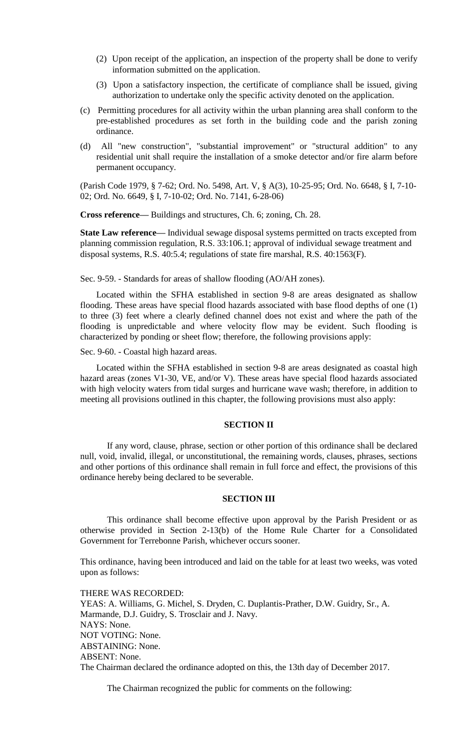(2) Upon receipt of the application, an inspection of the property shall be done to verify information submitted on the application.

(3) Upon a satisfactory inspection, the certificate of compliance shall be issued, giving authorization to undertake only the specific activity denoted on the application.

(c) Permitting procedures for all activity within the urban planning area shall conform to the pre-established procedures as set forth in the building code and the parish zoning ordinance.

(d) All "new construction", "substantial improvement" or "structural addition" to any residential unit shall require the installation of a smoke detector and/or fire alarm before permanent occupancy.

(Parish Code 1979, § 7-62; Ord. No. 5498, Art. V, § A(3), 10-25-95; Ord. No. 6648, § I, 7-10-02; Ord. No. 6649, § I, 7-10-02; Ord. No. 7141, 6-28-06)

**Cross reference—** Buildings and structures, Ch. 6; zoning, Ch. 28.

**State Law reference—** Individual sewage disposal systems permitted on tracts excepted from planning commission regulation, R.S. 33:106.1; approval of individual sewage treatment and disposal systems, R.S. 40:5.4; regulations of state fire marshal, R.S. 40:1563(F).

Sec. 9-59. - Standards for areas of shallow flooding (AO/AH zones).

Located within the SFHA established in section 9-8 are areas designated as shallow flooding. These areas have special flood hazards associated with base flood depths of one (1) to three (3) feet where a clearly defined channel does not exist and where the path of the flooding is unpredictable and where velocity flow may be evident. Such flooding is characterized by ponding or sheet flow; therefore, the following provisions apply:

Sec. 9-60. - Coastal high hazard areas.

Located within the SFHA established in section 9-8 are areas designated as coastal high hazard areas (zones V1-30, VE, and/or V). These areas have special flood hazards associated with high velocity waters from tidal surges and hurricane wave wash; therefore, in addition to meeting all provisions outlined in this chapter, the following provisions must also apply:

**SECTION II**

If any word, clause, phrase, section or other portion of this ordinance shall be declared null, void, invalid, illegal, or unconstitutional, the remaining words, clauses, phrases, sections and other portions of this ordinance shall remain in full force and effect, the provisions of this ordinance hereby being declared to be severable.

**SECTION III**

This ordinance shall become effective upon approval by the Parish President or as otherwise provided in Section 2-13(b) of the Home Rule Charter for a Consolidated Government for Terrebonne Parish, whichever occurs sooner.

This ordinance, having been introduced and laid on the table for at least two weeks, was voted upon as follows:

THERE WAS RECORDED:
YEAS: A. Williams, G. Michel, S. Dryden, C. Duplantis-Prather, D.W. Guidry, Sr., A. Marmande, D.J. Guidry, S. Trosclair and J. Navy.
NAYS: None.
NOT VOTING: None.
ABSTAINING: None.
ABSENT: None.
The Chairman declared the ordinance adopted on this, the 13th day of December 2017.

The Chairman recognized the public for comments on the following: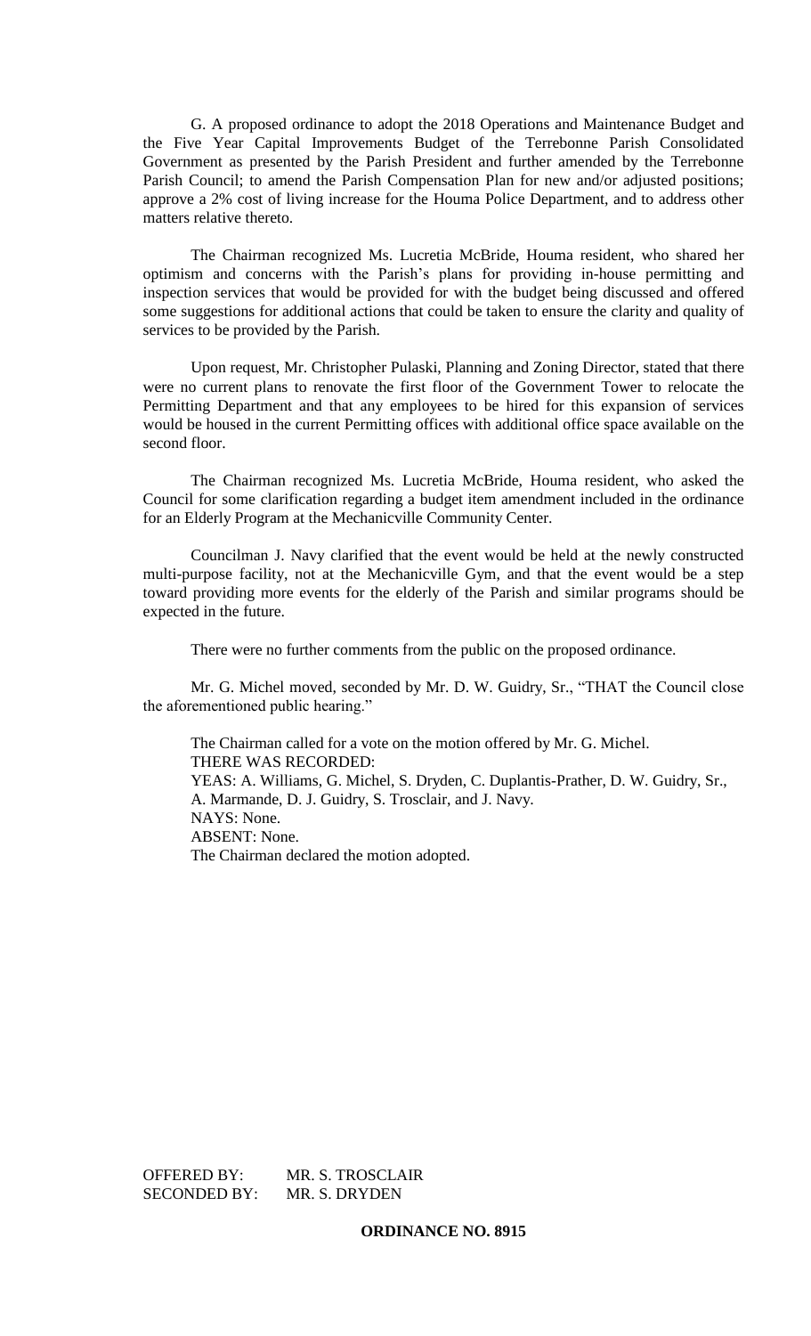G. A proposed ordinance to adopt the 2018 Operations and Maintenance Budget and the Five Year Capital Improvements Budget of the Terrebonne Parish Consolidated Government as presented by the Parish President and further amended by the Terrebonne Parish Council; to amend the Parish Compensation Plan for new and/or adjusted positions; approve a 2% cost of living increase for the Houma Police Department, and to address other matters relative thereto.

The Chairman recognized Ms. Lucretia McBride, Houma resident, who shared her optimism and concerns with the Parish's plans for providing in-house permitting and inspection services that would be provided for with the budget being discussed and offered some suggestions for additional actions that could be taken to ensure the clarity and quality of services to be provided by the Parish.

Upon request, Mr. Christopher Pulaski, Planning and Zoning Director, stated that there were no current plans to renovate the first floor of the Government Tower to relocate the Permitting Department and that any employees to be hired for this expansion of services would be housed in the current Permitting offices with additional office space available on the second floor.

The Chairman recognized Ms. Lucretia McBride, Houma resident, who asked the Council for some clarification regarding a budget item amendment included in the ordinance for an Elderly Program at the Mechanicville Community Center.

Councilman J. Navy clarified that the event would be held at the newly constructed multi-purpose facility, not at the Mechanicville Gym, and that the event would be a step toward providing more events for the elderly of the Parish and similar programs should be expected in the future.

There were no further comments from the public on the proposed ordinance.

Mr. G. Michel moved, seconded by Mr. D. W. Guidry, Sr., "THAT the Council close the aforementioned public hearing."

The Chairman called for a vote on the motion offered by Mr. G. Michel.
THERE WAS RECORDED:
YEAS: A. Williams, G. Michel, S. Dryden, C. Duplantis-Prather, D. W. Guidry, Sr., A. Marmande, D. J. Guidry, S. Trosclair, and J. Navy.
NAYS: None.
ABSENT: None.
The Chairman declared the motion adopted.

OFFERED BY: MR. S. TROSCLAIR
SECONDED BY: MR. S. DRYDEN

**ORDINANCE NO. 8915**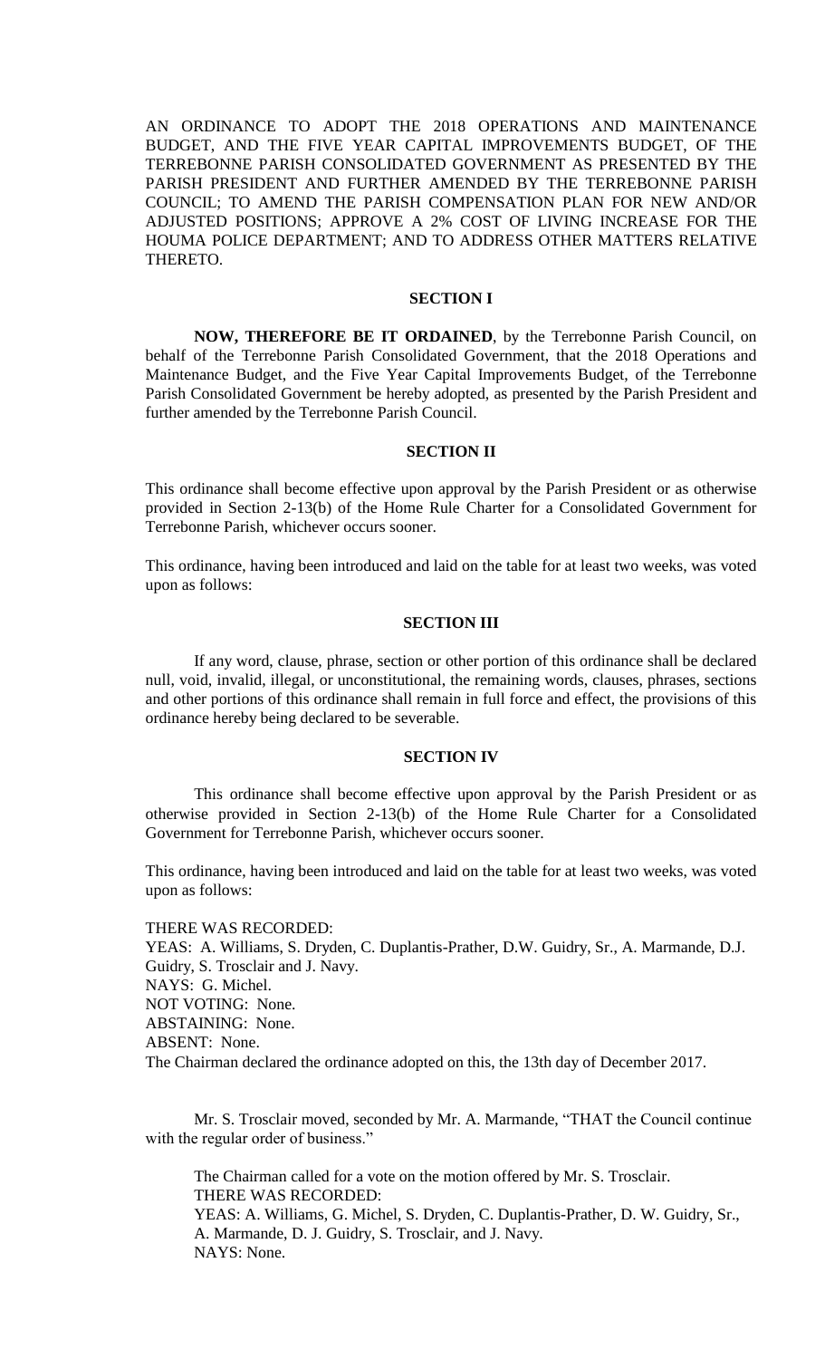AN ORDINANCE TO ADOPT THE 2018 OPERATIONS AND MAINTENANCE BUDGET, AND THE FIVE YEAR CAPITAL IMPROVEMENTS BUDGET, OF THE TERREBONNE PARISH CONSOLIDATED GOVERNMENT AS PRESENTED BY THE PARISH PRESIDENT AND FURTHER AMENDED BY THE TERREBONNE PARISH COUNCIL; TO AMEND THE PARISH COMPENSATION PLAN FOR NEW AND/OR ADJUSTED POSITIONS; APPROVE A 2% COST OF LIVING INCREASE FOR THE HOUMA POLICE DEPARTMENT; AND TO ADDRESS OTHER MATTERS RELATIVE THERETO.

**SECTION I**

**NOW, THEREFORE BE IT ORDAINED**, by the Terrebonne Parish Council, on behalf of the Terrebonne Parish Consolidated Government, that the 2018 Operations and Maintenance Budget, and the Five Year Capital Improvements Budget, of the Terrebonne Parish Consolidated Government be hereby adopted, as presented by the Parish President and further amended by the Terrebonne Parish Council.

**SECTION II**

This ordinance shall become effective upon approval by the Parish President or as otherwise provided in Section 2-13(b) of the Home Rule Charter for a Consolidated Government for Terrebonne Parish, whichever occurs sooner.

This ordinance, having been introduced and laid on the table for at least two weeks, was voted upon as follows:

**SECTION III**

If any word, clause, phrase, section or other portion of this ordinance shall be declared null, void, invalid, illegal, or unconstitutional, the remaining words, clauses, phrases, sections and other portions of this ordinance shall remain in full force and effect, the provisions of this ordinance hereby being declared to be severable.

**SECTION IV**

This ordinance shall become effective upon approval by the Parish President or as otherwise provided in Section 2-13(b) of the Home Rule Charter for a Consolidated Government for Terrebonne Parish, whichever occurs sooner.

This ordinance, having been introduced and laid on the table for at least two weeks, was voted upon as follows:

THERE WAS RECORDED:
YEAS: A. Williams, S. Dryden, C. Duplantis-Prather, D.W. Guidry, Sr., A. Marmande, D.J. Guidry, S. Trosclair and J. Navy.
NAYS: G. Michel.
NOT VOTING: None.
ABSTAINING: None.
ABSENT: None.
The Chairman declared the ordinance adopted on this, the 13th day of December 2017.

Mr. S. Trosclair moved, seconded by Mr. A. Marmande, "THAT the Council continue with the regular order of business."

The Chairman called for a vote on the motion offered by Mr. S. Trosclair.
THERE WAS RECORDED:
YEAS: A. Williams, G. Michel, S. Dryden, C. Duplantis-Prather, D. W. Guidry, Sr., A. Marmande, D. J. Guidry, S. Trosclair, and J. Navy.
NAYS: None.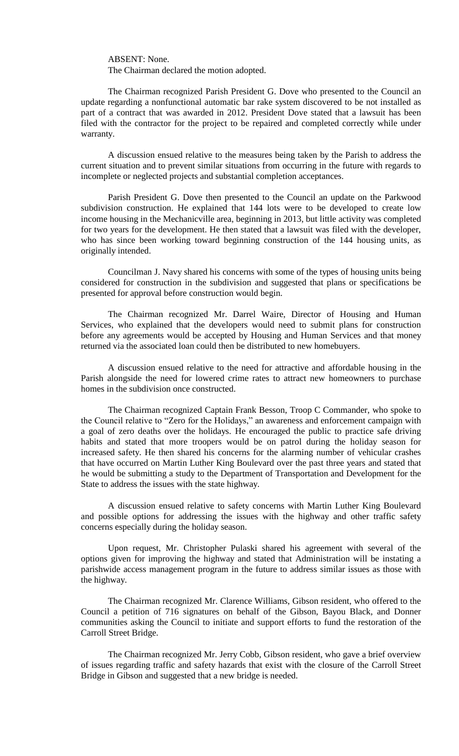ABSENT: None.

The Chairman declared the motion adopted.

The Chairman recognized Parish President G. Dove who presented to the Council an update regarding a nonfunctional automatic bar rake system discovered to be not installed as part of a contract that was awarded in 2012. President Dove stated that a lawsuit has been filed with the contractor for the project to be repaired and completed correctly while under warranty.

A discussion ensued relative to the measures being taken by the Parish to address the current situation and to prevent similar situations from occurring in the future with regards to incomplete or neglected projects and substantial completion acceptances.

Parish President G. Dove then presented to the Council an update on the Parkwood subdivision construction. He explained that 144 lots were to be developed to create low income housing in the Mechanicville area, beginning in 2013, but little activity was completed for two years for the development. He then stated that a lawsuit was filed with the developer, who has since been working toward beginning construction of the 144 housing units, as originally intended.

Councilman J. Navy shared his concerns with some of the types of housing units being considered for construction in the subdivision and suggested that plans or specifications be presented for approval before construction would begin.

The Chairman recognized Mr. Darrel Waire, Director of Housing and Human Services, who explained that the developers would need to submit plans for construction before any agreements would be accepted by Housing and Human Services and that money returned via the associated loan could then be distributed to new homebuyers.

A discussion ensued relative to the need for attractive and affordable housing in the Parish alongside the need for lowered crime rates to attract new homeowners to purchase homes in the subdivision once constructed.

The Chairman recognized Captain Frank Besson, Troop C Commander, who spoke to the Council relative to "Zero for the Holidays," an awareness and enforcement campaign with a goal of zero deaths over the holidays. He encouraged the public to practice safe driving habits and stated that more troopers would be on patrol during the holiday season for increased safety. He then shared his concerns for the alarming number of vehicular crashes that have occurred on Martin Luther King Boulevard over the past three years and stated that he would be submitting a study to the Department of Transportation and Development for the State to address the issues with the state highway.

A discussion ensued relative to safety concerns with Martin Luther King Boulevard and possible options for addressing the issues with the highway and other traffic safety concerns especially during the holiday season.

Upon request, Mr. Christopher Pulaski shared his agreement with several of the options given for improving the highway and stated that Administration will be instating a parishwide access management program in the future to address similar issues as those with the highway.

The Chairman recognized Mr. Clarence Williams, Gibson resident, who offered to the Council a petition of 716 signatures on behalf of the Gibson, Bayou Black, and Donner communities asking the Council to initiate and support efforts to fund the restoration of the Carroll Street Bridge.

The Chairman recognized Mr. Jerry Cobb, Gibson resident, who gave a brief overview of issues regarding traffic and safety hazards that exist with the closure of the Carroll Street Bridge in Gibson and suggested that a new bridge is needed.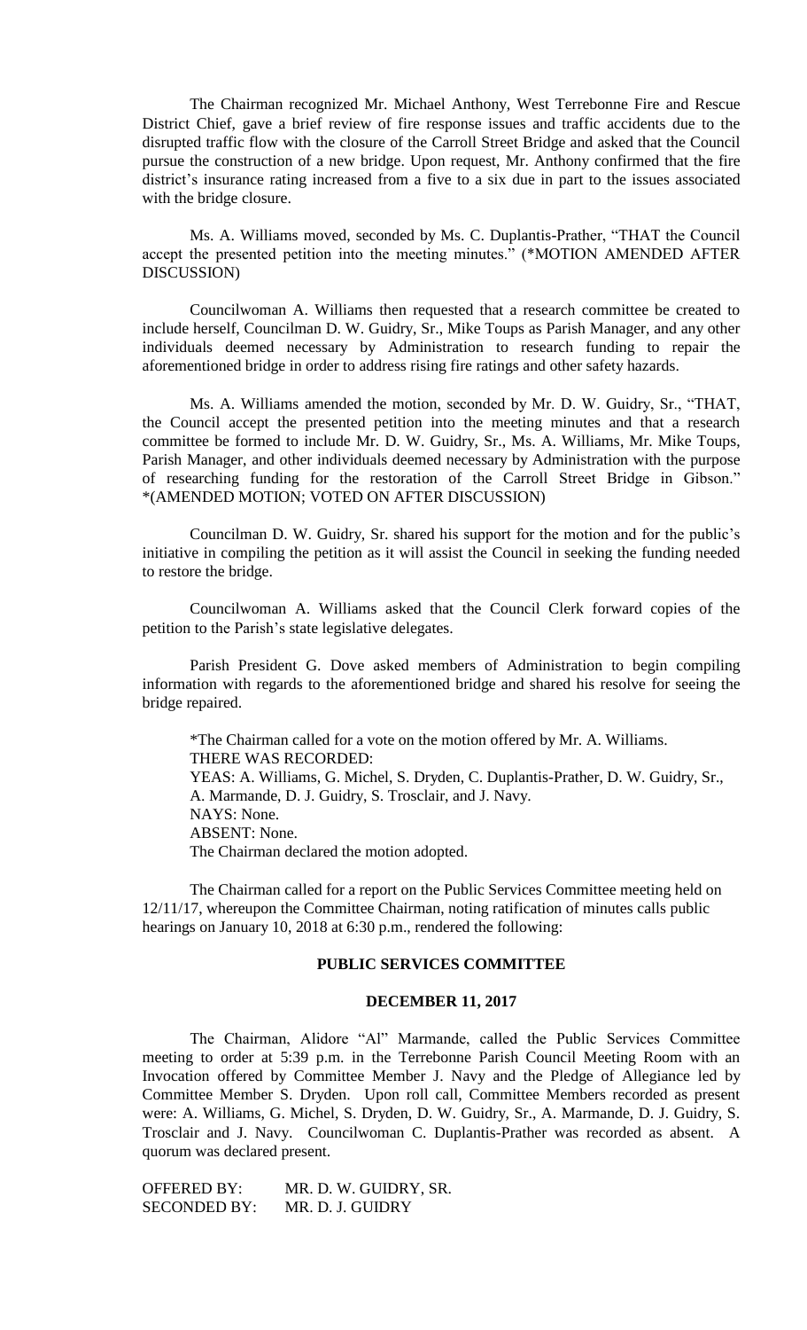The Chairman recognized Mr. Michael Anthony, West Terrebonne Fire and Rescue District Chief, gave a brief review of fire response issues and traffic accidents due to the disrupted traffic flow with the closure of the Carroll Street Bridge and asked that the Council pursue the construction of a new bridge. Upon request, Mr. Anthony confirmed that the fire district's insurance rating increased from a five to a six due in part to the issues associated with the bridge closure.

Ms. A. Williams moved, seconded by Ms. C. Duplantis-Prather, "THAT the Council accept the presented petition into the meeting minutes." (*MOTION AMENDED AFTER DISCUSSION)

Councilwoman A. Williams then requested that a research committee be created to include herself, Councilman D. W. Guidry, Sr., Mike Toups as Parish Manager, and any other individuals deemed necessary by Administration to research funding to repair the aforementioned bridge in order to address rising fire ratings and other safety hazards.

Ms. A. Williams amended the motion, seconded by Mr. D. W. Guidry, Sr., "THAT, the Council accept the presented petition into the meeting minutes and that a research committee be formed to include Mr. D. W. Guidry, Sr., Ms. A. Williams, Mr. Mike Toups, Parish Manager, and other individuals deemed necessary by Administration with the purpose of researching funding for the restoration of the Carroll Street Bridge in Gibson." *(AMENDED MOTION; VOTED ON AFTER DISCUSSION)

Councilman D. W. Guidry, Sr. shared his support for the motion and for the public's initiative in compiling the petition as it will assist the Council in seeking the funding needed to restore the bridge.

Councilwoman A. Williams asked that the Council Clerk forward copies of the petition to the Parish's state legislative delegates.

Parish President G. Dove asked members of Administration to begin compiling information with regards to the aforementioned bridge and shared his resolve for seeing the bridge repaired.

*The Chairman called for a vote on the motion offered by Mr. A. Williams.
THERE WAS RECORDED:
YEAS: A. Williams, G. Michel, S. Dryden, C. Duplantis-Prather, D. W. Guidry, Sr., A. Marmande, D. J. Guidry, S. Trosclair, and J. Navy.
NAYS: None.
ABSENT: None.
The Chairman declared the motion adopted.

The Chairman called for a report on the Public Services Committee meeting held on 12/11/17, whereupon the Committee Chairman, noting ratification of minutes calls public hearings on January 10, 2018 at 6:30 p.m., rendered the following:

## PUBLIC SERVICES COMMITTEE

## DECEMBER 11, 2017

The Chairman, Alidore "Al" Marmande, called the Public Services Committee meeting to order at 5:39 p.m. in the Terrebonne Parish Council Meeting Room with an Invocation offered by Committee Member J. Navy and the Pledge of Allegiance led by Committee Member S. Dryden. Upon roll call, Committee Members recorded as present were: A. Williams, G. Michel, S. Dryden, D. W. Guidry, Sr., A. Marmande, D. J. Guidry, S. Trosclair and J. Navy. Councilwoman C. Duplantis-Prather was recorded as absent. A quorum was declared present.

OFFERED BY: MR. D. W. GUIDRY, SR.
SECONDED BY: MR. D. J. GUIDRY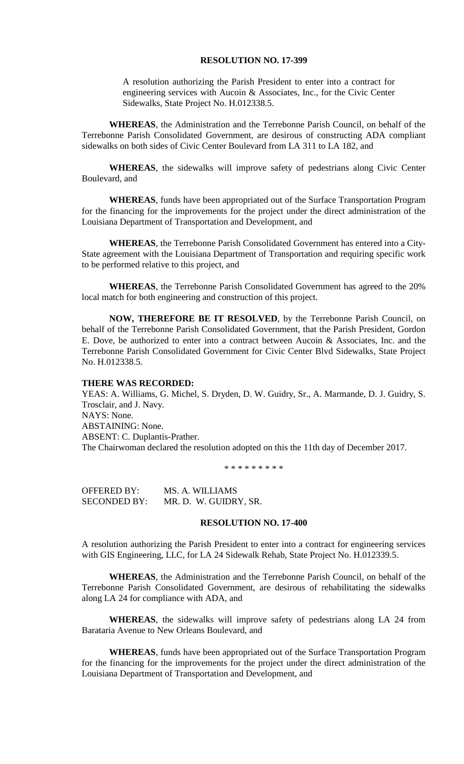**RESOLUTION NO. 17-399**

A resolution authorizing the Parish President to enter into a contract for engineering services with Aucoin & Associates, Inc., for the Civic Center Sidewalks, State Project No. H.012338.5.

**WHEREAS**, the Administration and the Terrebonne Parish Council, on behalf of the Terrebonne Parish Consolidated Government, are desirous of constructing ADA compliant sidewalks on both sides of Civic Center Boulevard from LA 311 to LA 182, and

**WHEREAS**, the sidewalks will improve safety of pedestrians along Civic Center Boulevard, and

**WHEREAS**, funds have been appropriated out of the Surface Transportation Program for the financing for the improvements for the project under the direct administration of the Louisiana Department of Transportation and Development, and

**WHEREAS**, the Terrebonne Parish Consolidated Government has entered into a City-State agreement with the Louisiana Department of Transportation and requiring specific work to be performed relative to this project, and

**WHEREAS**, the Terrebonne Parish Consolidated Government has agreed to the 20% local match for both engineering and construction of this project.

**NOW, THEREFORE BE IT RESOLVED**, by the Terrebonne Parish Council, on behalf of the Terrebonne Parish Consolidated Government, that the Parish President, Gordon E. Dove, be authorized to enter into a contract between Aucoin & Associates, Inc. and the Terrebonne Parish Consolidated Government for Civic Center Blvd Sidewalks, State Project No. H.012338.5.

**THERE WAS RECORDED:**
YEAS: A. Williams, G. Michel, S. Dryden, D. W. Guidry, Sr., A. Marmande, D. J. Guidry, S. Trosclair, and J. Navy.
NAYS: None.
ABSTAINING: None.
ABSENT: C. Duplantis-Prather.
The Chairwoman declared the resolution adopted on this the 11th day of December 2017.

\* \* \* \* \* \* \* \* \*

OFFERED BY: MS. A. WILLIAMS
SECONDED BY: MR. D. W. GUIDRY, SR.

**RESOLUTION NO. 17-400**

A resolution authorizing the Parish President to enter into a contract for engineering services with GIS Engineering, LLC, for LA 24 Sidewalk Rehab, State Project No. H.012339.5.

**WHEREAS**, the Administration and the Terrebonne Parish Council, on behalf of the Terrebonne Parish Consolidated Government, are desirous of rehabilitating the sidewalks along LA 24 for compliance with ADA, and

**WHEREAS**, the sidewalks will improve safety of pedestrians along LA 24 from Barataria Avenue to New Orleans Boulevard, and

**WHEREAS**, funds have been appropriated out of the Surface Transportation Program for the financing for the improvements for the project under the direct administration of the Louisiana Department of Transportation and Development, and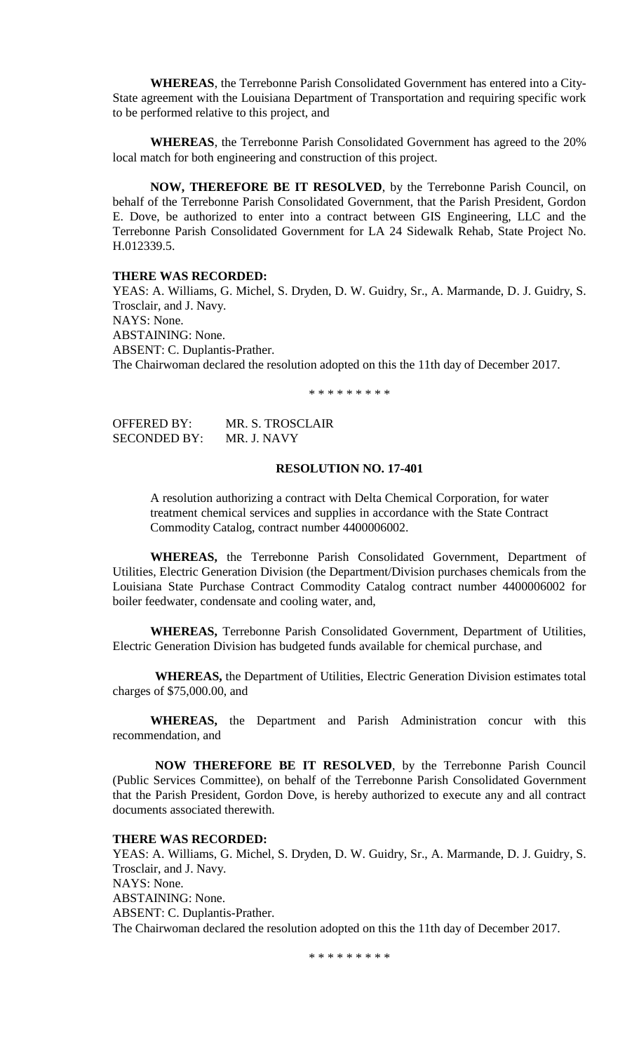**WHEREAS**, the Terrebonne Parish Consolidated Government has entered into a City-State agreement with the Louisiana Department of Transportation and requiring specific work to be performed relative to this project, and

**WHEREAS**, the Terrebonne Parish Consolidated Government has agreed to the 20% local match for both engineering and construction of this project.

**NOW, THEREFORE BE IT RESOLVED**, by the Terrebonne Parish Council, on behalf of the Terrebonne Parish Consolidated Government, that the Parish President, Gordon E. Dove, be authorized to enter into a contract between GIS Engineering, LLC and the Terrebonne Parish Consolidated Government for LA 24 Sidewalk Rehab, State Project No. H.012339.5.

**THERE WAS RECORDED:**
YEAS: A. Williams, G. Michel, S. Dryden, D. W. Guidry, Sr., A. Marmande, D. J. Guidry, S. Trosclair, and J. Navy.
NAYS: None.
ABSTAINING: None.
ABSENT: C. Duplantis-Prather.
The Chairwoman declared the resolution adopted on this the 11th day of December 2017.

\* \* \* \* \* \* \* \* \*

OFFERED BY: MR. S. TROSCLAIR
SECONDED BY: MR. J. NAVY

**RESOLUTION NO. 17-401**

A resolution authorizing a contract with Delta Chemical Corporation, for water treatment chemical services and supplies in accordance with the State Contract Commodity Catalog, contract number 4400006002.

**WHEREAS,** the Terrebonne Parish Consolidated Government, Department of Utilities, Electric Generation Division (the Department/Division purchases chemicals from the Louisiana State Purchase Contract Commodity Catalog contract number 4400006002 for boiler feedwater, condensate and cooling water, and,

**WHEREAS,** Terrebonne Parish Consolidated Government, Department of Utilities, Electric Generation Division has budgeted funds available for chemical purchase, and

**WHEREAS,** the Department of Utilities, Electric Generation Division estimates total charges of $75,000.00, and

**WHEREAS,** the Department and Parish Administration concur with this recommendation, and

**NOW THEREFORE BE IT RESOLVED**, by the Terrebonne Parish Council (Public Services Committee), on behalf of the Terrebonne Parish Consolidated Government that the Parish President, Gordon Dove, is hereby authorized to execute any and all contract documents associated therewith.

**THERE WAS RECORDED:**
YEAS: A. Williams, G. Michel, S. Dryden, D. W. Guidry, Sr., A. Marmande, D. J. Guidry, S. Trosclair, and J. Navy.
NAYS: None.
ABSTAINING: None.
ABSENT: C. Duplantis-Prather.
The Chairwoman declared the resolution adopted on this the 11th day of December 2017.

\* \* \* \* \* \* \* \* \*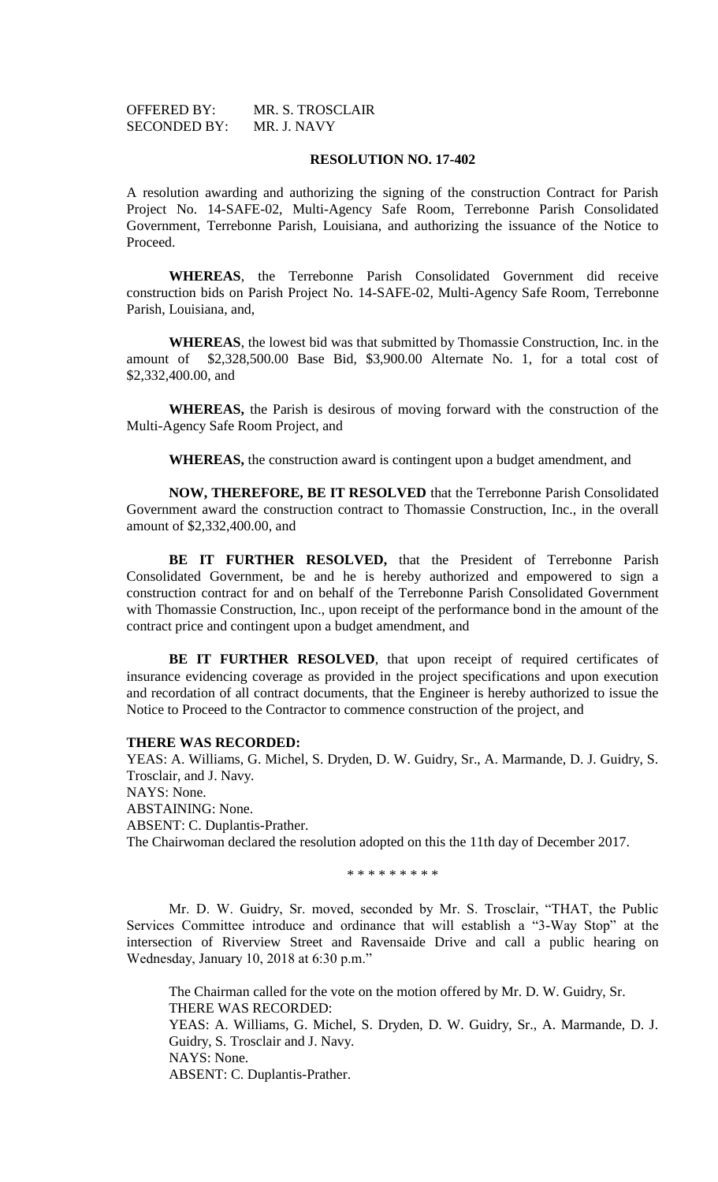OFFERED BY: MR. S. TROSCLAIR
SECONDED BY: MR. J. NAVY

**RESOLUTION NO. 17-402**

A resolution awarding and authorizing the signing of the construction Contract for Parish Project No. 14-SAFE-02, Multi-Agency Safe Room, Terrebonne Parish Consolidated Government, Terrebonne Parish, Louisiana, and authorizing the issuance of the Notice to Proceed.

**WHEREAS**, the Terrebonne Parish Consolidated Government did receive construction bids on Parish Project No. 14-SAFE-02, Multi-Agency Safe Room, Terrebonne Parish, Louisiana, and,

**WHEREAS**, the lowest bid was that submitted by Thomassie Construction, Inc. in the amount of $2,328,500.00 Base Bid, $3,900.00 Alternate No. 1, for a total cost of $2,332,400.00, and

**WHEREAS,** the Parish is desirous of moving forward with the construction of the Multi-Agency Safe Room Project, and

**WHEREAS,** the construction award is contingent upon a budget amendment, and

**NOW, THEREFORE, BE IT RESOLVED** that the Terrebonne Parish Consolidated Government award the construction contract to Thomassie Construction, Inc., in the overall amount of $2,332,400.00, and

**BE IT FURTHER RESOLVED,** that the President of Terrebonne Parish Consolidated Government, be and he is hereby authorized and empowered to sign a construction contract for and on behalf of the Terrebonne Parish Consolidated Government with Thomassie Construction, Inc., upon receipt of the performance bond in the amount of the contract price and contingent upon a budget amendment, and

**BE IT FURTHER RESOLVED**, that upon receipt of required certificates of insurance evidencing coverage as provided in the project specifications and upon execution and recordation of all contract documents, that the Engineer is hereby authorized to issue the Notice to Proceed to the Contractor to commence construction of the project, and

**THERE WAS RECORDED:**
YEAS: A. Williams, G. Michel, S. Dryden, D. W. Guidry, Sr., A. Marmande, D. J. Guidry, S. Trosclair, and J. Navy.
NAYS: None.
ABSTAINING: None.
ABSENT: C. Duplantis-Prather.
The Chairwoman declared the resolution adopted on this the 11th day of December 2017.

\* \* \* \* \* \* \* \* \*

Mr. D. W. Guidry, Sr. moved, seconded by Mr. S. Trosclair, "THAT, the Public Services Committee introduce and ordinance that will establish a "3-Way Stop" at the intersection of Riverview Street and Ravensaide Drive and call a public hearing on Wednesday, January 10, 2018 at 6:30 p.m."

The Chairman called for the vote on the motion offered by Mr. D. W. Guidry, Sr.
THERE WAS RECORDED:
YEAS: A. Williams, G. Michel, S. Dryden, D. W. Guidry, Sr., A. Marmande, D. J. Guidry, S. Trosclair and J. Navy.
NAYS: None.
ABSENT: C. Duplantis-Prather.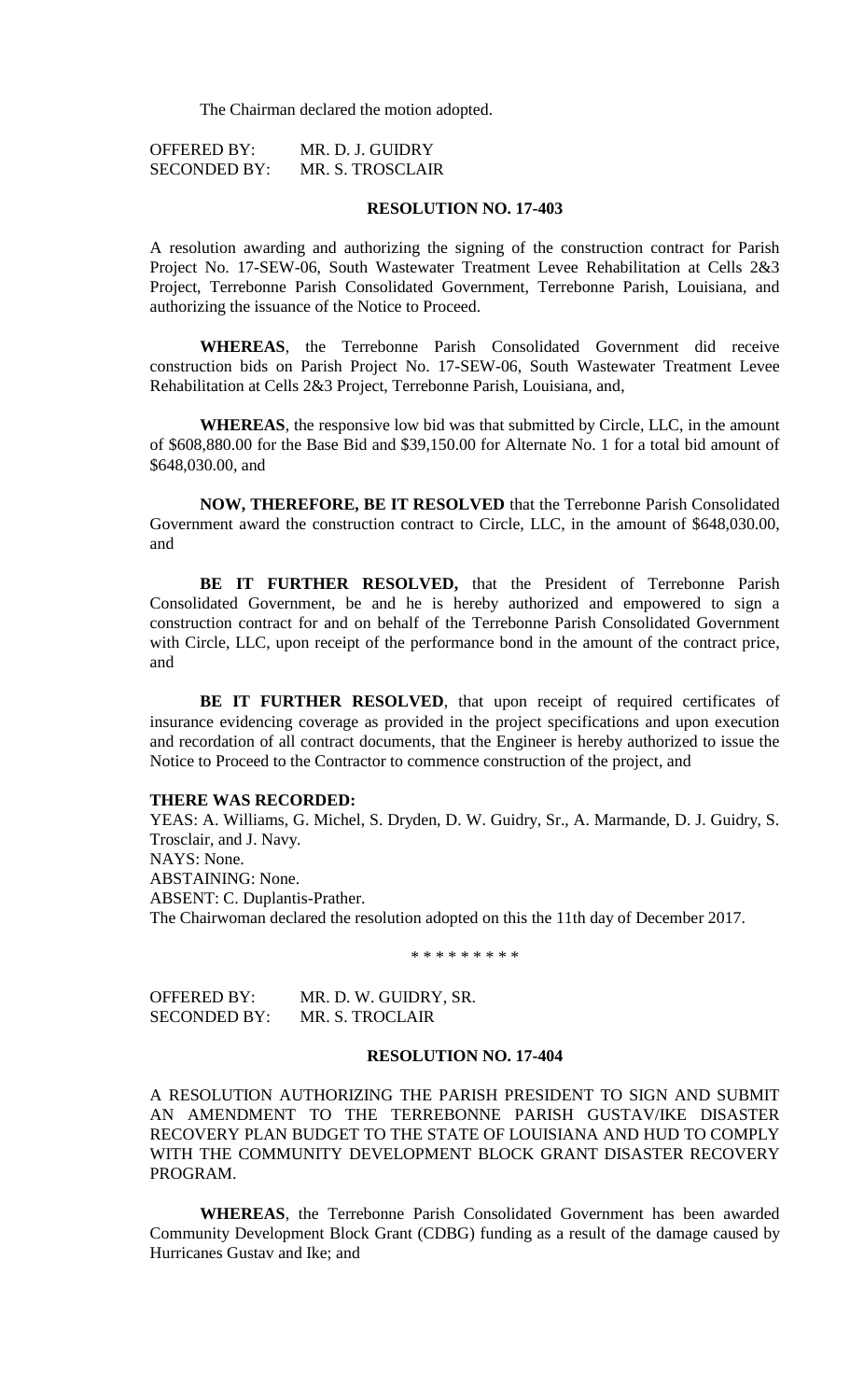The Chairman declared the motion adopted.

OFFERED BY: MR. D. J. GUIDRY
SECONDED BY: MR. S. TROSCLAIR

**RESOLUTION NO. 17-403**

A resolution awarding and authorizing the signing of the construction contract for Parish Project No. 17-SEW-06, South Wastewater Treatment Levee Rehabilitation at Cells 2&3 Project, Terrebonne Parish Consolidated Government, Terrebonne Parish, Louisiana, and authorizing the issuance of the Notice to Proceed.

**WHEREAS**, the Terrebonne Parish Consolidated Government did receive construction bids on Parish Project No. 17-SEW-06, South Wastewater Treatment Levee Rehabilitation at Cells 2&3 Project, Terrebonne Parish, Louisiana, and,

**WHEREAS**, the responsive low bid was that submitted by Circle, LLC, in the amount of $608,880.00 for the Base Bid and $39,150.00 for Alternate No. 1 for a total bid amount of $648,030.00, and

**NOW, THEREFORE, BE IT RESOLVED** that the Terrebonne Parish Consolidated Government award the construction contract to Circle, LLC, in the amount of $648,030.00, and

**BE IT FURTHER RESOLVED,** that the President of Terrebonne Parish Consolidated Government, be and he is hereby authorized and empowered to sign a construction contract for and on behalf of the Terrebonne Parish Consolidated Government with Circle, LLC, upon receipt of the performance bond in the amount of the contract price, and

**BE IT FURTHER RESOLVED**, that upon receipt of required certificates of insurance evidencing coverage as provided in the project specifications and upon execution and recordation of all contract documents, that the Engineer is hereby authorized to issue the Notice to Proceed to the Contractor to commence construction of the project, and

**THERE WAS RECORDED:**
YEAS: A. Williams, G. Michel, S. Dryden, D. W. Guidry, Sr., A. Marmande, D. J. Guidry, S. Trosclair, and J. Navy.
NAYS: None.
ABSTAINING: None.
ABSENT: C. Duplantis-Prather.
The Chairwoman declared the resolution adopted on this the 11th day of December 2017.

\* \* \* \* \* \* \* \* \*

OFFERED BY: MR. D. W. GUIDRY, SR.
SECONDED BY: MR. S. TROCLAIR

**RESOLUTION NO. 17-404**

A RESOLUTION AUTHORIZING THE PARISH PRESIDENT TO SIGN AND SUBMIT AN AMENDMENT TO THE TERREBONNE PARISH GUSTAV/IKE DISASTER RECOVERY PLAN BUDGET TO THE STATE OF LOUISIANA AND HUD TO COMPLY WITH THE COMMUNITY DEVELOPMENT BLOCK GRANT DISASTER RECOVERY PROGRAM.

**WHEREAS**, the Terrebonne Parish Consolidated Government has been awarded Community Development Block Grant (CDBG) funding as a result of the damage caused by Hurricanes Gustav and Ike; and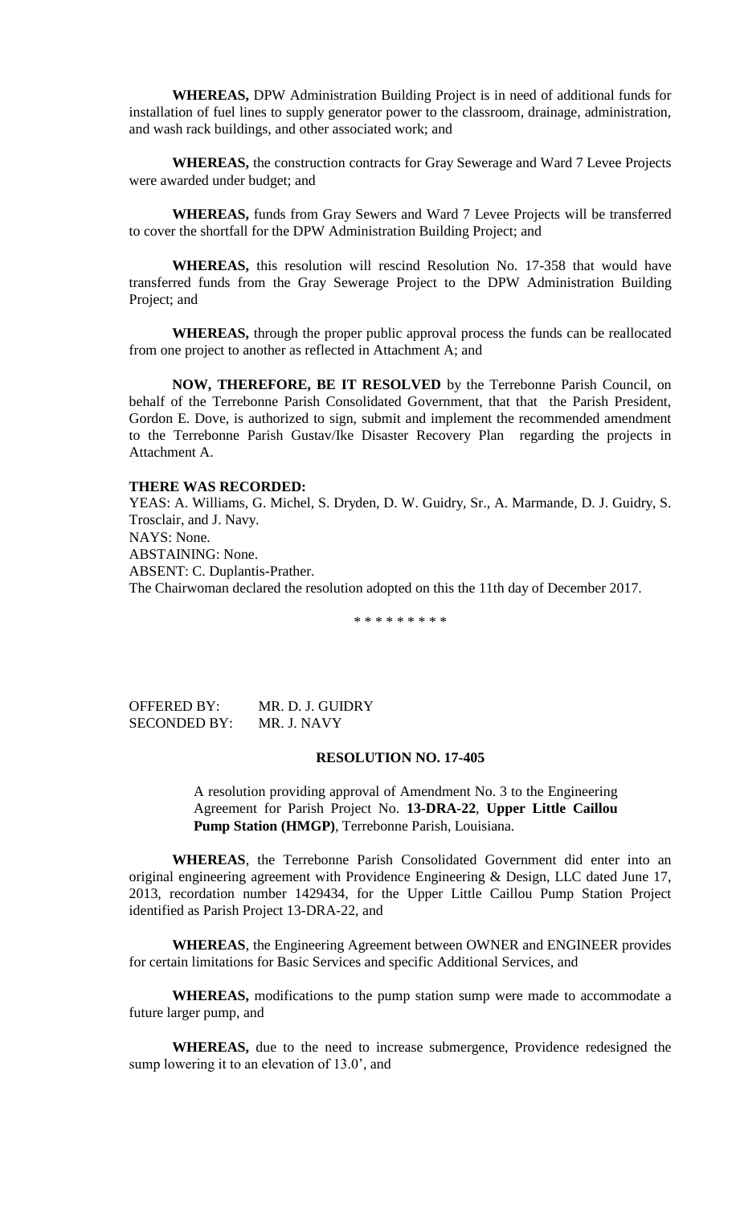**WHEREAS,** DPW Administration Building Project is in need of additional funds for installation of fuel lines to supply generator power to the classroom, drainage, administration, and wash rack buildings, and other associated work; and

**WHEREAS,** the construction contracts for Gray Sewerage and Ward 7 Levee Projects were awarded under budget; and

**WHEREAS,** funds from Gray Sewers and Ward 7 Levee Projects will be transferred to cover the shortfall for the DPW Administration Building Project; and

**WHEREAS,** this resolution will rescind Resolution No. 17-358 that would have transferred funds from the Gray Sewerage Project to the DPW Administration Building Project; and

**WHEREAS,** through the proper public approval process the funds can be reallocated from one project to another as reflected in Attachment A; and

**NOW, THEREFORE, BE IT RESOLVED** by the Terrebonne Parish Council, on behalf of the Terrebonne Parish Consolidated Government, that that the Parish President, Gordon E. Dove, is authorized to sign, submit and implement the recommended amendment to the Terrebonne Parish Gustav/Ike Disaster Recovery Plan regarding the projects in Attachment A.

**THERE WAS RECORDED:**

YEAS: A. Williams, G. Michel, S. Dryden, D. W. Guidry, Sr., A. Marmande, D. J. Guidry, S. Trosclair, and J. Navy.

NAYS: None.

ABSTAINING: None.

ABSENT: C. Duplantis-Prather.

The Chairwoman declared the resolution adopted on this the 11th day of December 2017.

\* \* \* \* \* \* \* \* \*

OFFERED BY: MR. D. J. GUIDRY

SECONDED BY: MR. J. NAVY

**RESOLUTION NO. 17-405**

A resolution providing approval of Amendment No. 3 to the Engineering Agreement for Parish Project No. **13-DRA-22**, **Upper Little Caillou Pump Station (HMGP)**, Terrebonne Parish, Louisiana.

**WHEREAS**, the Terrebonne Parish Consolidated Government did enter into an original engineering agreement with Providence Engineering & Design, LLC dated June 17, 2013, recordation number 1429434, for the Upper Little Caillou Pump Station Project identified as Parish Project 13-DRA-22, and

**WHEREAS**, the Engineering Agreement between OWNER and ENGINEER provides for certain limitations for Basic Services and specific Additional Services, and

**WHEREAS,** modifications to the pump station sump were made to accommodate a future larger pump, and

**WHEREAS,** due to the need to increase submergence, Providence redesigned the sump lowering it to an elevation of 13.0', and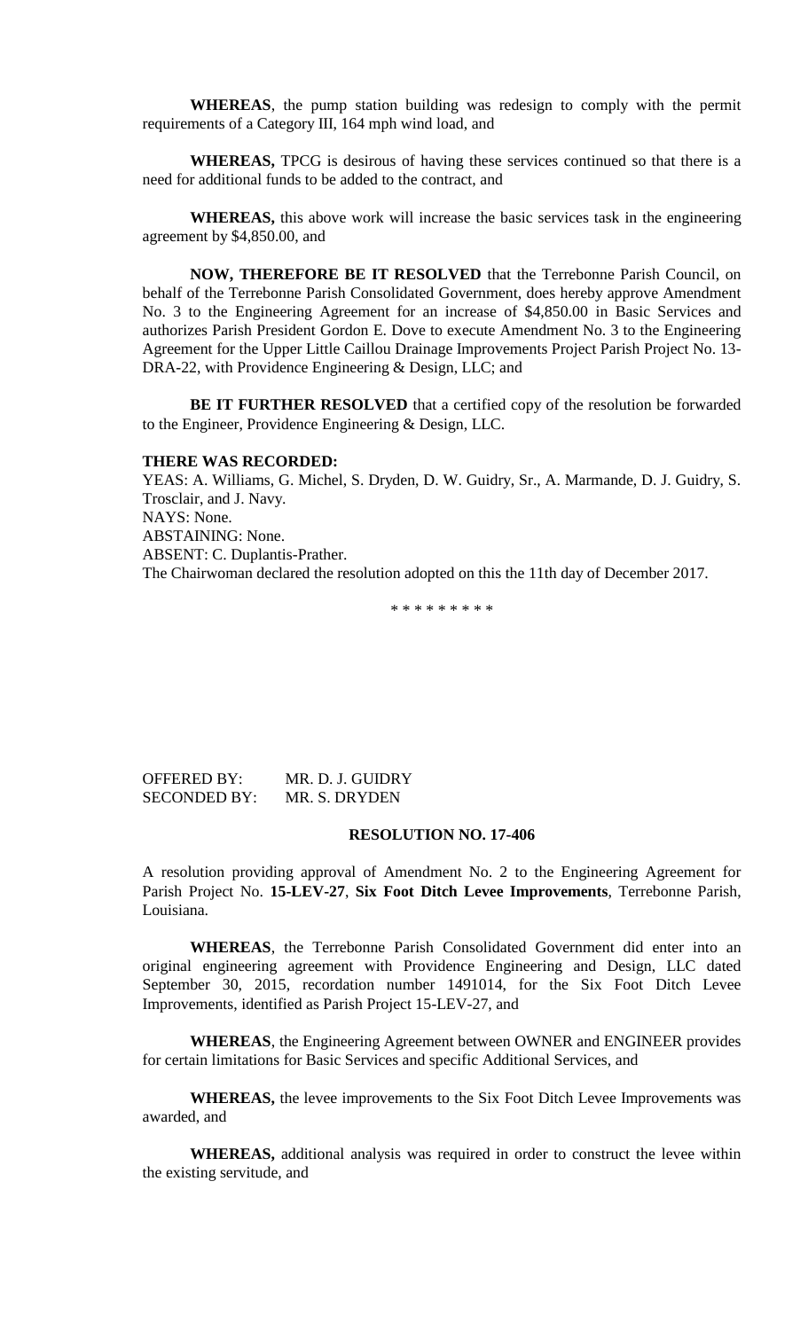**WHEREAS**, the pump station building was redesign to comply with the permit requirements of a Category III, 164 mph wind load, and

**WHEREAS,** TPCG is desirous of having these services continued so that there is a need for additional funds to be added to the contract, and

**WHEREAS,** this above work will increase the basic services task in the engineering agreement by $4,850.00, and

**NOW, THEREFORE BE IT RESOLVED** that the Terrebonne Parish Council, on behalf of the Terrebonne Parish Consolidated Government, does hereby approve Amendment No. 3 to the Engineering Agreement for an increase of $4,850.00 in Basic Services and authorizes Parish President Gordon E. Dove to execute Amendment No. 3 to the Engineering Agreement for the Upper Little Caillou Drainage Improvements Project Parish Project No. 13-DRA-22, with Providence Engineering & Design, LLC; and

**BE IT FURTHER RESOLVED** that a certified copy of the resolution be forwarded to the Engineer, Providence Engineering & Design, LLC.

**THERE WAS RECORDED:**

YEAS: A. Williams, G. Michel, S. Dryden, D. W. Guidry, Sr., A. Marmande, D. J. Guidry, S. Trosclair, and J. Navy.
NAYS: None.
ABSTAINING: None.
ABSENT: C. Duplantis-Prather.
The Chairwoman declared the resolution adopted on this the 11th day of December 2017.

\* \* \* \* \* \* \* \* \*

OFFERED BY: MR. D. J. GUIDRY
SECONDED BY: MR. S. DRYDEN

**RESOLUTION NO. 17-406**

A resolution providing approval of Amendment No. 2 to the Engineering Agreement for Parish Project No. **15-LEV-27**, **Six Foot Ditch Levee Improvements**, Terrebonne Parish, Louisiana.

**WHEREAS**, the Terrebonne Parish Consolidated Government did enter into an original engineering agreement with Providence Engineering and Design, LLC dated September 30, 2015, recordation number 1491014, for the Six Foot Ditch Levee Improvements, identified as Parish Project 15-LEV-27, and

**WHEREAS**, the Engineering Agreement between OWNER and ENGINEER provides for certain limitations for Basic Services and specific Additional Services, and

**WHEREAS,** the levee improvements to the Six Foot Ditch Levee Improvements was awarded, and

**WHEREAS,** additional analysis was required in order to construct the levee within the existing servitude, and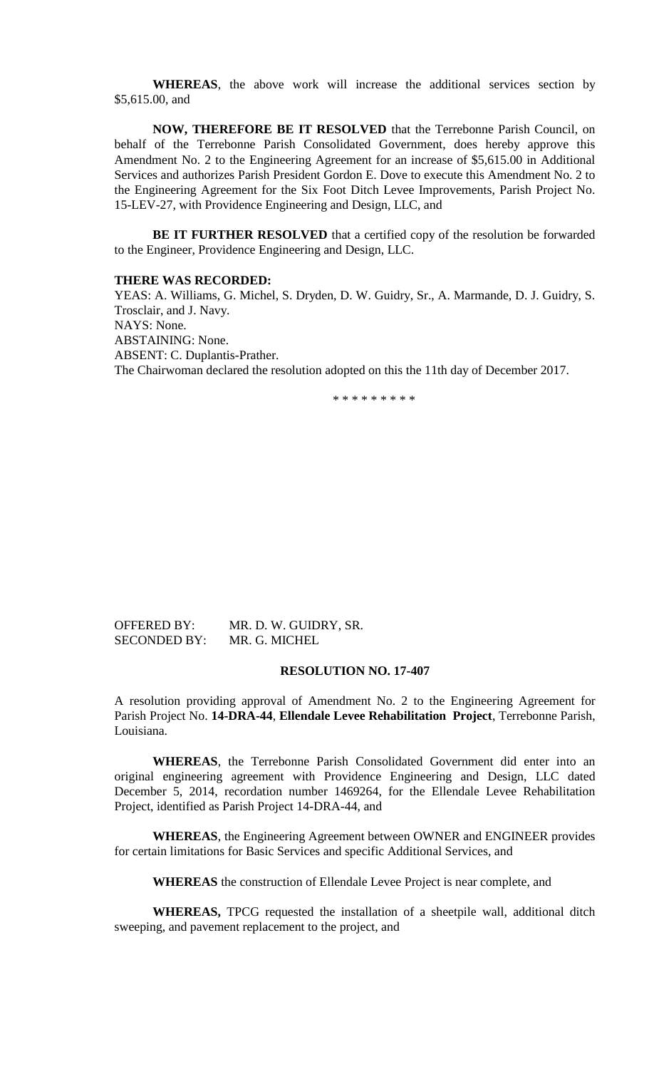**WHEREAS**, the above work will increase the additional services section by $5,615.00, and

**NOW, THEREFORE BE IT RESOLVED** that the Terrebonne Parish Council, on behalf of the Terrebonne Parish Consolidated Government, does hereby approve this Amendment No. 2 to the Engineering Agreement for an increase of $5,615.00 in Additional Services and authorizes Parish President Gordon E. Dove to execute this Amendment No. 2 to the Engineering Agreement for the Six Foot Ditch Levee Improvements, Parish Project No. 15-LEV-27, with Providence Engineering and Design, LLC, and

**BE IT FURTHER RESOLVED** that a certified copy of the resolution be forwarded to the Engineer, Providence Engineering and Design, LLC.

**THERE WAS RECORDED:**

YEAS: A. Williams, G. Michel, S. Dryden, D. W. Guidry, Sr., A. Marmande, D. J. Guidry, S. Trosclair, and J. Navy.
NAYS: None.
ABSTAINING: None.
ABSENT: C. Duplantis-Prather.
The Chairwoman declared the resolution adopted on this the 11th day of December 2017.

\* \* \* \* \* \* \* \* \*

OFFERED BY: MR. D. W. GUIDRY, SR.
SECONDED BY: MR. G. MICHEL

**RESOLUTION NO. 17-407**

A resolution providing approval of Amendment No. 2 to the Engineering Agreement for Parish Project No. **14-DRA-44**, **Ellendale Levee Rehabilitation Project**, Terrebonne Parish, Louisiana.

**WHEREAS**, the Terrebonne Parish Consolidated Government did enter into an original engineering agreement with Providence Engineering and Design, LLC dated December 5, 2014, recordation number 1469264, for the Ellendale Levee Rehabilitation Project, identified as Parish Project 14-DRA-44, and

**WHEREAS**, the Engineering Agreement between OWNER and ENGINEER provides for certain limitations for Basic Services and specific Additional Services, and

**WHEREAS** the construction of Ellendale Levee Project is near complete, and

**WHEREAS,** TPCG requested the installation of a sheetpile wall, additional ditch sweeping, and pavement replacement to the project, and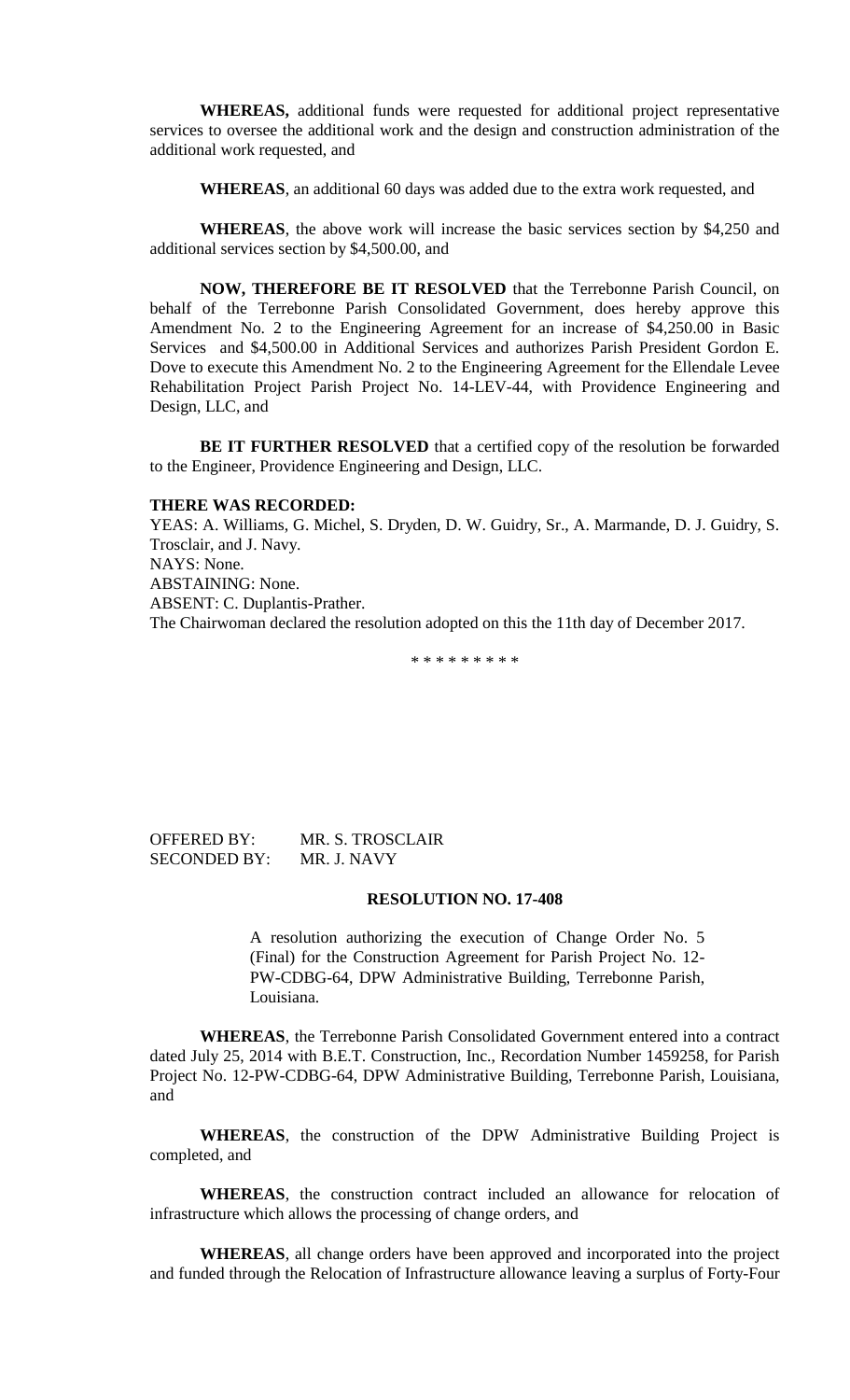**WHEREAS,** additional funds were requested for additional project representative services to oversee the additional work and the design and construction administration of the additional work requested, and

**WHEREAS**, an additional 60 days was added due to the extra work requested, and

**WHEREAS**, the above work will increase the basic services section by $4,250 and additional services section by $4,500.00, and

**NOW, THEREFORE BE IT RESOLVED** that the Terrebonne Parish Council, on behalf of the Terrebonne Parish Consolidated Government, does hereby approve this Amendment No. 2 to the Engineering Agreement for an increase of $4,250.00 in Basic Services and $4,500.00 in Additional Services and authorizes Parish President Gordon E. Dove to execute this Amendment No. 2 to the Engineering Agreement for the Ellendale Levee Rehabilitation Project Parish Project No. 14-LEV-44, with Providence Engineering and Design, LLC, and

**BE IT FURTHER RESOLVED** that a certified copy of the resolution be forwarded to the Engineer, Providence Engineering and Design, LLC.

**THERE WAS RECORDED:**

YEAS: A. Williams, G. Michel, S. Dryden, D. W. Guidry, Sr., A. Marmande, D. J. Guidry, S. Trosclair, and J. Navy.
NAYS: None.
ABSTAINING: None.
ABSENT: C. Duplantis-Prather.
The Chairwoman declared the resolution adopted on this the 11th day of December 2017.

\* \* \* \* \* \* \* \* \*

OFFERED BY: MR. S. TROSCLAIR
SECONDED BY: MR. J. NAVY

**RESOLUTION NO. 17-408**

A resolution authorizing the execution of Change Order No. 5 (Final) for the Construction Agreement for Parish Project No. 12-PW-CDBG-64, DPW Administrative Building, Terrebonne Parish, Louisiana.

**WHEREAS**, the Terrebonne Parish Consolidated Government entered into a contract dated July 25, 2014 with B.E.T. Construction, Inc., Recordation Number 1459258, for Parish Project No. 12-PW-CDBG-64, DPW Administrative Building, Terrebonne Parish, Louisiana, and

**WHEREAS**, the construction of the DPW Administrative Building Project is completed, and

**WHEREAS**, the construction contract included an allowance for relocation of infrastructure which allows the processing of change orders, and

**WHEREAS**, all change orders have been approved and incorporated into the project and funded through the Relocation of Infrastructure allowance leaving a surplus of Forty-Four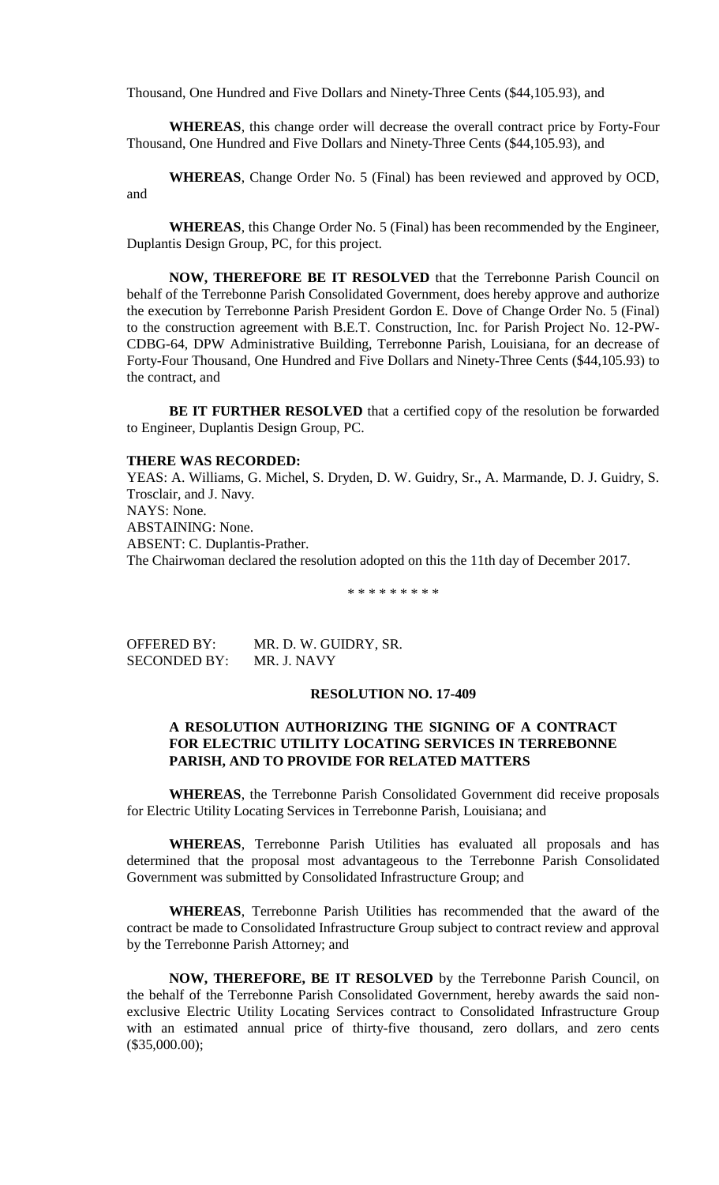Thousand, One Hundred and Five Dollars and Ninety-Three Cents ($44,105.93), and

**WHEREAS**, this change order will decrease the overall contract price by Forty-Four Thousand, One Hundred and Five Dollars and Ninety-Three Cents ($44,105.93), and

**WHEREAS**, Change Order No. 5 (Final) has been reviewed and approved by OCD, and

**WHEREAS**, this Change Order No. 5 (Final) has been recommended by the Engineer, Duplantis Design Group, PC, for this project.

**NOW, THEREFORE BE IT RESOLVED** that the Terrebonne Parish Council on behalf of the Terrebonne Parish Consolidated Government, does hereby approve and authorize the execution by Terrebonne Parish President Gordon E. Dove of Change Order No. 5 (Final) to the construction agreement with B.E.T. Construction, Inc. for Parish Project No. 12-PW-CDBG-64, DPW Administrative Building, Terrebonne Parish, Louisiana, for an decrease of Forty-Four Thousand, One Hundred and Five Dollars and Ninety-Three Cents ($44,105.93) to the contract, and

**BE IT FURTHER RESOLVED** that a certified copy of the resolution be forwarded to Engineer, Duplantis Design Group, PC.

**THERE WAS RECORDED:**
YEAS: A. Williams, G. Michel, S. Dryden, D. W. Guidry, Sr., A. Marmande, D. J. Guidry, S. Trosclair, and J. Navy.
NAYS: None.
ABSTAINING: None.
ABSENT: C. Duplantis-Prather.
The Chairwoman declared the resolution adopted on this the 11th day of December 2017.

\* \* \* \* \* \* \* \* \*

OFFERED BY: MR. D. W. GUIDRY, SR.
SECONDED BY: MR. J. NAVY

**RESOLUTION NO. 17-409**

**A RESOLUTION AUTHORIZING THE SIGNING OF A CONTRACT FOR ELECTRIC UTILITY LOCATING SERVICES IN TERREBONNE PARISH, AND TO PROVIDE FOR RELATED MATTERS**

**WHEREAS**, the Terrebonne Parish Consolidated Government did receive proposals for Electric Utility Locating Services in Terrebonne Parish, Louisiana; and

**WHEREAS**, Terrebonne Parish Utilities has evaluated all proposals and has determined that the proposal most advantageous to the Terrebonne Parish Consolidated Government was submitted by Consolidated Infrastructure Group; and

**WHEREAS**, Terrebonne Parish Utilities has recommended that the award of the contract be made to Consolidated Infrastructure Group subject to contract review and approval by the Terrebonne Parish Attorney; and

**NOW, THEREFORE, BE IT RESOLVED** by the Terrebonne Parish Council, on the behalf of the Terrebonne Parish Consolidated Government, hereby awards the said non-exclusive Electric Utility Locating Services contract to Consolidated Infrastructure Group with an estimated annual price of thirty-five thousand, zero dollars, and zero cents ($35,000.00);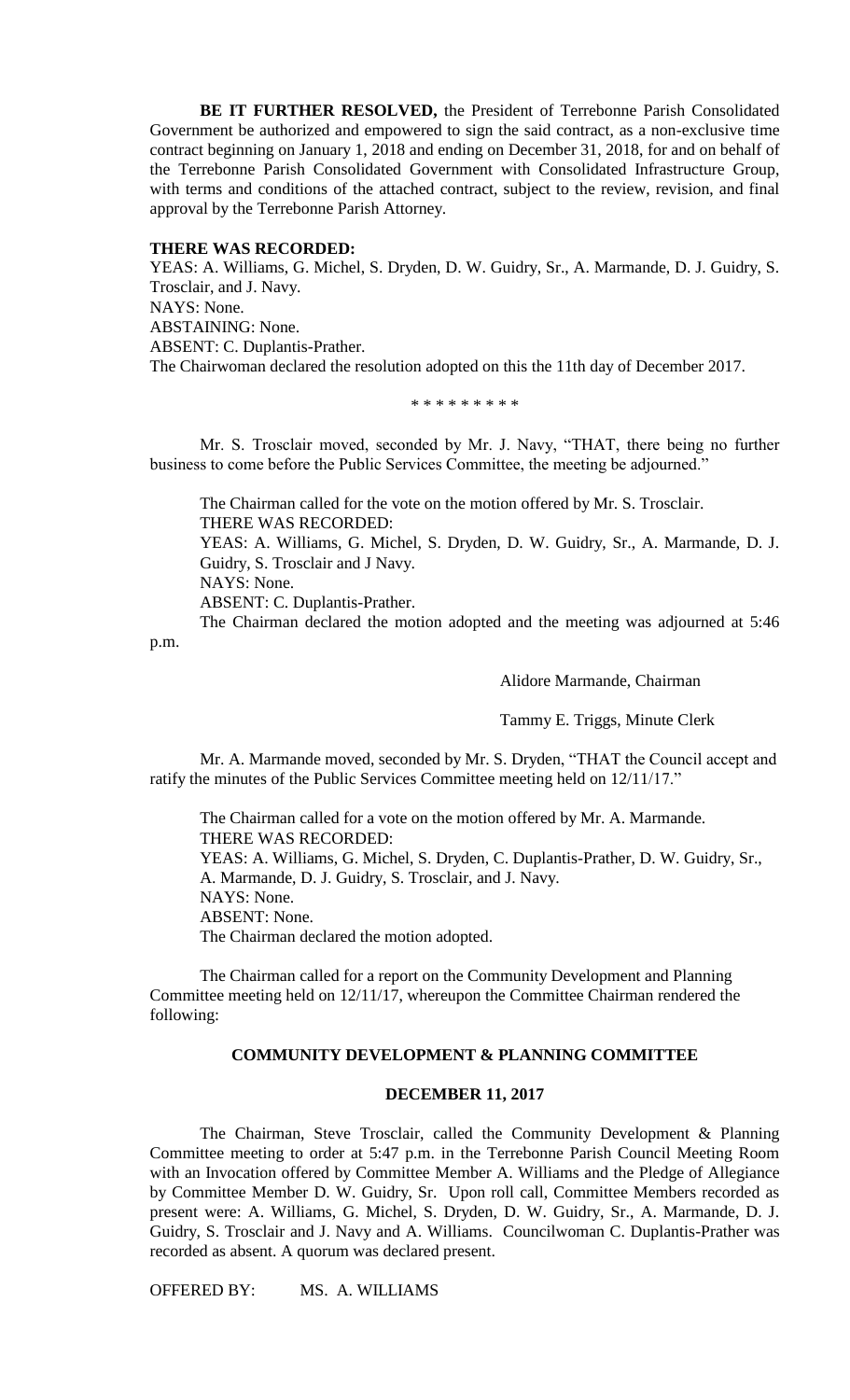**BE IT FURTHER RESOLVED,** the President of Terrebonne Parish Consolidated Government be authorized and empowered to sign the said contract, as a non-exclusive time contract beginning on January 1, 2018 and ending on December 31, 2018, for and on behalf of the Terrebonne Parish Consolidated Government with Consolidated Infrastructure Group, with terms and conditions of the attached contract, subject to the review, revision, and final approval by the Terrebonne Parish Attorney.

**THERE WAS RECORDED:**

YEAS: A. Williams, G. Michel, S. Dryden, D. W. Guidry, Sr., A. Marmande, D. J. Guidry, S. Trosclair, and J. Navy.

NAYS: None.

ABSTAINING: None.

ABSENT: C. Duplantis-Prather.

The Chairwoman declared the resolution adopted on this the 11th day of December 2017.

\* \* \* \* \* \* \* \* \*

Mr. S. Trosclair moved, seconded by Mr. J. Navy, "THAT, there being no further business to come before the Public Services Committee, the meeting be adjourned."

The Chairman called for the vote on the motion offered by Mr. S. Trosclair.

THERE WAS RECORDED:

YEAS: A. Williams, G. Michel, S. Dryden, D. W. Guidry, Sr., A. Marmande, D. J. Guidry, S. Trosclair and J Navy.

NAYS: None.

ABSENT: C. Duplantis-Prather.

The Chairman declared the motion adopted and the meeting was adjourned at 5:46 p.m.

Alidore Marmande, Chairman

Tammy E. Triggs, Minute Clerk

Mr. A. Marmande moved, seconded by Mr. S. Dryden, "THAT the Council accept and ratify the minutes of the Public Services Committee meeting held on 12/11/17."

The Chairman called for a vote on the motion offered by Mr. A. Marmande.

THERE WAS RECORDED:

YEAS: A. Williams, G. Michel, S. Dryden, C. Duplantis-Prather, D. W. Guidry, Sr., A. Marmande, D. J. Guidry, S. Trosclair, and J. Navy.

NAYS: None.

ABSENT: None.

The Chairman declared the motion adopted.

The Chairman called for a report on the Community Development and Planning Committee meeting held on 12/11/17, whereupon the Committee Chairman rendered the following:

## COMMUNITY DEVELOPMENT & PLANNING COMMITTEE

## DECEMBER 11, 2017

The Chairman, Steve Trosclair, called the Community Development & Planning Committee meeting to order at 5:47 p.m. in the Terrebonne Parish Council Meeting Room with an Invocation offered by Committee Member A. Williams and the Pledge of Allegiance by Committee Member D. W. Guidry, Sr. Upon roll call, Committee Members recorded as present were: A. Williams, G. Michel, S. Dryden, D. W. Guidry, Sr., A. Marmande, D. J. Guidry, S. Trosclair and J. Navy and A. Williams. Councilwoman C. Duplantis-Prather was recorded as absent. A quorum was declared present.

OFFERED BY: MS. A. WILLIAMS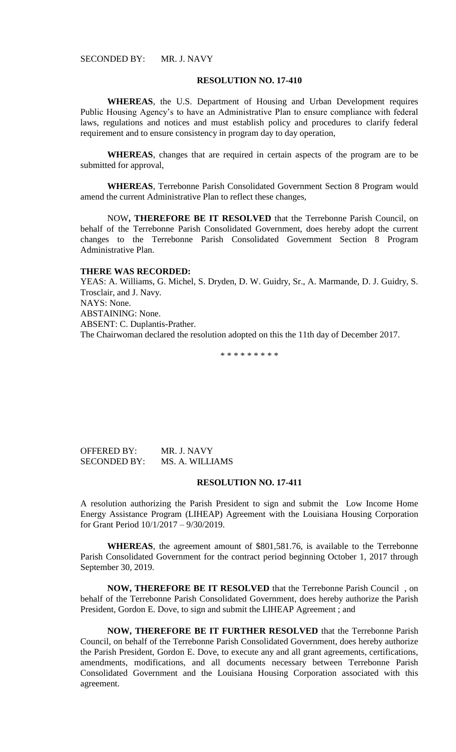SECONDED BY: MR. J. NAVY

**RESOLUTION NO. 17-410**

**WHEREAS**, the U.S. Department of Housing and Urban Development requires Public Housing Agency's to have an Administrative Plan to ensure compliance with federal laws, regulations and notices and must establish policy and procedures to clarify federal requirement and to ensure consistency in program day to day operation,

**WHEREAS**, changes that are required in certain aspects of the program are to be submitted for approval,

**WHEREAS**, Terrebonne Parish Consolidated Government Section 8 Program would amend the current Administrative Plan to reflect these changes,

NOW**, THEREFORE BE IT RESOLVED** that the Terrebonne Parish Council, on behalf of the Terrebonne Parish Consolidated Government, does hereby adopt the current changes to the Terrebonne Parish Consolidated Government Section 8 Program Administrative Plan.

**THERE WAS RECORDED:**
YEAS: A. Williams, G. Michel, S. Dryden, D. W. Guidry, Sr., A. Marmande, D. J. Guidry, S. Trosclair, and J. Navy.
NAYS: None.
ABSTAINING: None.
ABSENT: C. Duplantis-Prather.
The Chairwoman declared the resolution adopted on this the 11th day of December 2017.

\* \* \* \* \* \* \* \* \*

OFFERED BY: MR. J. NAVY
SECONDED BY: MS. A. WILLIAMS

**RESOLUTION NO. 17-411**

A resolution authorizing the Parish President to sign and submit the Low Income Home Energy Assistance Program (LIHEAP) Agreement with the Louisiana Housing Corporation for Grant Period 10/1/2017 – 9/30/2019.

**WHEREAS**, the agreement amount of $801,581.76, is available to the Terrebonne Parish Consolidated Government for the contract period beginning October 1, 2017 through September 30, 2019.

**NOW, THEREFORE BE IT RESOLVED** that the Terrebonne Parish Council , on behalf of the Terrebonne Parish Consolidated Government, does hereby authorize the Parish President, Gordon E. Dove, to sign and submit the LIHEAP Agreement ; and

**NOW, THEREFORE BE IT FURTHER RESOLVED** that the Terrebonne Parish Council, on behalf of the Terrebonne Parish Consolidated Government, does hereby authorize the Parish President, Gordon E. Dove, to execute any and all grant agreements, certifications, amendments, modifications, and all documents necessary between Terrebonne Parish Consolidated Government and the Louisiana Housing Corporation associated with this agreement.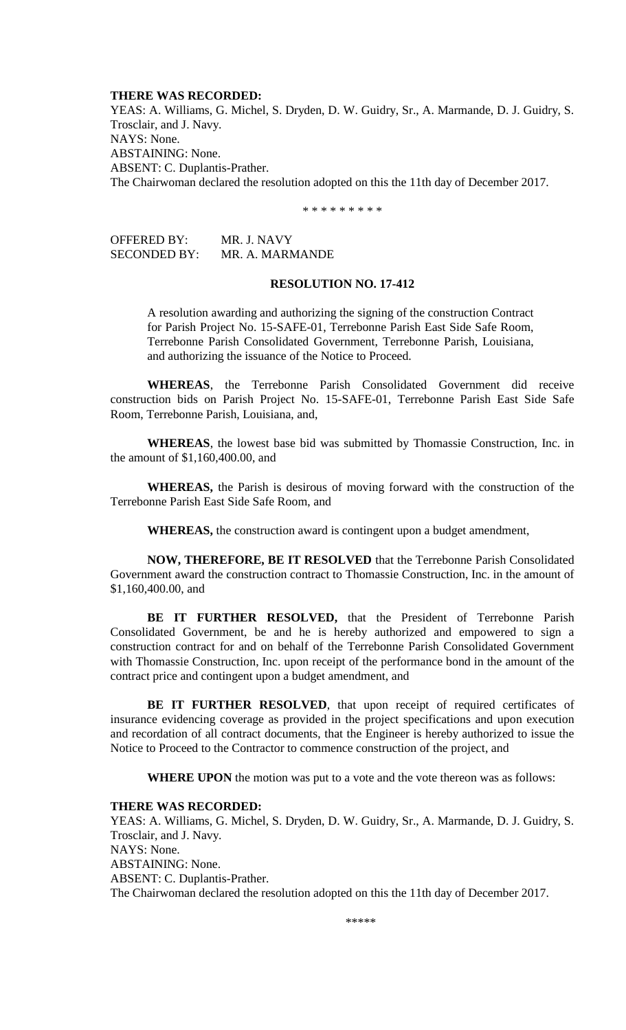**THERE WAS RECORDED:**
YEAS: A. Williams, G. Michel, S. Dryden, D. W. Guidry, Sr., A. Marmande, D. J. Guidry, S. Trosclair, and J. Navy.
NAYS: None.
ABSTAINING: None.
ABSENT: C. Duplantis-Prather.
The Chairwoman declared the resolution adopted on this the 11th day of December 2017.

\* \* \* \* \* \* \* \* \*

OFFERED BY: MR. J. NAVY
SECONDED BY: MR. A. MARMANDE

**RESOLUTION NO. 17-412**

A resolution awarding and authorizing the signing of the construction Contract for Parish Project No. 15-SAFE-01, Terrebonne Parish East Side Safe Room, Terrebonne Parish Consolidated Government, Terrebonne Parish, Louisiana, and authorizing the issuance of the Notice to Proceed.

**WHEREAS**, the Terrebonne Parish Consolidated Government did receive construction bids on Parish Project No. 15-SAFE-01, Terrebonne Parish East Side Safe Room, Terrebonne Parish, Louisiana, and,

**WHEREAS**, the lowest base bid was submitted by Thomassie Construction, Inc. in the amount of $1,160,400.00, and

**WHEREAS,** the Parish is desirous of moving forward with the construction of the Terrebonne Parish East Side Safe Room, and

**WHEREAS,** the construction award is contingent upon a budget amendment,

**NOW, THEREFORE, BE IT RESOLVED** that the Terrebonne Parish Consolidated Government award the construction contract to Thomassie Construction, Inc. in the amount of $1,160,400.00, and

**BE IT FURTHER RESOLVED,** that the President of Terrebonne Parish Consolidated Government, be and he is hereby authorized and empowered to sign a construction contract for and on behalf of the Terrebonne Parish Consolidated Government with Thomassie Construction, Inc. upon receipt of the performance bond in the amount of the contract price and contingent upon a budget amendment, and

**BE IT FURTHER RESOLVED**, that upon receipt of required certificates of insurance evidencing coverage as provided in the project specifications and upon execution and recordation of all contract documents, that the Engineer is hereby authorized to issue the Notice to Proceed to the Contractor to commence construction of the project, and

**WHERE UPON** the motion was put to a vote and the vote thereon was as follows:

**THERE WAS RECORDED:**
YEAS: A. Williams, G. Michel, S. Dryden, D. W. Guidry, Sr., A. Marmande, D. J. Guidry, S. Trosclair, and J. Navy.
NAYS: None.
ABSTAINING: None.
ABSENT: C. Duplantis-Prather.
The Chairwoman declared the resolution adopted on this the 11th day of December 2017.

\*\*\*\*\*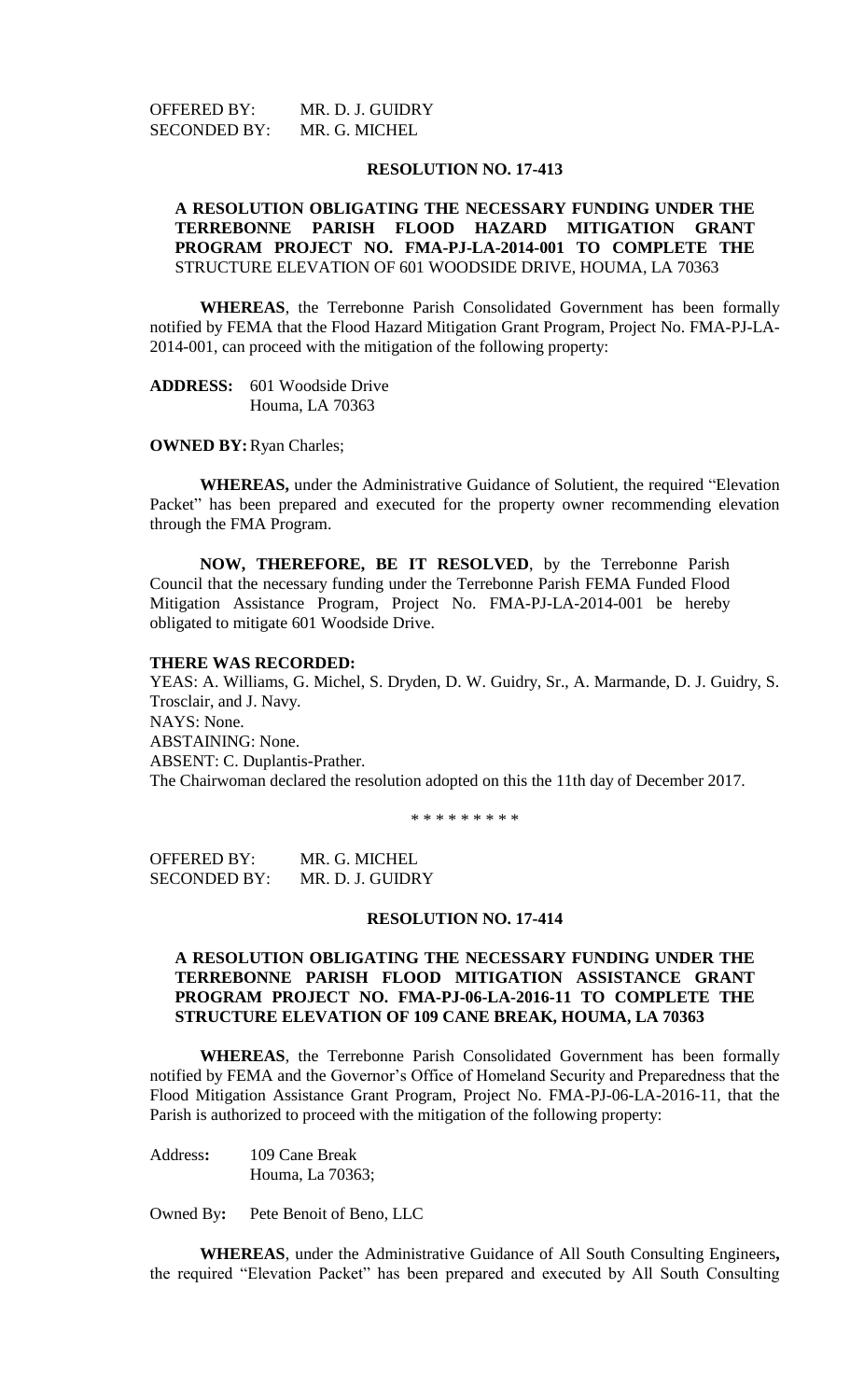OFFERED BY: MR. D. J. GUIDRY
SECONDED BY: MR. G. MICHEL

**RESOLUTION NO. 17-413**

**A RESOLUTION OBLIGATING THE NECESSARY FUNDING UNDER THE TERREBONNE PARISH FLOOD HAZARD MITIGATION GRANT PROGRAM PROJECT NO. FMA-PJ-LA-2014-001 TO COMPLETE THE** STRUCTURE ELEVATION OF 601 WOODSIDE DRIVE, HOUMA, LA 70363

**WHEREAS**, the Terrebonne Parish Consolidated Government has been formally notified by FEMA that the Flood Hazard Mitigation Grant Program, Project No. FMA-PJ-LA-2014-001, can proceed with the mitigation of the following property:

**ADDRESS:** 601 Woodside Drive
Houma, LA 70363

**OWNED BY:** Ryan Charles;

**WHEREAS,** under the Administrative Guidance of Solutient, the required "Elevation Packet" has been prepared and executed for the property owner recommending elevation through the FMA Program.

**NOW, THEREFORE, BE IT RESOLVED**, by the Terrebonne Parish Council that the necessary funding under the Terrebonne Parish FEMA Funded Flood Mitigation Assistance Program, Project No. FMA-PJ-LA-2014-001 be hereby obligated to mitigate 601 Woodside Drive.

**THERE WAS RECORDED:**
YEAS: A. Williams, G. Michel, S. Dryden, D. W. Guidry, Sr., A. Marmande, D. J. Guidry, S. Trosclair, and J. Navy.
NAYS: None.
ABSTAINING: None.
ABSENT: C. Duplantis-Prather.
The Chairwoman declared the resolution adopted on this the 11th day of December 2017.

\* \* \* \* \* \* \* \* \*

OFFERED BY: MR. G. MICHEL
SECONDED BY: MR. D. J. GUIDRY

**RESOLUTION NO. 17-414**

**A RESOLUTION OBLIGATING THE NECESSARY FUNDING UNDER THE TERREBONNE PARISH FLOOD MITIGATION ASSISTANCE GRANT PROGRAM PROJECT NO. FMA-PJ-06-LA-2016-11 TO COMPLETE THE STRUCTURE ELEVATION OF 109 CANE BREAK, HOUMA, LA 70363**

**WHEREAS**, the Terrebonne Parish Consolidated Government has been formally notified by FEMA and the Governor's Office of Homeland Security and Preparedness that the Flood Mitigation Assistance Grant Program, Project No. FMA-PJ-06-LA-2016-11, that the Parish is authorized to proceed with the mitigation of the following property:

Address**:** 109 Cane Break
Houma, La 70363;

Owned By**:** Pete Benoit of Beno, LLC

**WHEREAS**, under the Administrative Guidance of All South Consulting Engineers**,** the required "Elevation Packet" has been prepared and executed by All South Consulting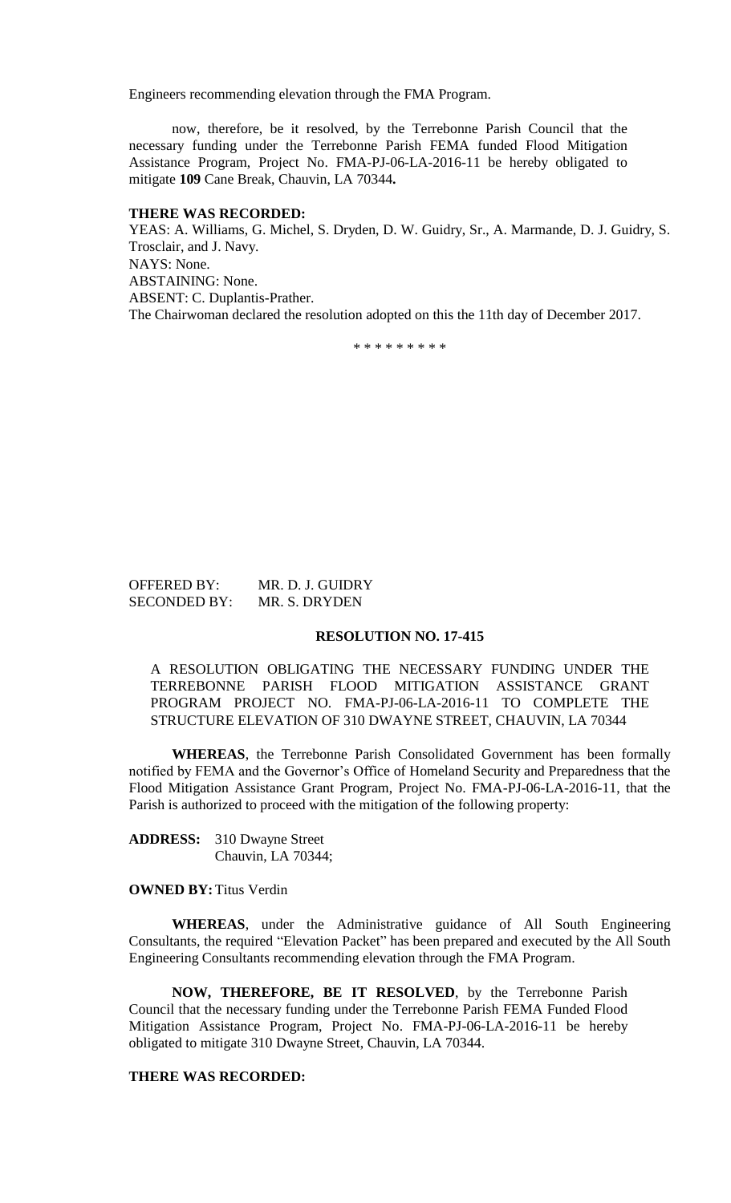Engineers recommending elevation through the FMA Program.

now, therefore, be it resolved, by the Terrebonne Parish Council that the necessary funding under the Terrebonne Parish FEMA funded Flood Mitigation Assistance Program, Project No. FMA-PJ-06-LA-2016-11 be hereby obligated to mitigate **109** Cane Break, Chauvin, LA 70344**.**

**THERE WAS RECORDED:**

YEAS: A. Williams, G. Michel, S. Dryden, D. W. Guidry, Sr., A. Marmande, D. J. Guidry, S. Trosclair, and J. Navy.
NAYS: None.
ABSTAINING: None.
ABSENT: C. Duplantis-Prather.
The Chairwoman declared the resolution adopted on this the 11th day of December 2017.

\* \* \* \* \* \* \* \* \*

OFFERED BY: MR. D. J. GUIDRY
SECONDED BY: MR. S. DRYDEN

**RESOLUTION NO. 17-415**

A RESOLUTION OBLIGATING THE NECESSARY FUNDING UNDER THE TERREBONNE PARISH FLOOD MITIGATION ASSISTANCE GRANT PROGRAM PROJECT NO. FMA-PJ-06-LA-2016-11 TO COMPLETE THE STRUCTURE ELEVATION OF 310 DWAYNE STREET, CHAUVIN, LA 70344

**WHEREAS**, the Terrebonne Parish Consolidated Government has been formally notified by FEMA and the Governor's Office of Homeland Security and Preparedness that the Flood Mitigation Assistance Grant Program, Project No. FMA-PJ-06-LA-2016-11, that the Parish is authorized to proceed with the mitigation of the following property:

**ADDRESS:** 310 Dwayne Street
Chauvin, LA 70344;

**OWNED BY:** Titus Verdin

**WHEREAS**, under the Administrative guidance of All South Engineering Consultants, the required "Elevation Packet" has been prepared and executed by the All South Engineering Consultants recommending elevation through the FMA Program.

**NOW, THEREFORE, BE IT RESOLVED**, by the Terrebonne Parish Council that the necessary funding under the Terrebonne Parish FEMA Funded Flood Mitigation Assistance Program, Project No. FMA-PJ-06-LA-2016-11 be hereby obligated to mitigate 310 Dwayne Street, Chauvin, LA 70344.

**THERE WAS RECORDED:**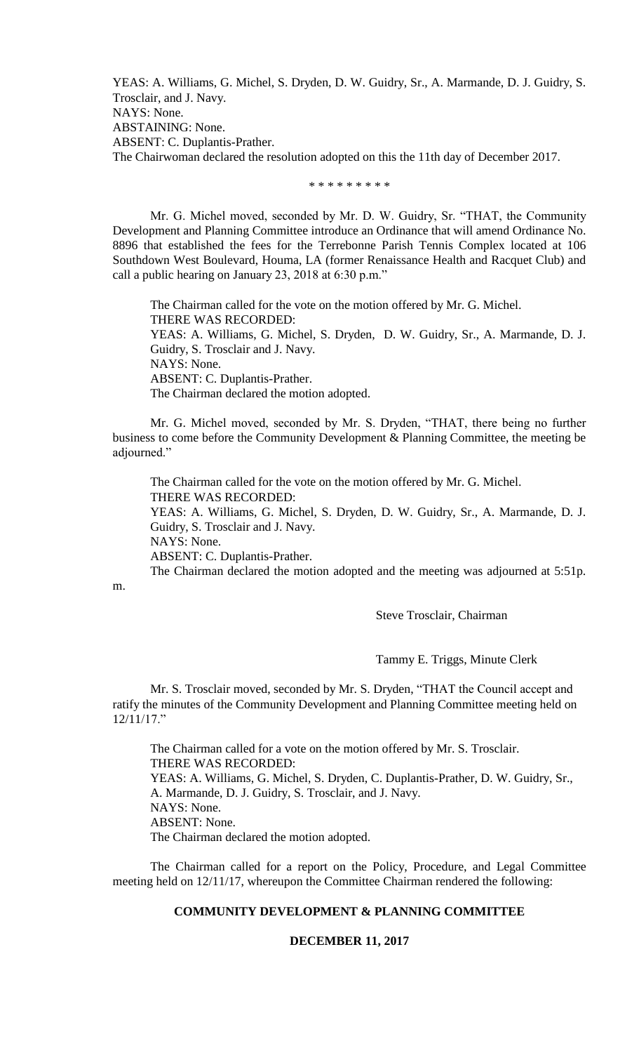YEAS: A. Williams, G. Michel, S. Dryden, D. W. Guidry, Sr., A. Marmande, D. J. Guidry, S. Trosclair, and J. Navy.
NAYS: None.
ABSTAINING: None.
ABSENT: C. Duplantis-Prather.
The Chairwoman declared the resolution adopted on this the 11th day of December 2017.

\* \* \* \* \* \* \* \* \*

Mr. G. Michel moved, seconded by Mr. D. W. Guidry, Sr. "THAT, the Community Development and Planning Committee introduce an Ordinance that will amend Ordinance No. 8896 that established the fees for the Terrebonne Parish Tennis Complex located at 106 Southdown West Boulevard, Houma, LA (former Renaissance Health and Racquet Club) and call a public hearing on January 23, 2018 at 6:30 p.m."

The Chairman called for the vote on the motion offered by Mr. G. Michel.
THERE WAS RECORDED:
YEAS: A. Williams, G. Michel, S. Dryden, D. W. Guidry, Sr., A. Marmande, D. J. Guidry, S. Trosclair and J. Navy.
NAYS: None.
ABSENT: C. Duplantis-Prather.
The Chairman declared the motion adopted.

Mr. G. Michel moved, seconded by Mr. S. Dryden, "THAT, there being no further business to come before the Community Development & Planning Committee, the meeting be adjourned."

The Chairman called for the vote on the motion offered by Mr. G. Michel.
THERE WAS RECORDED:
YEAS: A. Williams, G. Michel, S. Dryden, D. W. Guidry, Sr., A. Marmande, D. J. Guidry, S. Trosclair and J. Navy.
NAYS: None.
ABSENT: C. Duplantis-Prather.
The Chairman declared the motion adopted and the meeting was adjourned at 5:51p. m.

Steve Trosclair, Chairman

Tammy E. Triggs, Minute Clerk

Mr. S. Trosclair moved, seconded by Mr. S. Dryden, "THAT the Council accept and ratify the minutes of the Community Development and Planning Committee meeting held on 12/11/17."

The Chairman called for a vote on the motion offered by Mr. S. Trosclair.
THERE WAS RECORDED:
YEAS: A. Williams, G. Michel, S. Dryden, C. Duplantis-Prather, D. W. Guidry, Sr., A. Marmande, D. J. Guidry, S. Trosclair, and J. Navy.
NAYS: None.
ABSENT: None.
The Chairman declared the motion adopted.

The Chairman called for a report on the Policy, Procedure, and Legal Committee meeting held on 12/11/17, whereupon the Committee Chairman rendered the following:

**COMMUNITY DEVELOPMENT & PLANNING COMMITTEE**

**DECEMBER 11, 2017**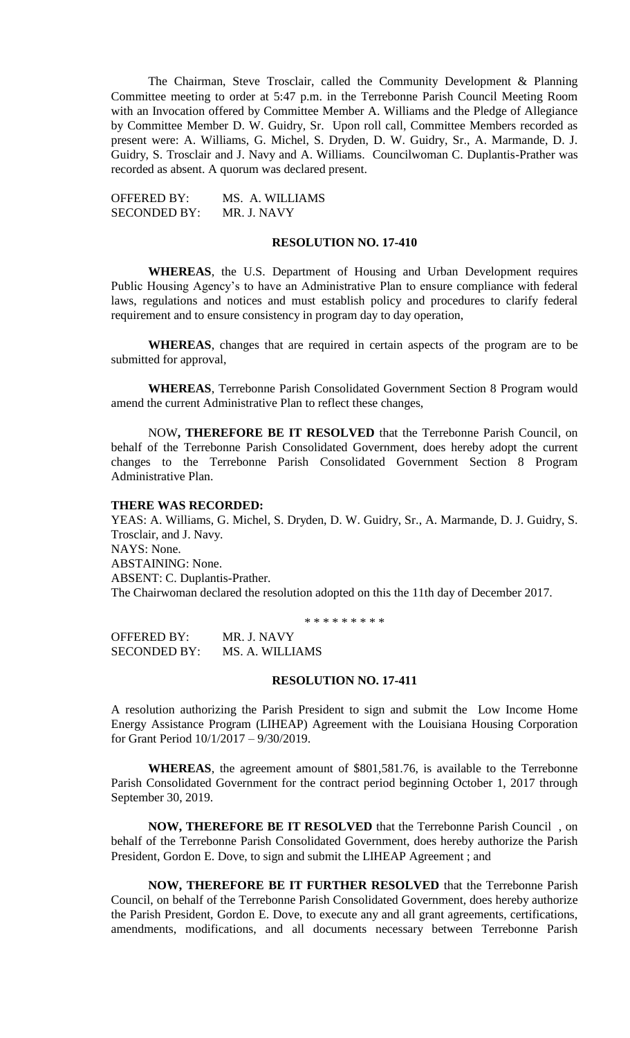The Chairman, Steve Trosclair, called the Community Development & Planning Committee meeting to order at 5:47 p.m. in the Terrebonne Parish Council Meeting Room with an Invocation offered by Committee Member A. Williams and the Pledge of Allegiance by Committee Member D. W. Guidry, Sr. Upon roll call, Committee Members recorded as present were: A. Williams, G. Michel, S. Dryden, D. W. Guidry, Sr., A. Marmande, D. J. Guidry, S. Trosclair and J. Navy and A. Williams. Councilwoman C. Duplantis-Prather was recorded as absent. A quorum was declared present.

OFFERED BY: MS. A. WILLIAMS
SECONDED BY: MR. J. NAVY

**RESOLUTION NO. 17-410**

**WHEREAS**, the U.S. Department of Housing and Urban Development requires Public Housing Agency's to have an Administrative Plan to ensure compliance with federal laws, regulations and notices and must establish policy and procedures to clarify federal requirement and to ensure consistency in program day to day operation,

**WHEREAS**, changes that are required in certain aspects of the program are to be submitted for approval,

**WHEREAS**, Terrebonne Parish Consolidated Government Section 8 Program would amend the current Administrative Plan to reflect these changes,

NOW**, THEREFORE BE IT RESOLVED** that the Terrebonne Parish Council, on behalf of the Terrebonne Parish Consolidated Government, does hereby adopt the current changes to the Terrebonne Parish Consolidated Government Section 8 Program Administrative Plan.

**THERE WAS RECORDED:**
YEAS: A. Williams, G. Michel, S. Dryden, D. W. Guidry, Sr., A. Marmande, D. J. Guidry, S. Trosclair, and J. Navy.
NAYS: None.
ABSTAINING: None.
ABSENT: C. Duplantis-Prather.
The Chairwoman declared the resolution adopted on this the 11th day of December 2017.

\* \* \* \* \* \* \* \* \*

OFFERED BY: MR. J. NAVY
SECONDED BY: MS. A. WILLIAMS

**RESOLUTION NO. 17-411**

A resolution authorizing the Parish President to sign and submit the Low Income Home Energy Assistance Program (LIHEAP) Agreement with the Louisiana Housing Corporation for Grant Period 10/1/2017 – 9/30/2019.

**WHEREAS**, the agreement amount of $801,581.76, is available to the Terrebonne Parish Consolidated Government for the contract period beginning October 1, 2017 through September 30, 2019.

**NOW, THEREFORE BE IT RESOLVED** that the Terrebonne Parish Council , on behalf of the Terrebonne Parish Consolidated Government, does hereby authorize the Parish President, Gordon E. Dove, to sign and submit the LIHEAP Agreement ; and

**NOW, THEREFORE BE IT FURTHER RESOLVED** that the Terrebonne Parish Council, on behalf of the Terrebonne Parish Consolidated Government, does hereby authorize the Parish President, Gordon E. Dove, to execute any and all grant agreements, certifications, amendments, modifications, and all documents necessary between Terrebonne Parish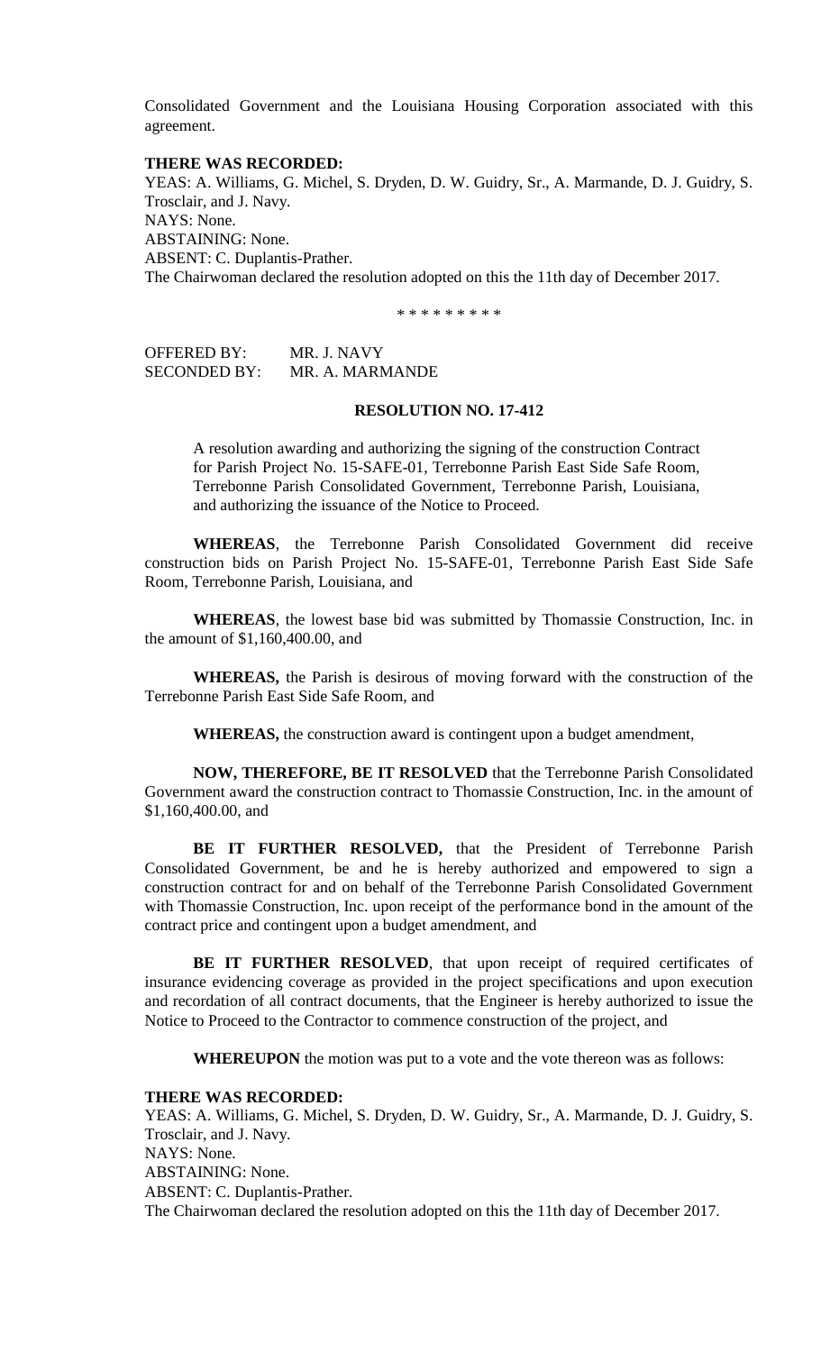Consolidated Government and the Louisiana Housing Corporation associated with this agreement.

**THERE WAS RECORDED:**
YEAS: A. Williams, G. Michel, S. Dryden, D. W. Guidry, Sr., A. Marmande, D. J. Guidry, S. Trosclair, and J. Navy.
NAYS: None.
ABSTAINING: None.
ABSENT: C. Duplantis-Prather.
The Chairwoman declared the resolution adopted on this the 11th day of December 2017.

\* \* \* \* \* \* \* \* \*

OFFERED BY: MR. J. NAVY
SECONDED BY: MR. A. MARMANDE

**RESOLUTION NO. 17-412**

A resolution awarding and authorizing the signing of the construction Contract for Parish Project No. 15-SAFE-01, Terrebonne Parish East Side Safe Room, Terrebonne Parish Consolidated Government, Terrebonne Parish, Louisiana, and authorizing the issuance of the Notice to Proceed.

**WHEREAS**, the Terrebonne Parish Consolidated Government did receive construction bids on Parish Project No. 15-SAFE-01, Terrebonne Parish East Side Safe Room, Terrebonne Parish, Louisiana, and

**WHEREAS**, the lowest base bid was submitted by Thomassie Construction, Inc. in the amount of $1,160,400.00, and

**WHEREAS,** the Parish is desirous of moving forward with the construction of the Terrebonne Parish East Side Safe Room, and

**WHEREAS,** the construction award is contingent upon a budget amendment,

**NOW, THEREFORE, BE IT RESOLVED** that the Terrebonne Parish Consolidated Government award the construction contract to Thomassie Construction, Inc. in the amount of $1,160,400.00, and

**BE IT FURTHER RESOLVED,** that the President of Terrebonne Parish Consolidated Government, be and he is hereby authorized and empowered to sign a construction contract for and on behalf of the Terrebonne Parish Consolidated Government with Thomassie Construction, Inc. upon receipt of the performance bond in the amount of the contract price and contingent upon a budget amendment, and

**BE IT FURTHER RESOLVED**, that upon receipt of required certificates of insurance evidencing coverage as provided in the project specifications and upon execution and recordation of all contract documents, that the Engineer is hereby authorized to issue the Notice to Proceed to the Contractor to commence construction of the project, and

**WHEREUPON** the motion was put to a vote and the vote thereon was as follows:

**THERE WAS RECORDED:**
YEAS: A. Williams, G. Michel, S. Dryden, D. W. Guidry, Sr., A. Marmande, D. J. Guidry, S. Trosclair, and J. Navy.
NAYS: None.
ABSTAINING: None.
ABSENT: C. Duplantis-Prather.
The Chairwoman declared the resolution adopted on this the 11th day of December 2017.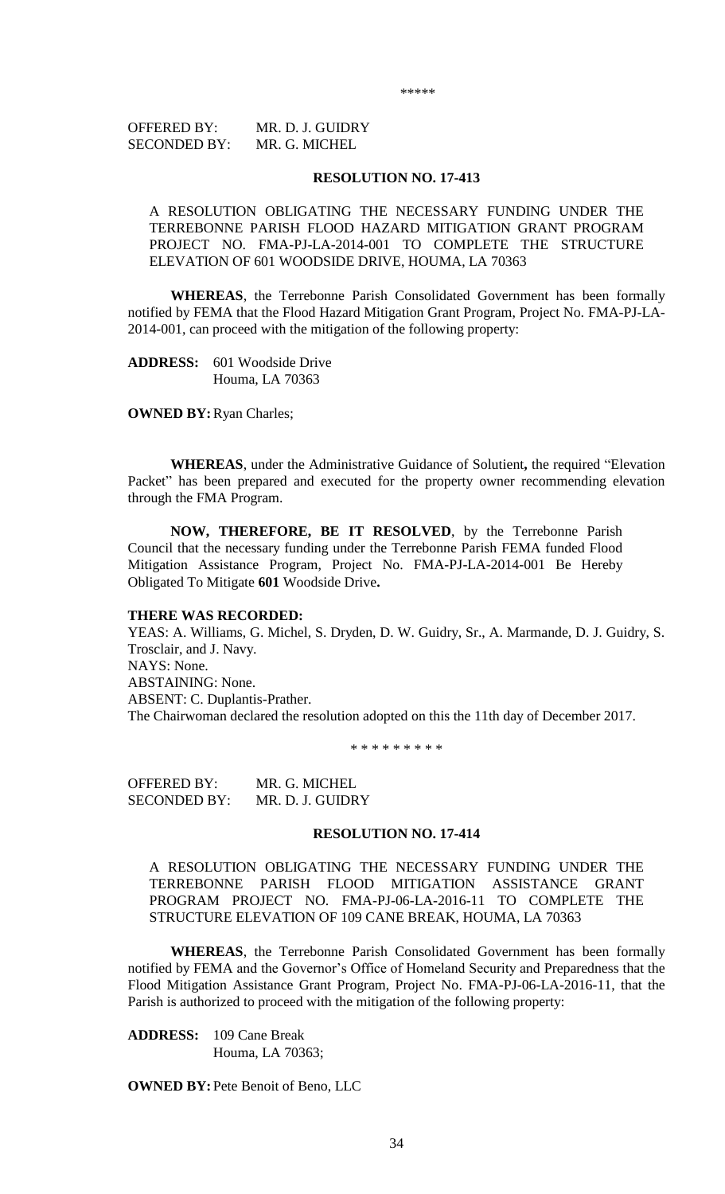\*\*\*\*\*

OFFERED BY: MR. D. J. GUIDRY
SECONDED BY: MR. G. MICHEL

**RESOLUTION NO. 17-413**

A RESOLUTION OBLIGATING THE NECESSARY FUNDING UNDER THE TERREBONNE PARISH FLOOD HAZARD MITIGATION GRANT PROGRAM PROJECT NO. FMA-PJ-LA-2014-001 TO COMPLETE THE STRUCTURE ELEVATION OF 601 WOODSIDE DRIVE, HOUMA, LA 70363

**WHEREAS**, the Terrebonne Parish Consolidated Government has been formally notified by FEMA that the Flood Hazard Mitigation Grant Program, Project No. FMA-PJ-LA-2014-001, can proceed with the mitigation of the following property:

**ADDRESS:** 601 Woodside Drive
Houma, LA 70363

**OWNED BY:** Ryan Charles;

**WHEREAS**, under the Administrative Guidance of Solutient**,** the required "Elevation Packet" has been prepared and executed for the property owner recommending elevation through the FMA Program.

**NOW, THEREFORE, BE IT RESOLVED**, by the Terrebonne Parish Council that the necessary funding under the Terrebonne Parish FEMA funded Flood Mitigation Assistance Program, Project No. FMA-PJ-LA-2014-001 Be Hereby Obligated To Mitigate **601** Woodside Drive**.**

**THERE WAS RECORDED:**

YEAS: A. Williams, G. Michel, S. Dryden, D. W. Guidry, Sr., A. Marmande, D. J. Guidry, S. Trosclair, and J. Navy.
NAYS: None.
ABSTAINING: None.
ABSENT: C. Duplantis-Prather.
The Chairwoman declared the resolution adopted on this the 11th day of December 2017.

\* \* \* \* \* \* \* \* \*

OFFERED BY: MR. G. MICHEL
SECONDED BY: MR. D. J. GUIDRY

**RESOLUTION NO. 17-414**

A RESOLUTION OBLIGATING THE NECESSARY FUNDING UNDER THE TERREBONNE PARISH FLOOD MITIGATION ASSISTANCE GRANT PROGRAM PROJECT NO. FMA-PJ-06-LA-2016-11 TO COMPLETE THE STRUCTURE ELEVATION OF 109 CANE BREAK, HOUMA, LA 70363

**WHEREAS**, the Terrebonne Parish Consolidated Government has been formally notified by FEMA and the Governor's Office of Homeland Security and Preparedness that the Flood Mitigation Assistance Grant Program, Project No. FMA-PJ-06-LA-2016-11, that the Parish is authorized to proceed with the mitigation of the following property:

**ADDRESS:** 109 Cane Break
Houma, LA 70363;

**OWNED BY:** Pete Benoit of Beno, LLC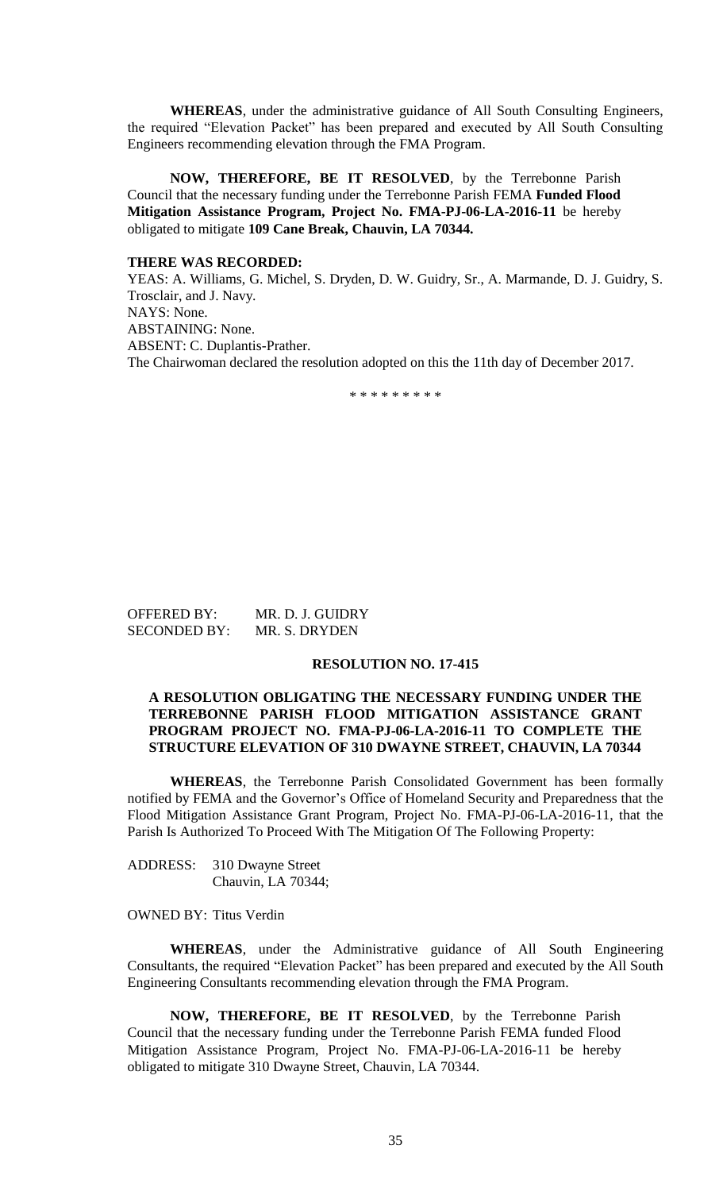**WHEREAS**, under the administrative guidance of All South Consulting Engineers, the required "Elevation Packet" has been prepared and executed by All South Consulting Engineers recommending elevation through the FMA Program.

**NOW, THEREFORE, BE IT RESOLVED**, by the Terrebonne Parish Council that the necessary funding under the Terrebonne Parish FEMA **Funded Flood Mitigation Assistance Program, Project No. FMA-PJ-06-LA-2016-11** be hereby obligated to mitigate **109 Cane Break, Chauvin, LA 70344.**

**THERE WAS RECORDED:**

YEAS: A. Williams, G. Michel, S. Dryden, D. W. Guidry, Sr., A. Marmande, D. J. Guidry, S. Trosclair, and J. Navy.
NAYS: None.
ABSTAINING: None.
ABSENT: C. Duplantis-Prather.
The Chairwoman declared the resolution adopted on this the 11th day of December 2017.

\* \* \* \* \* \* \* \* \*

OFFERED BY: MR. D. J. GUIDRY
SECONDED BY: MR. S. DRYDEN

**RESOLUTION NO. 17-415**

**A RESOLUTION OBLIGATING THE NECESSARY FUNDING UNDER THE TERREBONNE PARISH FLOOD MITIGATION ASSISTANCE GRANT PROGRAM PROJECT NO. FMA-PJ-06-LA-2016-11 TO COMPLETE THE STRUCTURE ELEVATION OF 310 DWAYNE STREET, CHAUVIN, LA 70344**

**WHEREAS**, the Terrebonne Parish Consolidated Government has been formally notified by FEMA and the Governor's Office of Homeland Security and Preparedness that the Flood Mitigation Assistance Grant Program, Project No. FMA-PJ-06-LA-2016-11, that the Parish Is Authorized To Proceed With The Mitigation Of The Following Property:

ADDRESS: 310 Dwayne Street
Chauvin, LA 70344;

OWNED BY: Titus Verdin

**WHEREAS**, under the Administrative guidance of All South Engineering Consultants, the required "Elevation Packet" has been prepared and executed by the All South Engineering Consultants recommending elevation through the FMA Program.

**NOW, THEREFORE, BE IT RESOLVED**, by the Terrebonne Parish Council that the necessary funding under the Terrebonne Parish FEMA funded Flood Mitigation Assistance Program, Project No. FMA-PJ-06-LA-2016-11 be hereby obligated to mitigate 310 Dwayne Street, Chauvin, LA 70344.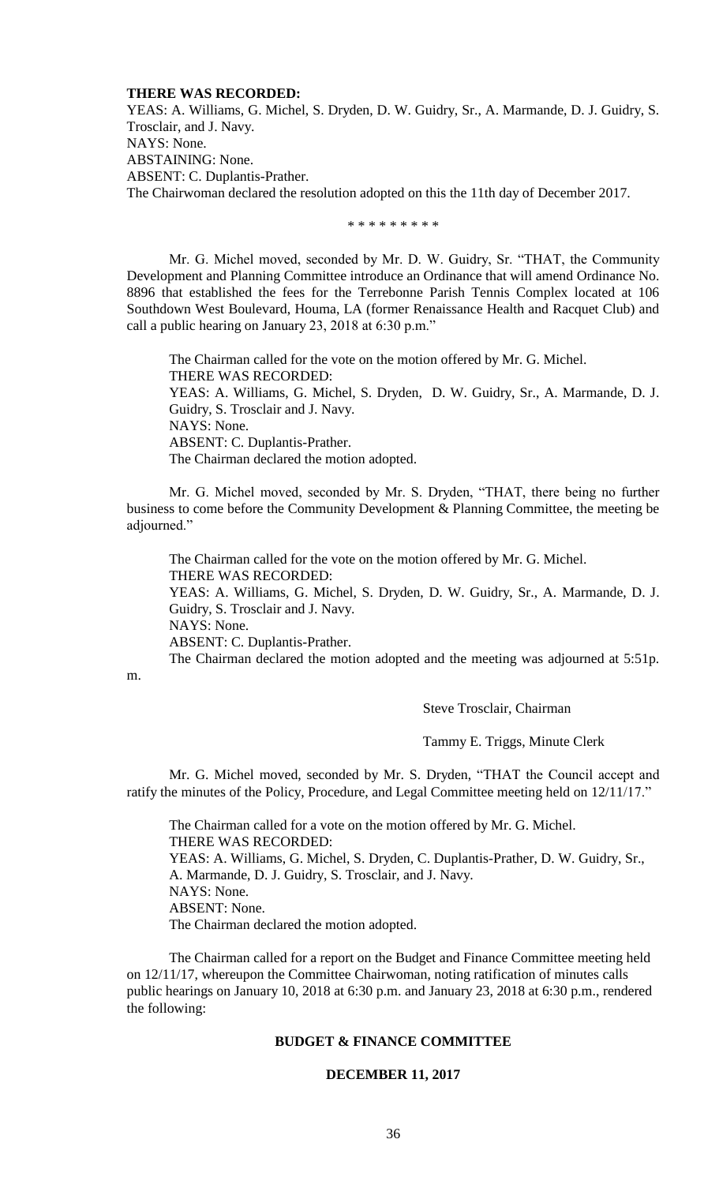**THERE WAS RECORDED:**

YEAS: A. Williams, G. Michel, S. Dryden, D. W. Guidry, Sr., A. Marmande, D. J. Guidry, S. Trosclair, and J. Navy.

NAYS: None.

ABSTAINING: None.

ABSENT: C. Duplantis-Prather.

The Chairwoman declared the resolution adopted on this the 11th day of December 2017.

\* \* \* \* \* \* \* \* \*

Mr. G. Michel moved, seconded by Mr. D. W. Guidry, Sr. "THAT, the Community Development and Planning Committee introduce an Ordinance that will amend Ordinance No. 8896 that established the fees for the Terrebonne Parish Tennis Complex located at 106 Southdown West Boulevard, Houma, LA (former Renaissance Health and Racquet Club) and call a public hearing on January 23, 2018 at 6:30 p.m."

The Chairman called for the vote on the motion offered by Mr. G. Michel.
THERE WAS RECORDED:
YEAS: A. Williams, G. Michel, S. Dryden, D. W. Guidry, Sr., A. Marmande, D. J. Guidry, S. Trosclair and J. Navy.
NAYS: None.
ABSENT: C. Duplantis-Prather.
The Chairman declared the motion adopted.

Mr. G. Michel moved, seconded by Mr. S. Dryden, "THAT, there being no further business to come before the Community Development & Planning Committee, the meeting be adjourned."

The Chairman called for the vote on the motion offered by Mr. G. Michel.
THERE WAS RECORDED:
YEAS: A. Williams, G. Michel, S. Dryden, D. W. Guidry, Sr., A. Marmande, D. J. Guidry, S. Trosclair and J. Navy.
NAYS: None.
ABSENT: C. Duplantis-Prather.
The Chairman declared the motion adopted and the meeting was adjourned at 5:51p.m.

Steve Trosclair, Chairman

Tammy E. Triggs, Minute Clerk

Mr. G. Michel moved, seconded by Mr. S. Dryden, "THAT the Council accept and ratify the minutes of the Policy, Procedure, and Legal Committee meeting held on 12/11/17."

The Chairman called for a vote on the motion offered by Mr. G. Michel.
THERE WAS RECORDED:
YEAS: A. Williams, G. Michel, S. Dryden, C. Duplantis-Prather, D. W. Guidry, Sr., A. Marmande, D. J. Guidry, S. Trosclair, and J. Navy.
NAYS: None.
ABSENT: None.
The Chairman declared the motion adopted.

The Chairman called for a report on the Budget and Finance Committee meeting held on 12/11/17, whereupon the Committee Chairwoman, noting ratification of minutes calls public hearings on January 10, 2018 at 6:30 p.m. and January 23, 2018 at 6:30 p.m., rendered the following:

**BUDGET & FINANCE COMMITTEE**

**DECEMBER 11, 2017**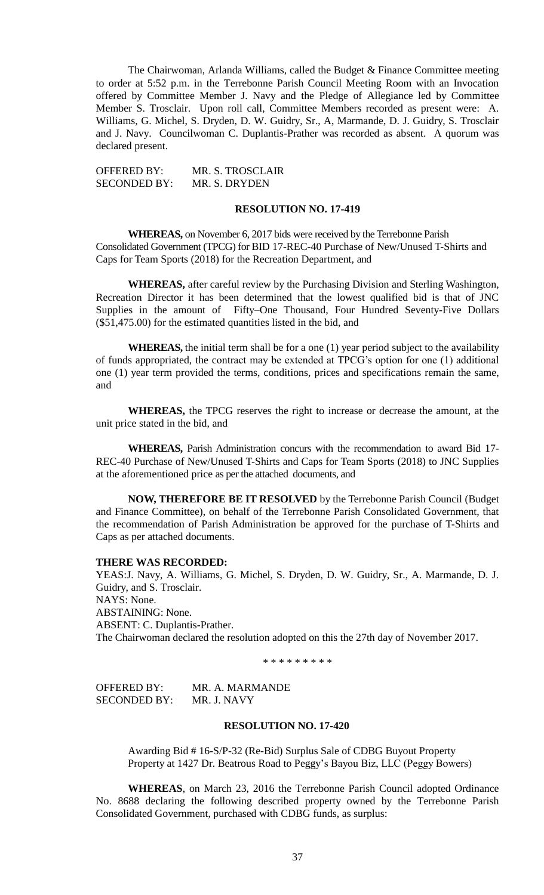The Chairwoman, Arlanda Williams, called the Budget & Finance Committee meeting to order at 5:52 p.m. in the Terrebonne Parish Council Meeting Room with an Invocation offered by Committee Member J. Navy and the Pledge of Allegiance led by Committee Member S. Trosclair. Upon roll call, Committee Members recorded as present were: A. Williams, G. Michel, S. Dryden, D. W. Guidry, Sr., A, Marmande, D. J. Guidry, S. Trosclair and J. Navy. Councilwoman C. Duplantis-Prather was recorded as absent. A quorum was declared present.

OFFERED BY: MR. S. TROSCLAIR
SECONDED BY: MR. S. DRYDEN

**RESOLUTION NO. 17-419**

**WHEREAS,** on November 6, 2017 bids were received by the Terrebonne Parish Consolidated Government (TPCG) for BID 17-REC-40 Purchase of New/Unused T-Shirts and Caps for Team Sports (2018) for the Recreation Department, and

**WHEREAS,** after careful review by the Purchasing Division and Sterling Washington, Recreation Director it has been determined that the lowest qualified bid is that of JNC Supplies in the amount of Fifty–One Thousand, Four Hundred Seventy-Five Dollars ($51,475.00) for the estimated quantities listed in the bid, and

**WHEREAS,** the initial term shall be for a one (1) year period subject to the availability of funds appropriated, the contract may be extended at TPCG's option for one (1) additional one (1) year term provided the terms, conditions, prices and specifications remain the same, and

**WHEREAS,** the TPCG reserves the right to increase or decrease the amount, at the unit price stated in the bid, and

**WHEREAS,** Parish Administration concurs with the recommendation to award Bid 17-REC-40 Purchase of New/Unused T-Shirts and Caps for Team Sports (2018) to JNC Supplies at the aforementioned price as per the attached documents, and

**NOW, THEREFORE BE IT RESOLVED** by the Terrebonne Parish Council (Budget and Finance Committee), on behalf of the Terrebonne Parish Consolidated Government, that the recommendation of Parish Administration be approved for the purchase of T-Shirts and Caps as per attached documents.

**THERE WAS RECORDED:**

YEAS:J. Navy, A. Williams, G. Michel, S. Dryden, D. W. Guidry, Sr., A. Marmande, D. J. Guidry, and S. Trosclair.
NAYS: None.
ABSTAINING: None.
ABSENT: C. Duplantis-Prather.
The Chairwoman declared the resolution adopted on this the 27th day of November 2017.

\* \* \* \* \* \* \* \* \*

OFFERED BY: MR. A. MARMANDE
SECONDED BY: MR. J. NAVY

**RESOLUTION NO. 17-420**

Awarding Bid # 16-S/P-32 (Re-Bid) Surplus Sale of CDBG Buyout Property Property at 1427 Dr. Beatrous Road to Peggy's Bayou Biz, LLC (Peggy Bowers)

**WHEREAS**, on March 23, 2016 the Terrebonne Parish Council adopted Ordinance No. 8688 declaring the following described property owned by the Terrebonne Parish Consolidated Government, purchased with CDBG funds, as surplus: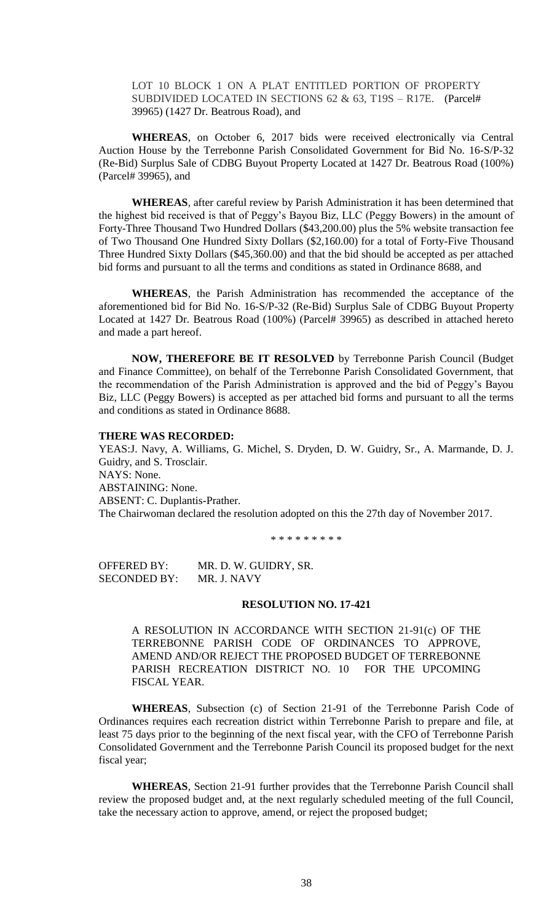LOT 10 BLOCK 1 ON A PLAT ENTITLED PORTION OF PROPERTY SUBDIVIDED LOCATED IN SECTIONS 62 & 63, T19S – R17E. (Parcel# 39965) (1427 Dr. Beatrous Road), and

**WHEREAS**, on October 6, 2017 bids were received electronically via Central Auction House by the Terrebonne Parish Consolidated Government for Bid No. 16-S/P-32 (Re-Bid) Surplus Sale of CDBG Buyout Property Located at 1427 Dr. Beatrous Road (100%) (Parcel# 39965), and

**WHEREAS**, after careful review by Parish Administration it has been determined that the highest bid received is that of Peggy's Bayou Biz, LLC (Peggy Bowers) in the amount of Forty-Three Thousand Two Hundred Dollars ($43,200.00) plus the 5% website transaction fee of Two Thousand One Hundred Sixty Dollars ($2,160.00) for a total of Forty-Five Thousand Three Hundred Sixty Dollars ($45,360.00) and that the bid should be accepted as per attached bid forms and pursuant to all the terms and conditions as stated in Ordinance 8688, and

**WHEREAS**, the Parish Administration has recommended the acceptance of the aforementioned bid for Bid No. 16-S/P-32 (Re-Bid) Surplus Sale of CDBG Buyout Property Located at 1427 Dr. Beatrous Road (100%) (Parcel# 39965) as described in attached hereto and made a part hereof.

**NOW, THEREFORE BE IT RESOLVED** by Terrebonne Parish Council (Budget and Finance Committee), on behalf of the Terrebonne Parish Consolidated Government, that the recommendation of the Parish Administration is approved and the bid of Peggy's Bayou Biz, LLC (Peggy Bowers) is accepted as per attached bid forms and pursuant to all the terms and conditions as stated in Ordinance 8688.

**THERE WAS RECORDED:**

YEAS:J. Navy, A. Williams, G. Michel, S. Dryden, D. W. Guidry, Sr., A. Marmande, D. J. Guidry, and S. Trosclair.
NAYS: None.
ABSTAINING: None.
ABSENT: C. Duplantis-Prather.
The Chairwoman declared the resolution adopted on this the 27th day of November 2017.

\* \* \* \* \* \* \* \* \*

OFFERED BY: MR. D. W. GUIDRY, SR.
SECONDED BY: MR. J. NAVY

**RESOLUTION NO. 17-421**

A RESOLUTION IN ACCORDANCE WITH SECTION 21-91(c) OF THE TERREBONNE PARISH CODE OF ORDINANCES TO APPROVE, AMEND AND/OR REJECT THE PROPOSED BUDGET OF TERREBONNE PARISH RECREATION DISTRICT NO. 10 FOR THE UPCOMING FISCAL YEAR.

**WHEREAS**, Subsection (c) of Section 21-91 of the Terrebonne Parish Code of Ordinances requires each recreation district within Terrebonne Parish to prepare and file, at least 75 days prior to the beginning of the next fiscal year, with the CFO of Terrebonne Parish Consolidated Government and the Terrebonne Parish Council its proposed budget for the next fiscal year;

**WHEREAS**, Section 21-91 further provides that the Terrebonne Parish Council shall review the proposed budget and, at the next regularly scheduled meeting of the full Council, take the necessary action to approve, amend, or reject the proposed budget;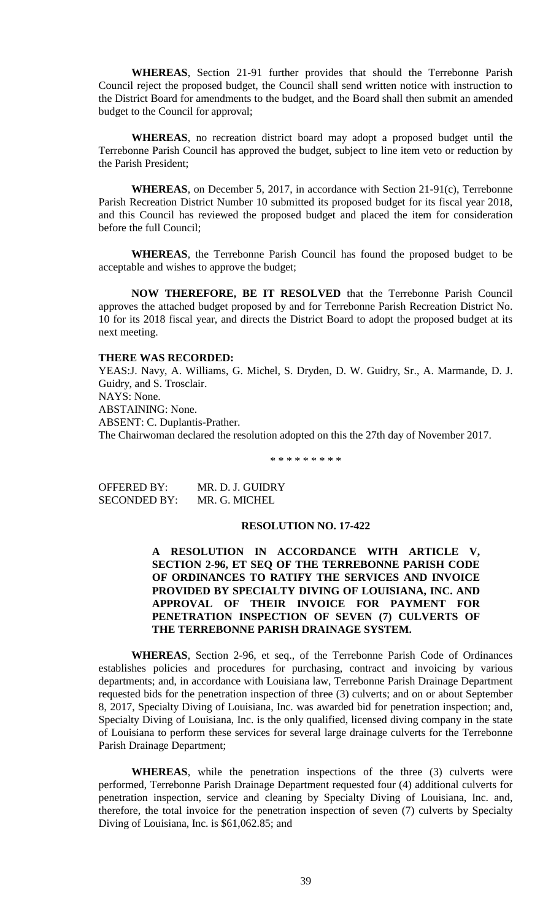**WHEREAS**, Section 21-91 further provides that should the Terrebonne Parish Council reject the proposed budget, the Council shall send written notice with instruction to the District Board for amendments to the budget, and the Board shall then submit an amended budget to the Council for approval;

**WHEREAS**, no recreation district board may adopt a proposed budget until the Terrebonne Parish Council has approved the budget, subject to line item veto or reduction by the Parish President;

**WHEREAS**, on December 5, 2017, in accordance with Section 21-91(c), Terrebonne Parish Recreation District Number 10 submitted its proposed budget for its fiscal year 2018, and this Council has reviewed the proposed budget and placed the item for consideration before the full Council;

**WHEREAS**, the Terrebonne Parish Council has found the proposed budget to be acceptable and wishes to approve the budget;

**NOW THEREFORE, BE IT RESOLVED** that the Terrebonne Parish Council approves the attached budget proposed by and for Terrebonne Parish Recreation District No. 10 for its 2018 fiscal year, and directs the District Board to adopt the proposed budget at its next meeting.

**THERE WAS RECORDED:**

YEAS:J. Navy, A. Williams, G. Michel, S. Dryden, D. W. Guidry, Sr., A. Marmande, D. J. Guidry, and S. Trosclair.
NAYS: None.
ABSTAINING: None.
ABSENT: C. Duplantis-Prather.
The Chairwoman declared the resolution adopted on this the 27th day of November 2017.

\* \* \* \* \* \* \* \* \*

OFFERED BY: MR. D. J. GUIDRY
SECONDED BY: MR. G. MICHEL

**RESOLUTION NO. 17-422**

**A RESOLUTION IN ACCORDANCE WITH ARTICLE V, SECTION 2-96, ET SEQ OF THE TERREBONNE PARISH CODE OF ORDINANCES TO RATIFY THE SERVICES AND INVOICE PROVIDED BY SPECIALTY DIVING OF LOUISIANA, INC. AND APPROVAL OF THEIR INVOICE FOR PAYMENT FOR PENETRATION INSPECTION OF SEVEN (7) CULVERTS OF THE TERREBONNE PARISH DRAINAGE SYSTEM.**

**WHEREAS**, Section 2-96, et seq., of the Terrebonne Parish Code of Ordinances establishes policies and procedures for purchasing, contract and invoicing by various departments; and, in accordance with Louisiana law, Terrebonne Parish Drainage Department requested bids for the penetration inspection of three (3) culverts; and on or about September 8, 2017, Specialty Diving of Louisiana, Inc. was awarded bid for penetration inspection; and, Specialty Diving of Louisiana, Inc. is the only qualified, licensed diving company in the state of Louisiana to perform these services for several large drainage culverts for the Terrebonne Parish Drainage Department;

**WHEREAS**, while the penetration inspections of the three (3) culverts were performed, Terrebonne Parish Drainage Department requested four (4) additional culverts for penetration inspection, service and cleaning by Specialty Diving of Louisiana, Inc. and, therefore, the total invoice for the penetration inspection of seven (7) culverts by Specialty Diving of Louisiana, Inc. is $61,062.85; and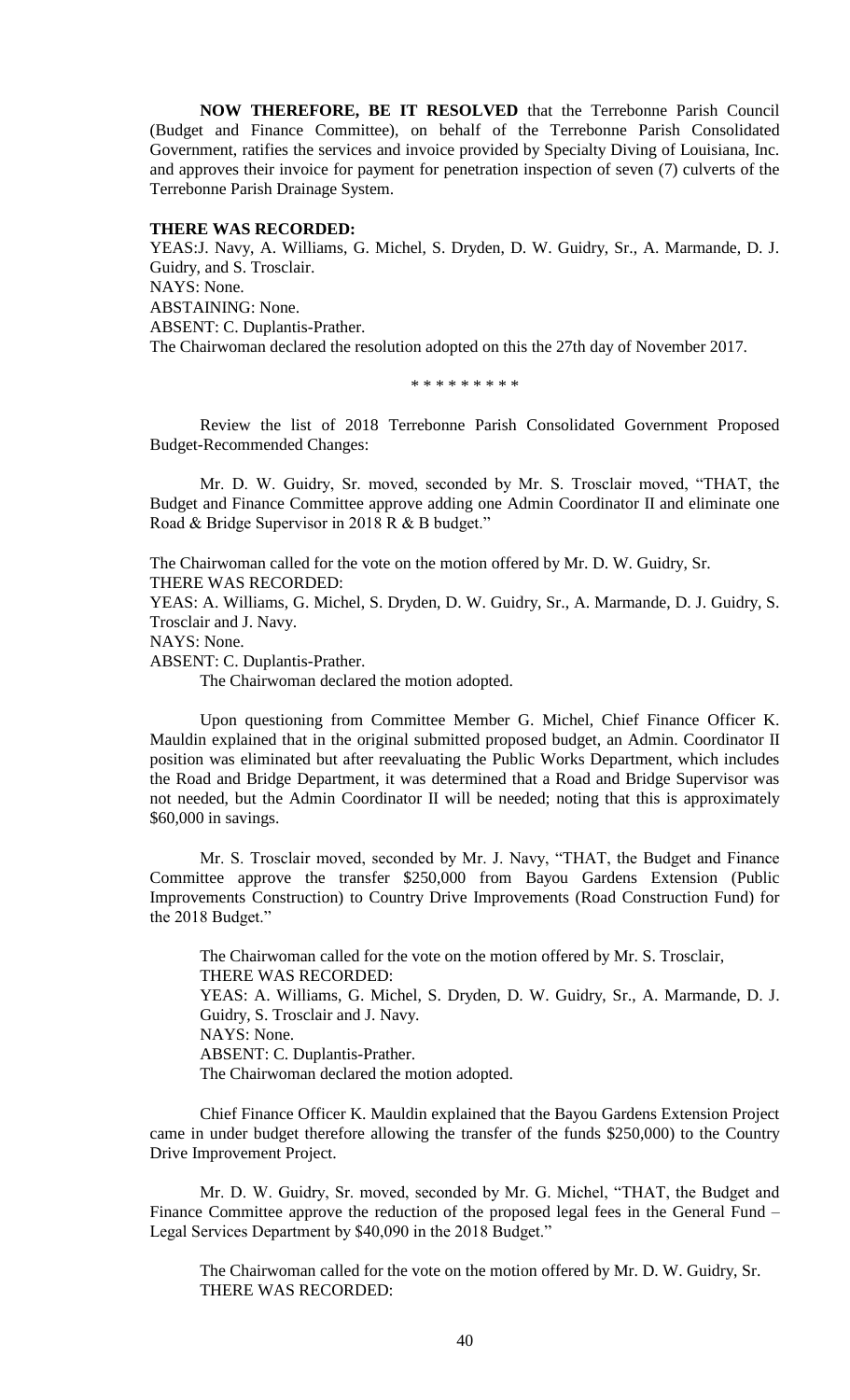**NOW THEREFORE, BE IT RESOLVED** that the Terrebonne Parish Council (Budget and Finance Committee), on behalf of the Terrebonne Parish Consolidated Government, ratifies the services and invoice provided by Specialty Diving of Louisiana, Inc. and approves their invoice for payment for penetration inspection of seven (7) culverts of the Terrebonne Parish Drainage System.

**THERE WAS RECORDED:**

YEAS:J. Navy, A. Williams, G. Michel, S. Dryden, D. W. Guidry, Sr., A. Marmande, D. J. Guidry, and S. Trosclair.
NAYS: None.
ABSTAINING: None.
ABSENT: C. Duplantis-Prather.
The Chairwoman declared the resolution adopted on this the 27th day of November 2017.

\* \* \* \* \* \* \* \* \*

Review the list of 2018 Terrebonne Parish Consolidated Government Proposed Budget-Recommended Changes:

Mr. D. W. Guidry, Sr. moved, seconded by Mr. S. Trosclair moved, "THAT, the Budget and Finance Committee approve adding one Admin Coordinator II and eliminate one Road & Bridge Supervisor in 2018 R & B budget."

The Chairwoman called for the vote on the motion offered by Mr. D. W. Guidry, Sr.
THERE WAS RECORDED:
YEAS: A. Williams, G. Michel, S. Dryden, D. W. Guidry, Sr., A. Marmande, D. J. Guidry, S. Trosclair and J. Navy.
NAYS: None.
ABSENT: C. Duplantis-Prather.
The Chairwoman declared the motion adopted.

Upon questioning from Committee Member G. Michel, Chief Finance Officer K. Mauldin explained that in the original submitted proposed budget, an Admin. Coordinator II position was eliminated but after reevaluating the Public Works Department, which includes the Road and Bridge Department, it was determined that a Road and Bridge Supervisor was not needed, but the Admin Coordinator II will be needed; noting that this is approximately $60,000 in savings.

Mr. S. Trosclair moved, seconded by Mr. J. Navy, "THAT, the Budget and Finance Committee approve the transfer $250,000 from Bayou Gardens Extension (Public Improvements Construction) to Country Drive Improvements (Road Construction Fund) for the 2018 Budget."

The Chairwoman called for the vote on the motion offered by Mr. S. Trosclair,
THERE WAS RECORDED:
YEAS: A. Williams, G. Michel, S. Dryden, D. W. Guidry, Sr., A. Marmande, D. J. Guidry, S. Trosclair and J. Navy.
NAYS: None.
ABSENT: C. Duplantis-Prather.
The Chairwoman declared the motion adopted.

Chief Finance Officer K. Mauldin explained that the Bayou Gardens Extension Project came in under budget therefore allowing the transfer of the funds $250,000) to the Country Drive Improvement Project.

Mr. D. W. Guidry, Sr. moved, seconded by Mr. G. Michel, "THAT, the Budget and Finance Committee approve the reduction of the proposed legal fees in the General Fund – Legal Services Department by $40,090 in the 2018 Budget."

The Chairwoman called for the vote on the motion offered by Mr. D. W. Guidry, Sr.
THERE WAS RECORDED: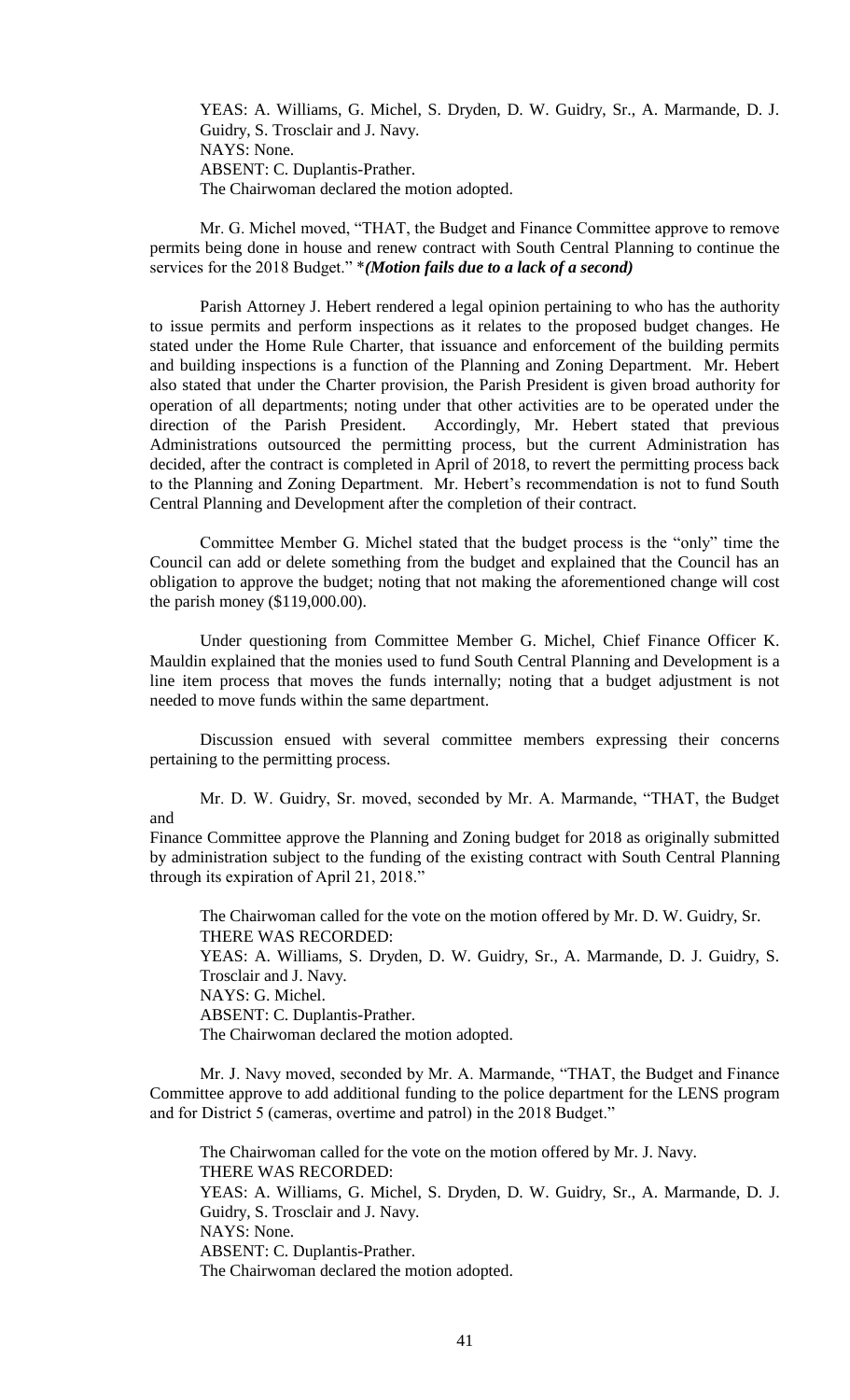YEAS: A. Williams, G. Michel, S. Dryden, D. W. Guidry, Sr., A. Marmande, D. J. Guidry, S. Trosclair and J. Navy.
NAYS: None.
ABSENT: C. Duplantis-Prather.
The Chairwoman declared the motion adopted.

Mr. G. Michel moved, "THAT, the Budget and Finance Committee approve to remove permits being done in house and renew contract with South Central Planning to continue the services for the 2018 Budget." *_**(Motion fails due to a lack of a second)**_

Parish Attorney J. Hebert rendered a legal opinion pertaining to who has the authority to issue permits and perform inspections as it relates to the proposed budget changes. He stated under the Home Rule Charter, that issuance and enforcement of the building permits and building inspections is a function of the Planning and Zoning Department. Mr. Hebert also stated that under the Charter provision, the Parish President is given broad authority for operation of all departments; noting under that other activities are to be operated under the direction of the Parish President. Accordingly, Mr. Hebert stated that previous Administrations outsourced the permitting process, but the current Administration has decided, after the contract is completed in April of 2018, to revert the permitting process back to the Planning and Zoning Department. Mr. Hebert's recommendation is not to fund South Central Planning and Development after the completion of their contract.

Committee Member G. Michel stated that the budget process is the "only" time the Council can add or delete something from the budget and explained that the Council has an obligation to approve the budget; noting that not making the aforementioned change will cost the parish money ($119,000.00).

Under questioning from Committee Member G. Michel, Chief Finance Officer K. Mauldin explained that the monies used to fund South Central Planning and Development is a line item process that moves the funds internally; noting that a budget adjustment is not needed to move funds within the same department.

Discussion ensued with several committee members expressing their concerns pertaining to the permitting process.

Mr. D. W. Guidry, Sr. moved, seconded by Mr. A. Marmande, "THAT, the Budget and
Finance Committee approve the Planning and Zoning budget for 2018 as originally submitted by administration subject to the funding of the existing contract with South Central Planning through its expiration of April 21, 2018."

The Chairwoman called for the vote on the motion offered by Mr. D. W. Guidry, Sr.
THERE WAS RECORDED:
YEAS: A. Williams, S. Dryden, D. W. Guidry, Sr., A. Marmande, D. J. Guidry, S. Trosclair and J. Navy.
NAYS: G. Michel.
ABSENT: C. Duplantis-Prather.
The Chairwoman declared the motion adopted.

Mr. J. Navy moved, seconded by Mr. A. Marmande, "THAT, the Budget and Finance Committee approve to add additional funding to the police department for the LENS program and for District 5 (cameras, overtime and patrol) in the 2018 Budget."

The Chairwoman called for the vote on the motion offered by Mr. J. Navy.
THERE WAS RECORDED:
YEAS: A. Williams, G. Michel, S. Dryden, D. W. Guidry, Sr., A. Marmande, D. J. Guidry, S. Trosclair and J. Navy.
NAYS: None.
ABSENT: C. Duplantis-Prather.
The Chairwoman declared the motion adopted.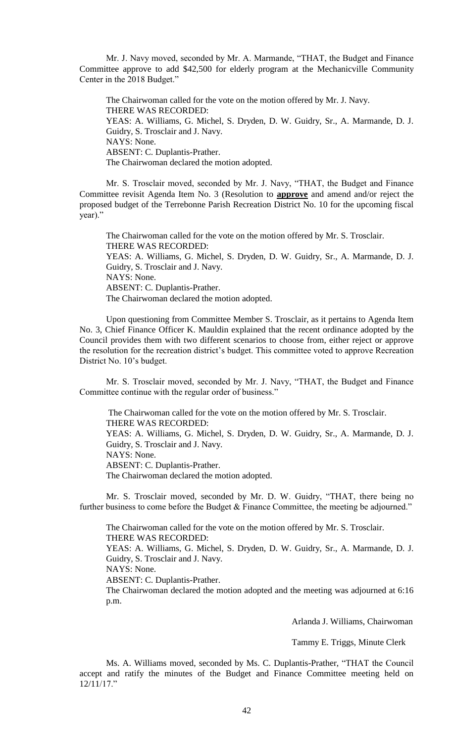Mr. J. Navy moved, seconded by Mr. A. Marmande, "THAT, the Budget and Finance Committee approve to add $42,500 for elderly program at the Mechanicville Community Center in the 2018 Budget."

The Chairwoman called for the vote on the motion offered by Mr. J. Navy.
THERE WAS RECORDED:
YEAS: A. Williams, G. Michel, S. Dryden, D. W. Guidry, Sr., A. Marmande, D. J. Guidry, S. Trosclair and J. Navy.
NAYS: None.
ABSENT: C. Duplantis-Prather.
The Chairwoman declared the motion adopted.

Mr. S. Trosclair moved, seconded by Mr. J. Navy, "THAT, the Budget and Finance Committee revisit Agenda Item No. 3 (Resolution to **approve** and amend and/or reject the proposed budget of the Terrebonne Parish Recreation District No. 10 for the upcoming fiscal year)."

The Chairwoman called for the vote on the motion offered by Mr. S. Trosclair.
THERE WAS RECORDED:
YEAS: A. Williams, G. Michel, S. Dryden, D. W. Guidry, Sr., A. Marmande, D. J. Guidry, S. Trosclair and J. Navy.
NAYS: None.
ABSENT: C. Duplantis-Prather.
The Chairwoman declared the motion adopted.

Upon questioning from Committee Member S. Trosclair, as it pertains to Agenda Item No. 3, Chief Finance Officer K. Mauldin explained that the recent ordinance adopted by the Council provides them with two different scenarios to choose from, either reject or approve the resolution for the recreation district's budget. This committee voted to approve Recreation District No. 10's budget.

Mr. S. Trosclair moved, seconded by Mr. J. Navy, "THAT, the Budget and Finance Committee continue with the regular order of business."

The Chairwoman called for the vote on the motion offered by Mr. S. Trosclair.
THERE WAS RECORDED:
YEAS: A. Williams, G. Michel, S. Dryden, D. W. Guidry, Sr., A. Marmande, D. J. Guidry, S. Trosclair and J. Navy.
NAYS: None.
ABSENT: C. Duplantis-Prather.
The Chairwoman declared the motion adopted.

Mr. S. Trosclair moved, seconded by Mr. D. W. Guidry, "THAT, there being no further business to come before the Budget & Finance Committee, the meeting be adjourned."

The Chairwoman called for the vote on the motion offered by Mr. S. Trosclair.
THERE WAS RECORDED:
YEAS: A. Williams, G. Michel, S. Dryden, D. W. Guidry, Sr., A. Marmande, D. J. Guidry, S. Trosclair and J. Navy.
NAYS: None.
ABSENT: C. Duplantis-Prather.
The Chairwoman declared the motion adopted and the meeting was adjourned at 6:16 p.m.

Arlanda J. Williams, Chairwoman

Tammy E. Triggs, Minute Clerk

Ms. A. Williams moved, seconded by Ms. C. Duplantis-Prather, "THAT the Council accept and ratify the minutes of the Budget and Finance Committee meeting held on 12/11/17."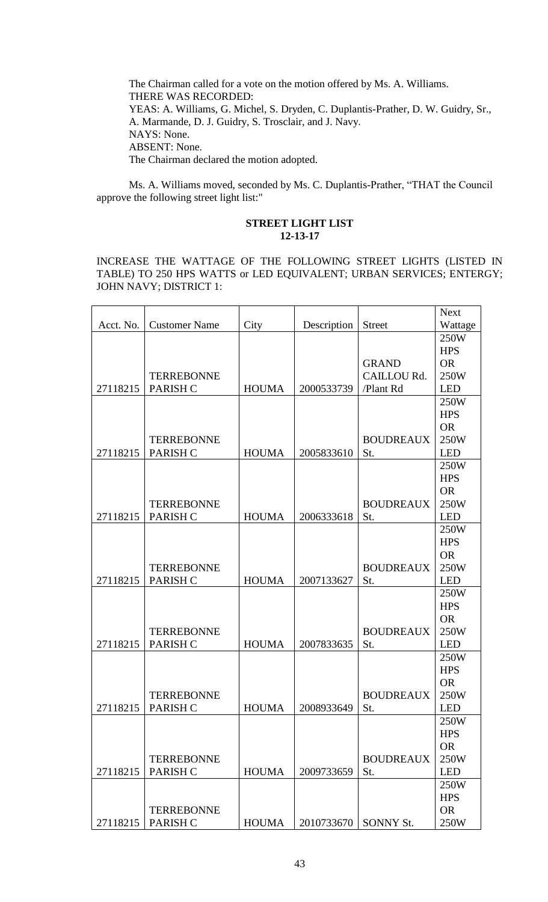The Chairman called for a vote on the motion offered by Ms. A. Williams.
THERE WAS RECORDED:
YEAS: A. Williams, G. Michel, S. Dryden, C. Duplantis-Prather, D. W. Guidry, Sr., A. Marmande, D. J. Guidry, S. Trosclair, and J. Navy.
NAYS: None.
ABSENT: None.
The Chairman declared the motion adopted.

Ms. A. Williams moved, seconded by Ms. C. Duplantis-Prather, "THAT the Council approve the following street light list:"

**STREET LIGHT LIST**
**12-13-17**

INCREASE THE WATTAGE OF THE FOLLOWING STREET LIGHTS (LISTED IN TABLE) TO 250 HPS WATTS or LED EQUIVALENT; URBAN SERVICES; ENTERGY; JOHN NAVY; DISTRICT 1:

| Acct. No. | Customer Name | City | Description | Street | Next Wattage |
|---|---|---|---|---|---|
| 27118215 | TERREBONNE PARISH C | HOUMA | 2000533739 | GRAND CAILLOU Rd. /Plant Rd | 250W HPS OR 250W LED |
| 27118215 | TERREBONNE PARISH C | HOUMA | 2005833610 | BOUDREAUX St. | 250W HPS OR 250W LED |
| 27118215 | TERREBONNE PARISH C | HOUMA | 2006333618 | BOUDREAUX St. | 250W HPS OR 250W LED |
| 27118215 | TERREBONNE PARISH C | HOUMA | 2007133627 | BOUDREAUX St. | 250W HPS OR 250W LED |
| 27118215 | TERREBONNE PARISH C | HOUMA | 2007833635 | BOUDREAUX St. | 250W HPS OR 250W LED |
| 27118215 | TERREBONNE PARISH C | HOUMA | 2008933649 | BOUDREAUX St. | 250W HPS OR 250W LED |
| 27118215 | TERREBONNE PARISH C | HOUMA | 2009733659 | BOUDREAUX St. | 250W HPS OR 250W LED |
| 27118215 | TERREBONNE PARISH C | HOUMA | 2010733670 | SONNY St. | 250W HPS OR 250W |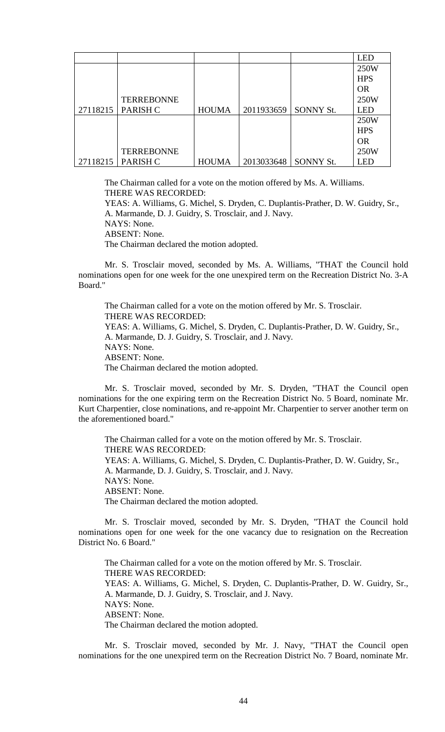| | | | | | |
|---|---|---|---|---|---|
| | | | | | LED |
| 27118215 | TERREBONNE PARISH C | HOUMA | 2011933659 | SONNY St. | 250W HPS OR 250W LED |
| 27118215 | TERREBONNE PARISH C | HOUMA | 2013033648 | SONNY St. | 250W HPS OR 250W LED |

The Chairman called for a vote on the motion offered by Ms. A. Williams.
THERE WAS RECORDED:
YEAS: A. Williams, G. Michel, S. Dryden, C. Duplantis-Prather, D. W. Guidry, Sr., A. Marmande, D. J. Guidry, S. Trosclair, and J. Navy.
NAYS: None.
ABSENT: None.
The Chairman declared the motion adopted.

Mr. S. Trosclair moved, seconded by Ms. A. Williams, "THAT the Council hold nominations open for one week for the one unexpired term on the Recreation District No. 3-A Board."

The Chairman called for a vote on the motion offered by Mr. S. Trosclair.
THERE WAS RECORDED:
YEAS: A. Williams, G. Michel, S. Dryden, C. Duplantis-Prather, D. W. Guidry, Sr., A. Marmande, D. J. Guidry, S. Trosclair, and J. Navy.
NAYS: None.
ABSENT: None.
The Chairman declared the motion adopted.

Mr. S. Trosclair moved, seconded by Mr. S. Dryden, "THAT the Council open nominations for the one expiring term on the Recreation District No. 5 Board, nominate Mr. Kurt Charpentier, close nominations, and re-appoint Mr. Charpentier to server another term on the aforementioned board."

The Chairman called for a vote on the motion offered by Mr. S. Trosclair.
THERE WAS RECORDED:
YEAS: A. Williams, G. Michel, S. Dryden, C. Duplantis-Prather, D. W. Guidry, Sr., A. Marmande, D. J. Guidry, S. Trosclair, and J. Navy.
NAYS: None.
ABSENT: None.
The Chairman declared the motion adopted.

Mr. S. Trosclair moved, seconded by Mr. S. Dryden, "THAT the Council hold nominations open for one week for the one vacancy due to resignation on the Recreation District No. 6 Board."

The Chairman called for a vote on the motion offered by Mr. S. Trosclair.
THERE WAS RECORDED:
YEAS: A. Williams, G. Michel, S. Dryden, C. Duplantis-Prather, D. W. Guidry, Sr., A. Marmande, D. J. Guidry, S. Trosclair, and J. Navy.
NAYS: None.
ABSENT: None.
The Chairman declared the motion adopted.

Mr. S. Trosclair moved, seconded by Mr. J. Navy, "THAT the Council open nominations for the one unexpired term on the Recreation District No. 7 Board, nominate Mr.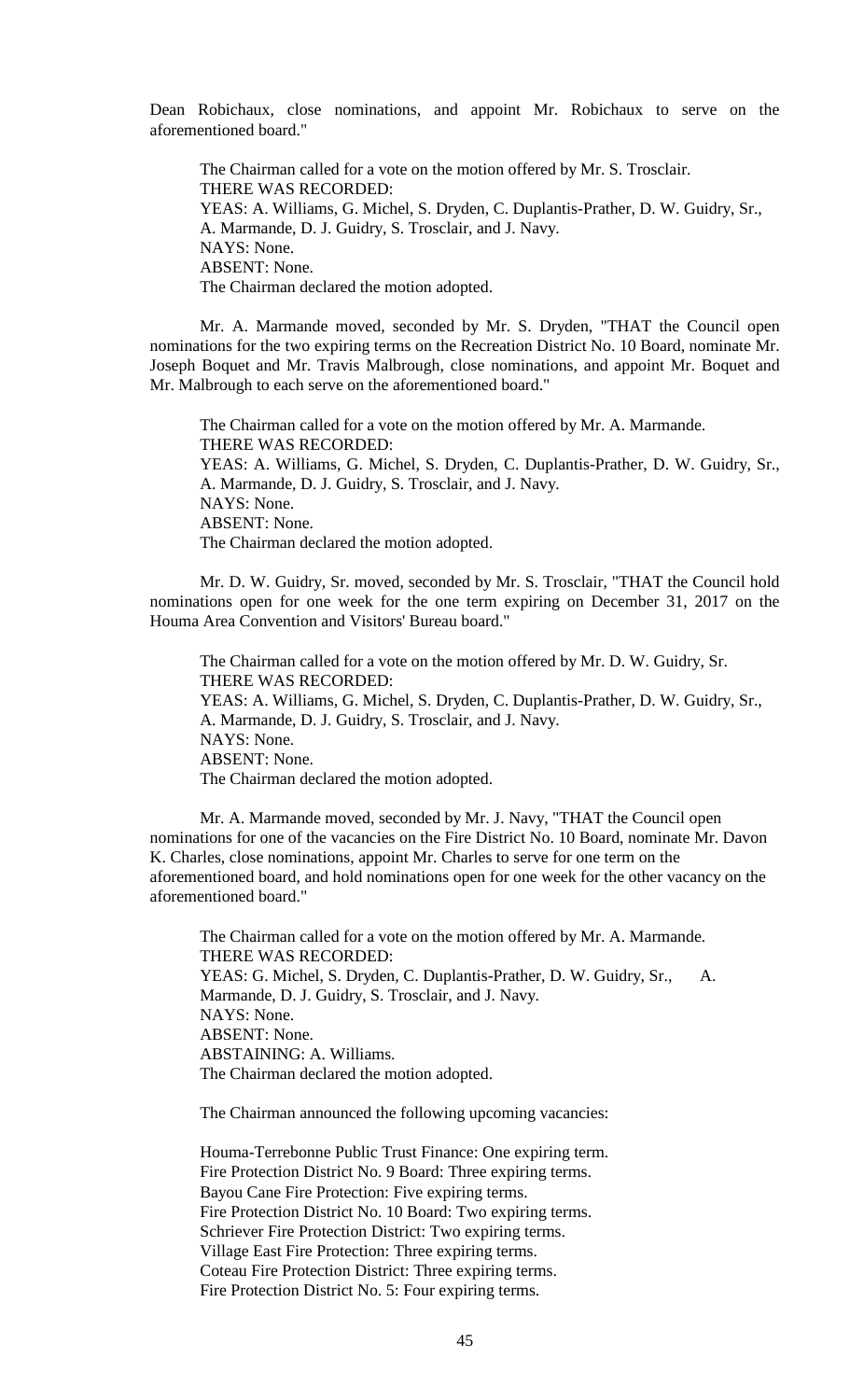Dean Robichaux, close nominations, and appoint Mr. Robichaux to serve on the aforementioned board."

The Chairman called for a vote on the motion offered by Mr. S. Trosclair.
THERE WAS RECORDED:
YEAS: A. Williams, G. Michel, S. Dryden, C. Duplantis-Prather, D. W. Guidry, Sr., A. Marmande, D. J. Guidry, S. Trosclair, and J. Navy.
NAYS: None.
ABSENT: None.
The Chairman declared the motion adopted.

Mr. A. Marmande moved, seconded by Mr. S. Dryden, "THAT the Council open nominations for the two expiring terms on the Recreation District No. 10 Board, nominate Mr. Joseph Boquet and Mr. Travis Malbrough, close nominations, and appoint Mr. Boquet and Mr. Malbrough to each serve on the aforementioned board."

The Chairman called for a vote on the motion offered by Mr. A. Marmande.
THERE WAS RECORDED:
YEAS: A. Williams, G. Michel, S. Dryden, C. Duplantis-Prather, D. W. Guidry, Sr., A. Marmande, D. J. Guidry, S. Trosclair, and J. Navy.
NAYS: None.
ABSENT: None.
The Chairman declared the motion adopted.

Mr. D. W. Guidry, Sr. moved, seconded by Mr. S. Trosclair, "THAT the Council hold nominations open for one week for the one term expiring on December 31, 2017 on the Houma Area Convention and Visitors' Bureau board."

The Chairman called for a vote on the motion offered by Mr. D. W. Guidry, Sr.
THERE WAS RECORDED:
YEAS: A. Williams, G. Michel, S. Dryden, C. Duplantis-Prather, D. W. Guidry, Sr., A. Marmande, D. J. Guidry, S. Trosclair, and J. Navy.
NAYS: None.
ABSENT: None.
The Chairman declared the motion adopted.

Mr. A. Marmande moved, seconded by Mr. J. Navy, "THAT the Council open nominations for one of the vacancies on the Fire District No. 10 Board, nominate Mr. Davon K. Charles, close nominations, appoint Mr. Charles to serve for one term on the aforementioned board, and hold nominations open for one week for the other vacancy on the aforementioned board."

The Chairman called for a vote on the motion offered by Mr. A. Marmande.
THERE WAS RECORDED:
YEAS: G. Michel, S. Dryden, C. Duplantis-Prather, D. W. Guidry, Sr., A. Marmande, D. J. Guidry, S. Trosclair, and J. Navy.
NAYS: None.
ABSENT: None.
ABSTAINING: A. Williams.
The Chairman declared the motion adopted.

The Chairman announced the following upcoming vacancies:

Houma-Terrebonne Public Trust Finance: One expiring term.
Fire Protection District No. 9 Board: Three expiring terms.
Bayou Cane Fire Protection: Five expiring terms.
Fire Protection District No. 10 Board: Two expiring terms.
Schriever Fire Protection District: Two expiring terms.
Village East Fire Protection: Three expiring terms.
Coteau Fire Protection District: Three expiring terms.
Fire Protection District No. 5: Four expiring terms.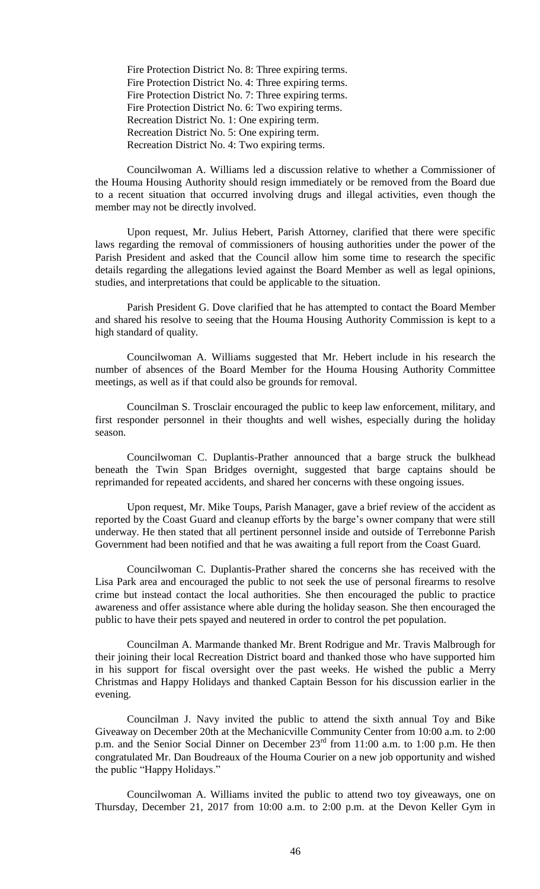Fire Protection District No. 8: Three expiring terms.
Fire Protection District No. 4: Three expiring terms.
Fire Protection District No. 7: Three expiring terms.
Fire Protection District No. 6: Two expiring terms.
Recreation District No. 1: One expiring term.
Recreation District No. 5: One expiring term.
Recreation District No. 4: Two expiring terms.

Councilwoman A. Williams led a discussion relative to whether a Commissioner of the Houma Housing Authority should resign immediately or be removed from the Board due to a recent situation that occurred involving drugs and illegal activities, even though the member may not be directly involved.

Upon request, Mr. Julius Hebert, Parish Attorney, clarified that there were specific laws regarding the removal of commissioners of housing authorities under the power of the Parish President and asked that the Council allow him some time to research the specific details regarding the allegations levied against the Board Member as well as legal opinions, studies, and interpretations that could be applicable to the situation.

Parish President G. Dove clarified that he has attempted to contact the Board Member and shared his resolve to seeing that the Houma Housing Authority Commission is kept to a high standard of quality.

Councilwoman A. Williams suggested that Mr. Hebert include in his research the number of absences of the Board Member for the Houma Housing Authority Committee meetings, as well as if that could also be grounds for removal.

Councilman S. Trosclair encouraged the public to keep law enforcement, military, and first responder personnel in their thoughts and well wishes, especially during the holiday season.

Councilwoman C. Duplantis-Prather announced that a barge struck the bulkhead beneath the Twin Span Bridges overnight, suggested that barge captains should be reprimanded for repeated accidents, and shared her concerns with these ongoing issues.

Upon request, Mr. Mike Toups, Parish Manager, gave a brief review of the accident as reported by the Coast Guard and cleanup efforts by the barge's owner company that were still underway. He then stated that all pertinent personnel inside and outside of Terrebonne Parish Government had been notified and that he was awaiting a full report from the Coast Guard.

Councilwoman C. Duplantis-Prather shared the concerns she has received with the Lisa Park area and encouraged the public to not seek the use of personal firearms to resolve crime but instead contact the local authorities. She then encouraged the public to practice awareness and offer assistance where able during the holiday season. She then encouraged the public to have their pets spayed and neutered in order to control the pet population.

Councilman A. Marmande thanked Mr. Brent Rodrigue and Mr. Travis Malbrough for their joining their local Recreation District board and thanked those who have supported him in his support for fiscal oversight over the past weeks. He wished the public a Merry Christmas and Happy Holidays and thanked Captain Besson for his discussion earlier in the evening.

Councilman J. Navy invited the public to attend the sixth annual Toy and Bike Giveaway on December 20th at the Mechanicville Community Center from 10:00 a.m. to 2:00 p.m. and the Senior Social Dinner on December 23rd from 11:00 a.m. to 1:00 p.m. He then congratulated Mr. Dan Boudreaux of the Houma Courier on a new job opportunity and wished the public "Happy Holidays."

Councilwoman A. Williams invited the public to attend two toy giveaways, one on Thursday, December 21, 2017 from 10:00 a.m. to 2:00 p.m. at the Devon Keller Gym in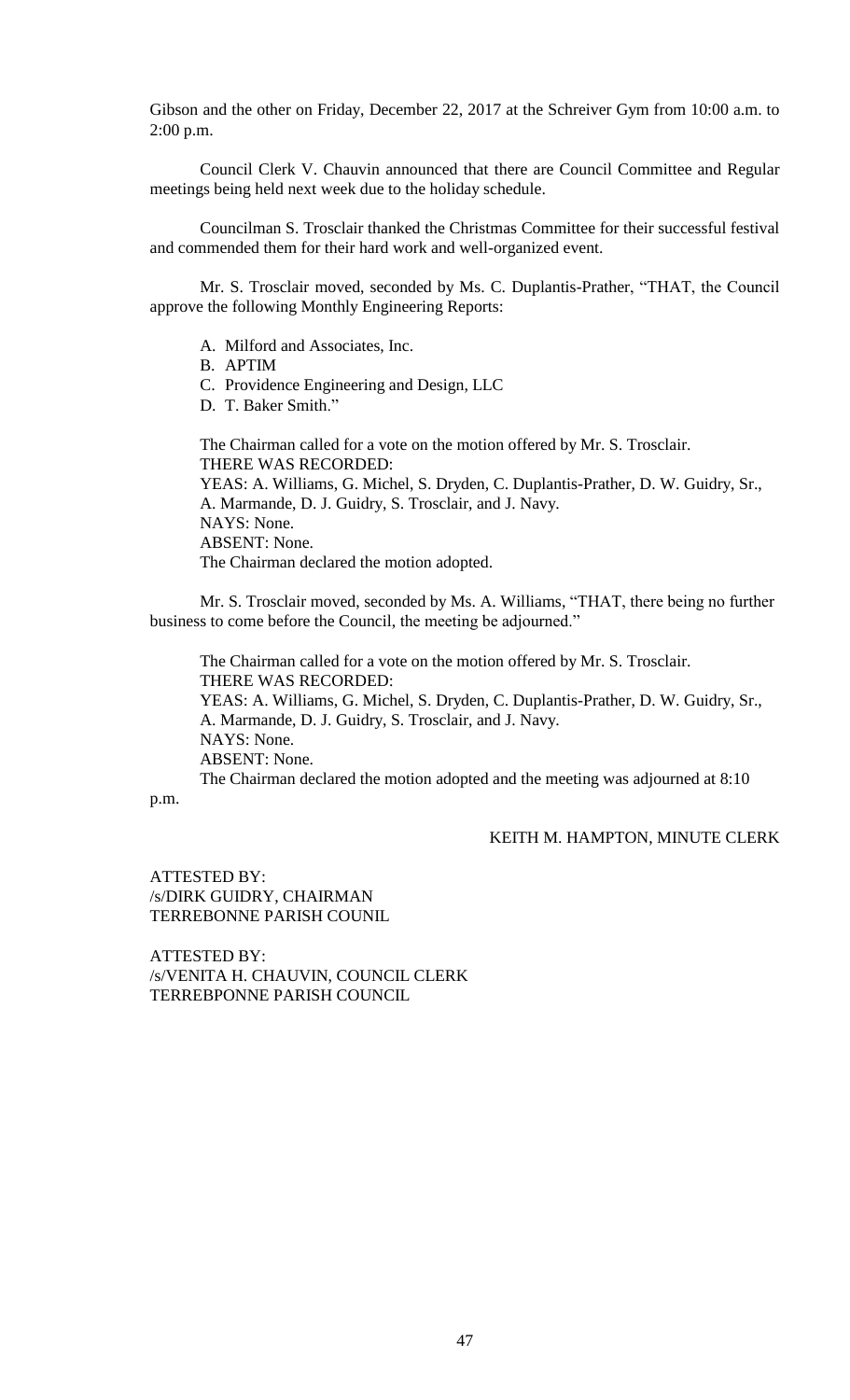Gibson and the other on Friday, December 22, 2017 at the Schreiver Gym from 10:00 a.m. to 2:00 p.m.

Council Clerk V. Chauvin announced that there are Council Committee and Regular meetings being held next week due to the holiday schedule.

Councilman S. Trosclair thanked the Christmas Committee for their successful festival and commended them for their hard work and well-organized event.

Mr. S. Trosclair moved, seconded by Ms. C. Duplantis-Prather, "THAT, the Council approve the following Monthly Engineering Reports:

A. Milford and Associates, Inc.
B. APTIM
C. Providence Engineering and Design, LLC
D. T. Baker Smith."

The Chairman called for a vote on the motion offered by Mr. S. Trosclair.
THERE WAS RECORDED:
YEAS: A. Williams, G. Michel, S. Dryden, C. Duplantis-Prather, D. W. Guidry, Sr., A. Marmande, D. J. Guidry, S. Trosclair, and J. Navy.
NAYS: None.
ABSENT: None.
The Chairman declared the motion adopted.

Mr. S. Trosclair moved, seconded by Ms. A. Williams, "THAT, there being no further business to come before the Council, the meeting be adjourned."

The Chairman called for a vote on the motion offered by Mr. S. Trosclair.
THERE WAS RECORDED:
YEAS: A. Williams, G. Michel, S. Dryden, C. Duplantis-Prather, D. W. Guidry, Sr., A. Marmande, D. J. Guidry, S. Trosclair, and J. Navy.
NAYS: None.
ABSENT: None.
The Chairman declared the motion adopted and the meeting was adjourned at 8:10 p.m.

KEITH M. HAMPTON, MINUTE CLERK

ATTESTED BY:
/s/DIRK GUIDRY, CHAIRMAN
TERREBONNE PARISH COUNIL

ATTESTED BY:
/s/VENITA H. CHAUVIN, COUNCIL CLERK
TERREBPONNE PARISH COUNCIL